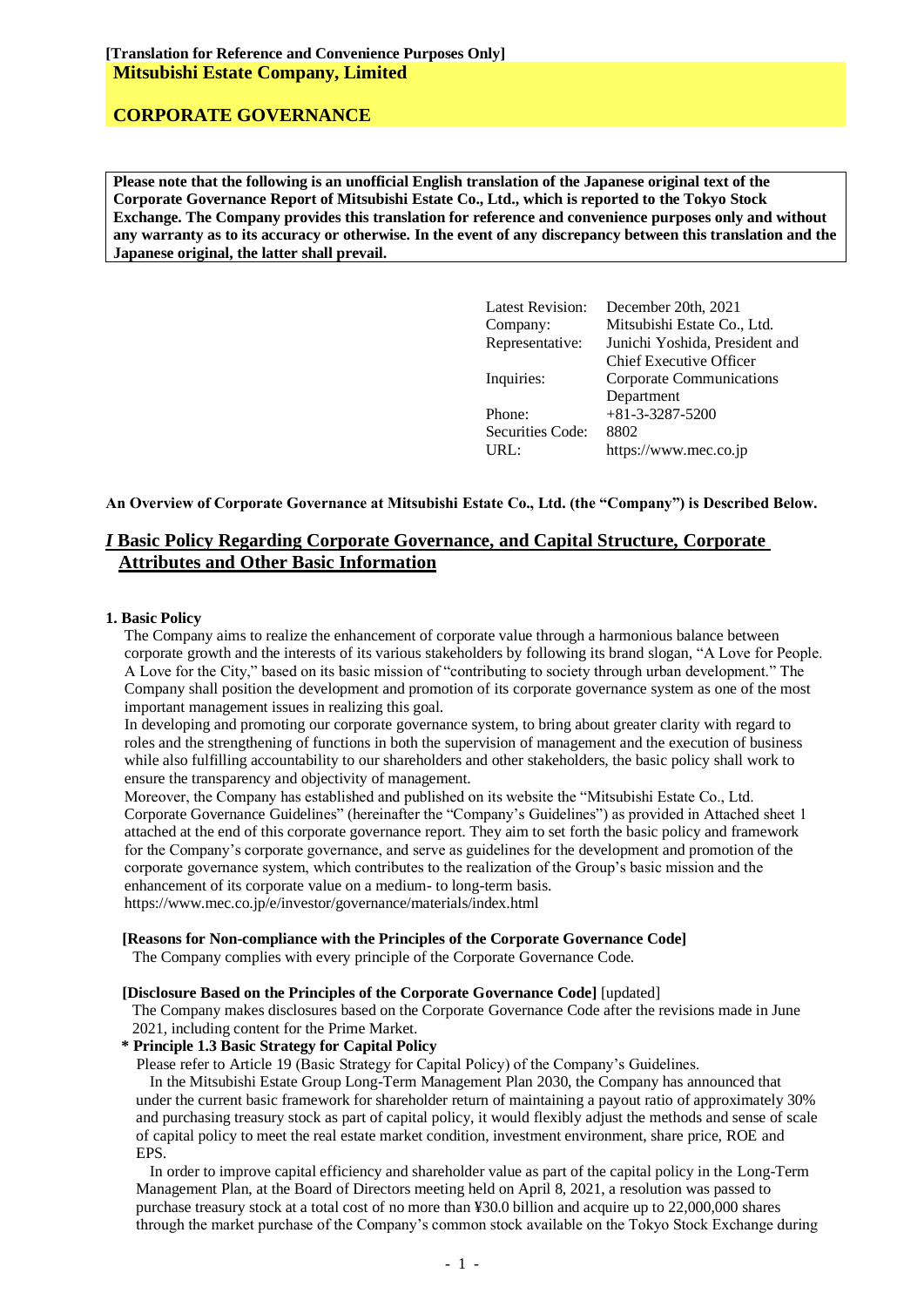**[Translation for Reference and Convenience Purposes Only]**

**Mitsubishi Estate Company, Limited**

# CORPORATE GOVERNANCE

**Please note that the following is an unofficial English translation of the Japanese original text of the Corporate Governance Report of Mitsubishi Estate Co., Ltd., which is reported to the Tokyo Stock Exchange. The Company provides this translation for reference and convenience purposes only and without any warranty as to its accuracy or otherwise. In the event of any discrepancy between this translation and the Japanese original, the latter shall prevail.**

| | |
|---|---|
| Latest Revision: | December 20th, 2021 |
| Company: | Mitsubishi Estate Co., Ltd. |
| Representative: | Junichi Yoshida, President and Chief Executive Officer |
| Inquiries: | Corporate Communications Department |
| Phone: | +81-3-3287-5200 |
| Securities Code: | 8802 |
| URL: | https://www.mec.co.jp |

**An Overview of Corporate Governance at Mitsubishi Estate Co., Ltd. (the "Company") is Described Below.**

## *I* Basic Policy Regarding Corporate Governance, and Capital Structure, Corporate Attributes and Other Basic Information

### 1. Basic Policy

The Company aims to realize the enhancement of corporate value through a harmonious balance between corporate growth and the interests of its various stakeholders by following its brand slogan, "A Love for People. A Love for the City," based on its basic mission of "contributing to society through urban development." The Company shall position the development and promotion of its corporate governance system as one of the most important management issues in realizing this goal.

In developing and promoting our corporate governance system, to bring about greater clarity with regard to roles and the strengthening of functions in both the supervision of management and the execution of business while also fulfilling accountability to our shareholders and other stakeholders, the basic policy shall work to ensure the transparency and objectivity of management.

Moreover, the Company has established and published on its website the "Mitsubishi Estate Co., Ltd. Corporate Governance Guidelines" (hereinafter the "Company's Guidelines") as provided in Attached sheet 1 attached at the end of this corporate governance report. They aim to set forth the basic policy and framework for the Company's corporate governance, and serve as guidelines for the development and promotion of the corporate governance system, which contributes to the realization of the Group's basic mission and the enhancement of its corporate value on a medium- to long-term basis.

https://www.mec.co.jp/e/investor/governance/materials/index.html

**[Reasons for Non-compliance with the Principles of the Corporate Governance Code]**

The Company complies with every principle of the Corporate Governance Code.

**[Disclosure Based on the Principles of the Corporate Governance Code]** [updated]

The Company makes disclosures based on the Corporate Governance Code after the revisions made in June 2021, including content for the Prime Market.

**\* Principle 1.3 Basic Strategy for Capital Policy**

Please refer to Article 19 (Basic Strategy for Capital Policy) of the Company's Guidelines.

In the Mitsubishi Estate Group Long-Term Management Plan 2030, the Company has announced that under the current basic framework for shareholder return of maintaining a payout ratio of approximately 30% and purchasing treasury stock as part of capital policy, it would flexibly adjust the methods and sense of scale of capital policy to meet the real estate market condition, investment environment, share price, ROE and EPS.

In order to improve capital efficiency and shareholder value as part of the capital policy in the Long-Term Management Plan, at the Board of Directors meeting held on April 8, 2021, a resolution was passed to purchase treasury stock at a total cost of no more than ¥30.0 billion and acquire up to 22,000,000 shares through the market purchase of the Company's common stock available on the Tokyo Stock Exchange during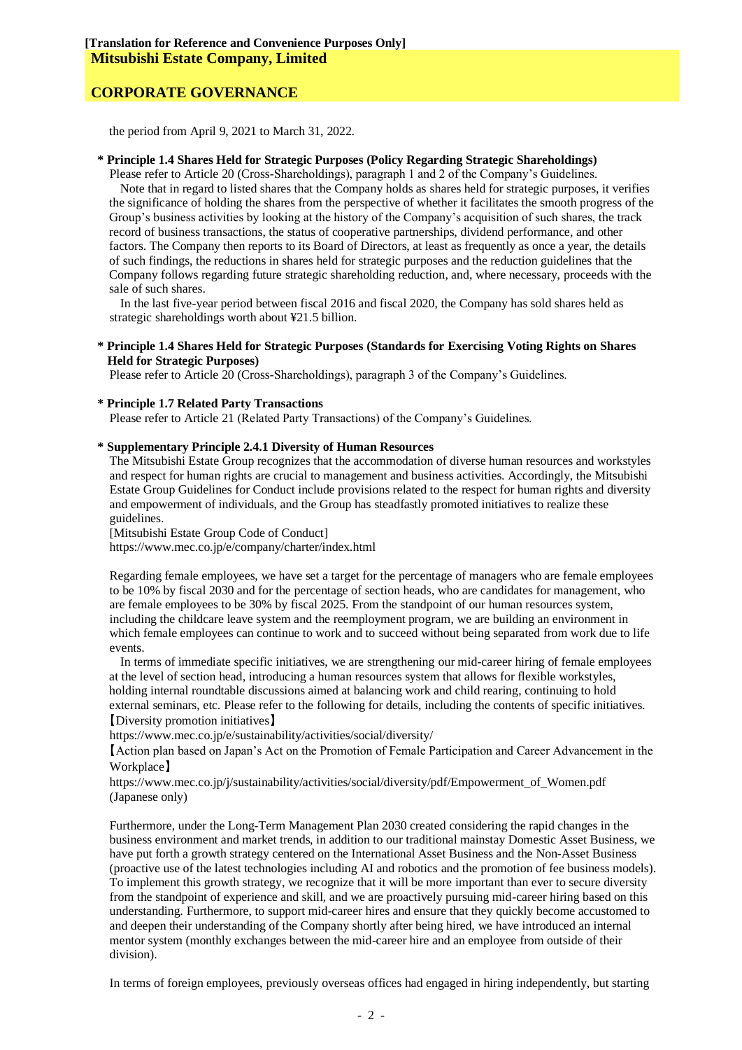the period from April 9, 2021 to March 31, 2022.

**\* Principle 1.4 Shares Held for Strategic Purposes (Policy Regarding Strategic Shareholdings)**

Please refer to Article 20 (Cross-Shareholdings), paragraph 1 and 2 of the Company's Guidelines.

Note that in regard to listed shares that the Company holds as shares held for strategic purposes, it verifies the significance of holding the shares from the perspective of whether it facilitates the smooth progress of the Group's business activities by looking at the history of the Company's acquisition of such shares, the track record of business transactions, the status of cooperative partnerships, dividend performance, and other factors. The Company then reports to its Board of Directors, at least as frequently as once a year, the details of such findings, the reductions in shares held for strategic purposes and the reduction guidelines that the Company follows regarding future strategic shareholding reduction, and, where necessary, proceeds with the sale of such shares.

In the last five-year period between fiscal 2016 and fiscal 2020, the Company has sold shares held as strategic shareholdings worth about ¥21.5 billion.

**\* Principle 1.4 Shares Held for Strategic Purposes (Standards for Exercising Voting Rights on Shares Held for Strategic Purposes)**

Please refer to Article 20 (Cross-Shareholdings), paragraph 3 of the Company's Guidelines.

**\* Principle 1.7 Related Party Transactions**

Please refer to Article 21 (Related Party Transactions) of the Company's Guidelines.

**\* Supplementary Principle 2.4.1 Diversity of Human Resources**

The Mitsubishi Estate Group recognizes that the accommodation of diverse human resources and workstyles and respect for human rights are crucial to management and business activities. Accordingly, the Mitsubishi Estate Group Guidelines for Conduct include provisions related to the respect for human rights and diversity and empowerment of individuals, and the Group has steadfastly promoted initiatives to realize these guidelines.

[Mitsubishi Estate Group Code of Conduct]
https://www.mec.co.jp/e/company/charter/index.html

Regarding female employees, we have set a target for the percentage of managers who are female employees to be 10% by fiscal 2030 and for the percentage of section heads, who are candidates for management, who are female employees to be 30% by fiscal 2025. From the standpoint of our human resources system, including the childcare leave system and the reemployment program, we are building an environment in which female employees can continue to work and to succeed without being separated from work due to life events.

In terms of immediate specific initiatives, we are strengthening our mid-career hiring of female employees at the level of section head, introducing a human resources system that allows for flexible workstyles, holding internal roundtable discussions aimed at balancing work and child rearing, continuing to hold external seminars, etc. Please refer to the following for details, including the contents of specific initiatives.

【Diversity promotion initiatives】
https://www.mec.co.jp/e/sustainability/activities/social/diversity/

【Action plan based on Japan's Act on the Promotion of Female Participation and Career Advancement in the Workplace】
https://www.mec.co.jp/j/sustainability/activities/social/diversity/pdf/Empowerment_of_Women.pdf
(Japanese only)

Furthermore, under the Long-Term Management Plan 2030 created considering the rapid changes in the business environment and market trends, in addition to our traditional mainstay Domestic Asset Business, we have put forth a growth strategy centered on the International Asset Business and the Non-Asset Business (proactive use of the latest technologies including AI and robotics and the promotion of fee business models). To implement this growth strategy, we recognize that it will be more important than ever to secure diversity from the standpoint of experience and skill, and we are proactively pursuing mid-career hiring based on this understanding. Furthermore, to support mid-career hires and ensure that they quickly become accustomed to and deepen their understanding of the Company shortly after being hired, we have introduced an internal mentor system (monthly exchanges between the mid-career hire and an employee from outside of their division).

In terms of foreign employees, previously overseas offices had engaged in hiring independently, but starting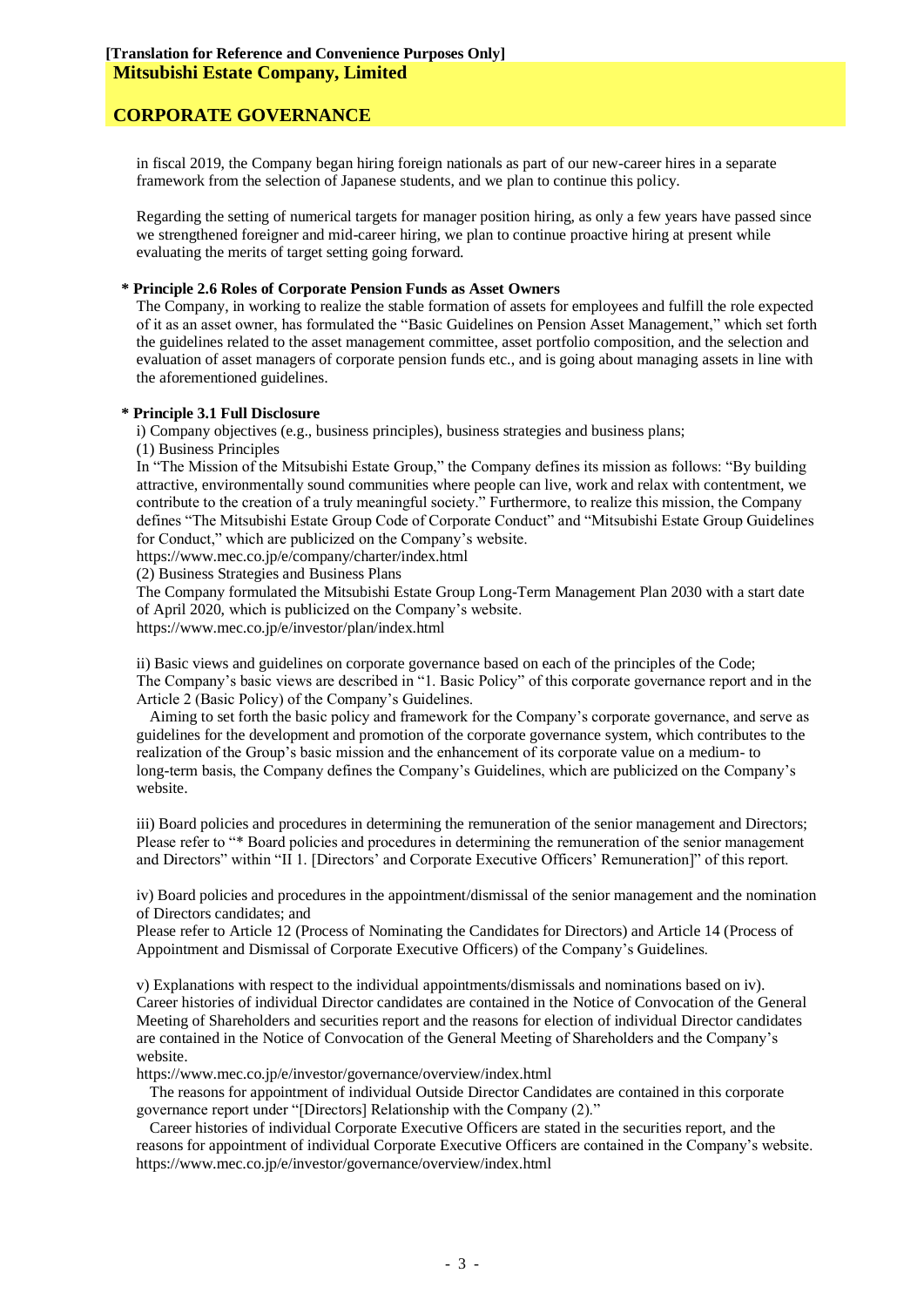in fiscal 2019, the Company began hiring foreign nationals as part of our new-career hires in a separate framework from the selection of Japanese students, and we plan to continue this policy.

Regarding the setting of numerical targets for manager position hiring, as only a few years have passed since we strengthened foreigner and mid-career hiring, we plan to continue proactive hiring at present while evaluating the merits of target setting going forward.

**\* Principle 2.6 Roles of Corporate Pension Funds as Asset Owners**

The Company, in working to realize the stable formation of assets for employees and fulfill the role expected of it as an asset owner, has formulated the "Basic Guidelines on Pension Asset Management," which set forth the guidelines related to the asset management committee, asset portfolio composition, and the selection and evaluation of asset managers of corporate pension funds etc., and is going about managing assets in line with the aforementioned guidelines.

**\* Principle 3.1 Full Disclosure**

i) Company objectives (e.g., business principles), business strategies and business plans;

(1) Business Principles

In "The Mission of the Mitsubishi Estate Group," the Company defines its mission as follows: "By building attractive, environmentally sound communities where people can live, work and relax with contentment, we contribute to the creation of a truly meaningful society." Furthermore, to realize this mission, the Company defines "The Mitsubishi Estate Group Code of Corporate Conduct" and "Mitsubishi Estate Group Guidelines for Conduct," which are publicized on the Company's website.

https://www.mec.co.jp/e/company/charter/index.html

(2) Business Strategies and Business Plans

The Company formulated the Mitsubishi Estate Group Long-Term Management Plan 2030 with a start date of April 2020, which is publicized on the Company's website.

https://www.mec.co.jp/e/investor/plan/index.html

ii) Basic views and guidelines on corporate governance based on each of the principles of the Code;

The Company's basic views are described in "1. Basic Policy" of this corporate governance report and in the Article 2 (Basic Policy) of the Company's Guidelines.

Aiming to set forth the basic policy and framework for the Company's corporate governance, and serve as guidelines for the development and promotion of the corporate governance system, which contributes to the realization of the Group's basic mission and the enhancement of its corporate value on a medium- to long-term basis, the Company defines the Company's Guidelines, which are publicized on the Company's website.

iii) Board policies and procedures in determining the remuneration of the senior management and Directors;

Please refer to "\* Board policies and procedures in determining the remuneration of the senior management and Directors" within "II 1. [Directors' and Corporate Executive Officers' Remuneration]" of this report.

iv) Board policies and procedures in the appointment/dismissal of the senior management and the nomination of Directors candidates; and

Please refer to Article 12 (Process of Nominating the Candidates for Directors) and Article 14 (Process of Appointment and Dismissal of Corporate Executive Officers) of the Company's Guidelines.

v) Explanations with respect to the individual appointments/dismissals and nominations based on iv).

Career histories of individual Director candidates are contained in the Notice of Convocation of the General Meeting of Shareholders and securities report and the reasons for election of individual Director candidates are contained in the Notice of Convocation of the General Meeting of Shareholders and the Company's website.

https://www.mec.co.jp/e/investor/governance/overview/index.html

The reasons for appointment of individual Outside Director Candidates are contained in this corporate governance report under "[Directors] Relationship with the Company (2)."

Career histories of individual Corporate Executive Officers are stated in the securities report, and the reasons for appointment of individual Corporate Executive Officers are contained in the Company's website.

https://www.mec.co.jp/e/investor/governance/overview/index.html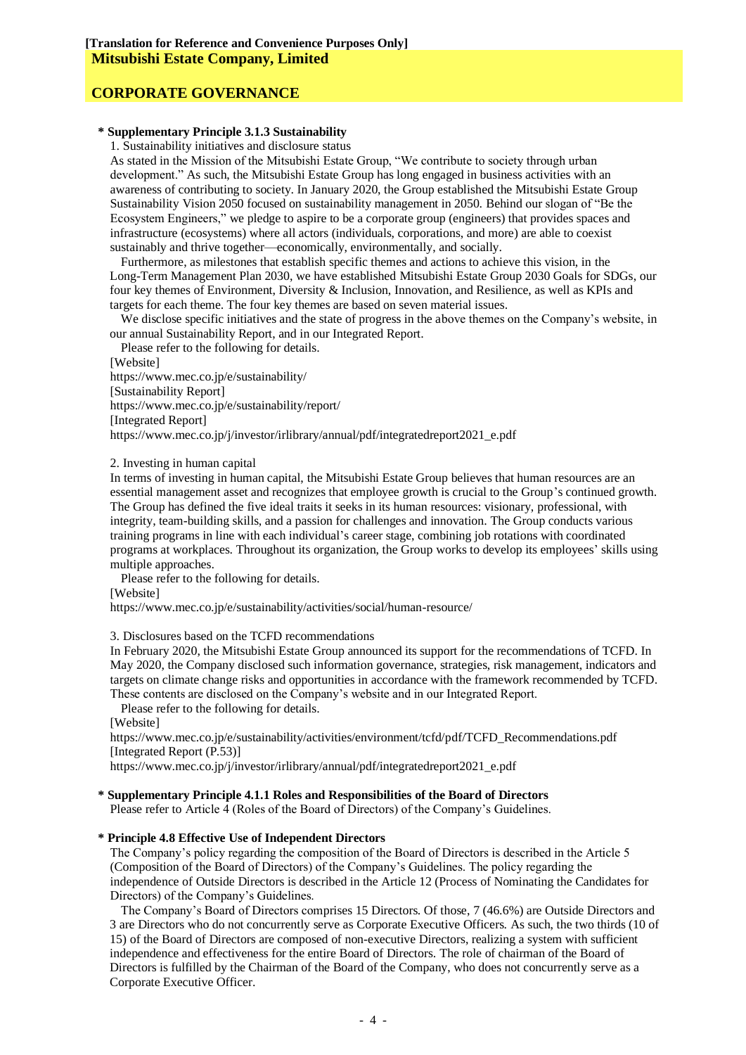**[Translation for Reference and Convenience Purposes Only]**

**Mitsubishi Estate Company, Limited**

## CORPORATE GOVERNANCE

**\* Supplementary Principle 3.1.3 Sustainability**

1. Sustainability initiatives and disclosure status

As stated in the Mission of the Mitsubishi Estate Group, "We contribute to society through urban development." As such, the Mitsubishi Estate Group has long engaged in business activities with an awareness of contributing to society. In January 2020, the Group established the Mitsubishi Estate Group Sustainability Vision 2050 focused on sustainability management in 2050. Behind our slogan of "Be the Ecosystem Engineers," we pledge to aspire to be a corporate group (engineers) that provides spaces and infrastructure (ecosystems) where all actors (individuals, corporations, and more) are able to coexist sustainably and thrive together—economically, environmentally, and socially.

Furthermore, as milestones that establish specific themes and actions to achieve this vision, in the Long-Term Management Plan 2030, we have established Mitsubishi Estate Group 2030 Goals for SDGs, our four key themes of Environment, Diversity & Inclusion, Innovation, and Resilience, as well as KPIs and targets for each theme. The four key themes are based on seven material issues.

We disclose specific initiatives and the state of progress in the above themes on the Company's website, in our annual Sustainability Report, and in our Integrated Report.

Please refer to the following for details.

[Website]
https://www.mec.co.jp/e/sustainability/
[Sustainability Report]
https://www.mec.co.jp/e/sustainability/report/
[Integrated Report]
https://www.mec.co.jp/j/investor/irlibrary/annual/pdf/integratedreport2021_e.pdf

2. Investing in human capital

In terms of investing in human capital, the Mitsubishi Estate Group believes that human resources are an essential management asset and recognizes that employee growth is crucial to the Group's continued growth. The Group has defined the five ideal traits it seeks in its human resources: visionary, professional, with integrity, team-building skills, and a passion for challenges and innovation. The Group conducts various training programs in line with each individual's career stage, combining job rotations with coordinated programs at workplaces. Throughout its organization, the Group works to develop its employees' skills using multiple approaches.

Please refer to the following for details.

[Website]
https://www.mec.co.jp/e/sustainability/activities/social/human-resource/

3. Disclosures based on the TCFD recommendations

In February 2020, the Mitsubishi Estate Group announced its support for the recommendations of TCFD. In May 2020, the Company disclosed such information governance, strategies, risk management, indicators and targets on climate change risks and opportunities in accordance with the framework recommended by TCFD. These contents are disclosed on the Company's website and in our Integrated Report.

Please refer to the following for details.

[Website]
https://www.mec.co.jp/e/sustainability/activities/environment/tcfd/pdf/TCFD_Recommendations.pdf
[Integrated Report (P.53)]
https://www.mec.co.jp/j/investor/irlibrary/annual/pdf/integratedreport2021_e.pdf

**\* Supplementary Principle 4.1.1 Roles and Responsibilities of the Board of Directors**

Please refer to Article 4 (Roles of the Board of Directors) of the Company's Guidelines.

**\* Principle 4.8 Effective Use of Independent Directors**

The Company's policy regarding the composition of the Board of Directors is described in the Article 5 (Composition of the Board of Directors) of the Company's Guidelines. The policy regarding the independence of Outside Directors is described in the Article 12 (Process of Nominating the Candidates for Directors) of the Company's Guidelines.

The Company's Board of Directors comprises 15 Directors. Of those, 7 (46.6%) are Outside Directors and 3 are Directors who do not concurrently serve as Corporate Executive Officers. As such, the two thirds (10 of 15) of the Board of Directors are composed of non-executive Directors, realizing a system with sufficient independence and effectiveness for the entire Board of Directors. The role of chairman of the Board of Directors is fulfilled by the Chairman of the Board of the Company, who does not concurrently serve as a Corporate Executive Officer.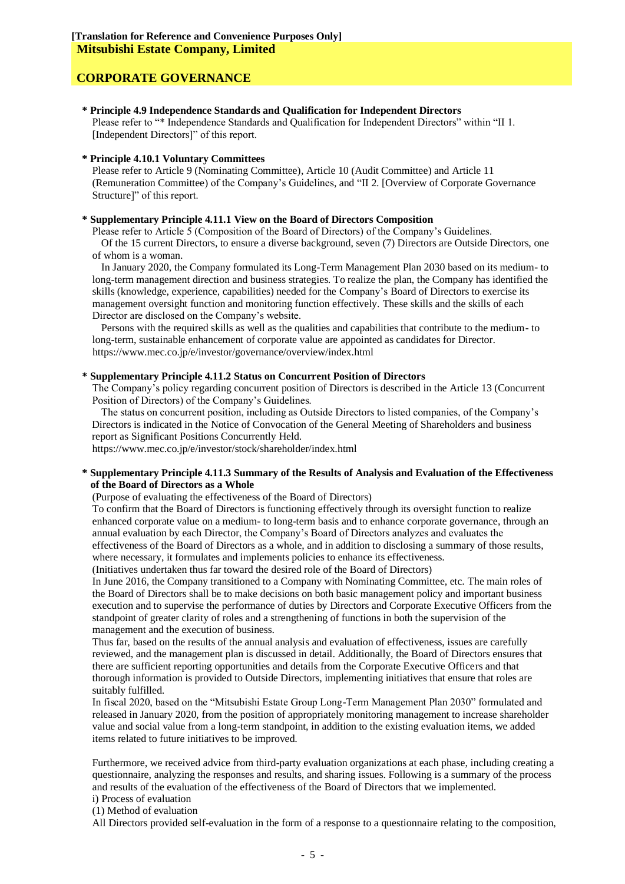**[Translation for Reference and Convenience Purposes Only]**
**Mitsubishi Estate Company, Limited**

**CORPORATE GOVERNANCE**

**\* Principle 4.9 Independence Standards and Qualification for Independent Directors**

Please refer to "* Independence Standards and Qualification for Independent Directors" within "II 1. [Independent Directors]" of this report.

**\* Principle 4.10.1 Voluntary Committees**

Please refer to Article 9 (Nominating Committee), Article 10 (Audit Committee) and Article 11 (Remuneration Committee) of the Company's Guidelines, and "II 2. [Overview of Corporate Governance Structure]" of this report.

**\* Supplementary Principle 4.11.1 View on the Board of Directors Composition**

Please refer to Article 5 (Composition of the Board of Directors) of the Company's Guidelines.

Of the 15 current Directors, to ensure a diverse background, seven (7) Directors are Outside Directors, one of whom is a woman.

In January 2020, the Company formulated its Long-Term Management Plan 2030 based on its medium- to long-term management direction and business strategies. To realize the plan, the Company has identified the skills (knowledge, experience, capabilities) needed for the Company's Board of Directors to exercise its management oversight function and monitoring function effectively. These skills and the skills of each Director are disclosed on the Company's website.

Persons with the required skills as well as the qualities and capabilities that contribute to the medium- to long-term, sustainable enhancement of corporate value are appointed as candidates for Director.
https://www.mec.co.jp/e/investor/governance/overview/index.html

**\* Supplementary Principle 4.11.2 Status on Concurrent Position of Directors**

The Company's policy regarding concurrent position of Directors is described in the Article 13 (Concurrent Position of Directors) of the Company's Guidelines.

The status on concurrent position, including as Outside Directors to listed companies, of the Company's Directors is indicated in the Notice of Convocation of the General Meeting of Shareholders and business report as Significant Positions Concurrently Held.
https://www.mec.co.jp/e/investor/stock/shareholder/index.html

**\* Supplementary Principle 4.11.3 Summary of the Results of Analysis and Evaluation of the Effectiveness of the Board of Directors as a Whole**

(Purpose of evaluating the effectiveness of the Board of Directors)

To confirm that the Board of Directors is functioning effectively through its oversight function to realize enhanced corporate value on a medium- to long-term basis and to enhance corporate governance, through an annual evaluation by each Director, the Company's Board of Directors analyzes and evaluates the effectiveness of the Board of Directors as a whole, and in addition to disclosing a summary of those results, where necessary, it formulates and implements policies to enhance its effectiveness.

(Initiatives undertaken thus far toward the desired role of the Board of Directors)

In June 2016, the Company transitioned to a Company with Nominating Committee, etc. The main roles of the Board of Directors shall be to make decisions on both basic management policy and important business execution and to supervise the performance of duties by Directors and Corporate Executive Officers from the standpoint of greater clarity of roles and a strengthening of functions in both the supervision of the management and the execution of business.

Thus far, based on the results of the annual analysis and evaluation of effectiveness, issues are carefully reviewed, and the management plan is discussed in detail. Additionally, the Board of Directors ensures that there are sufficient reporting opportunities and details from the Corporate Executive Officers and that thorough information is provided to Outside Directors, implementing initiatives that ensure that roles are suitably fulfilled.

In fiscal 2020, based on the "Mitsubishi Estate Group Long-Term Management Plan 2030" formulated and released in January 2020, from the position of appropriately monitoring management to increase shareholder value and social value from a long-term standpoint, in addition to the existing evaluation items, we added items related to future initiatives to be improved.

Furthermore, we received advice from third-party evaluation organizations at each phase, including creating a questionnaire, analyzing the responses and results, and sharing issues. Following is a summary of the process and results of the evaluation of the effectiveness of the Board of Directors that we implemented.

i) Process of evaluation

(1) Method of evaluation

All Directors provided self-evaluation in the form of a response to a questionnaire relating to the composition,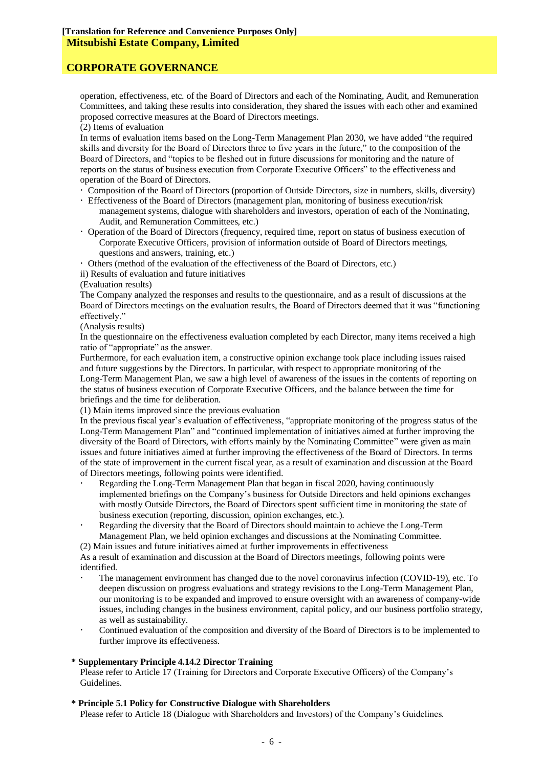operation, effectiveness, etc. of the Board of Directors and each of the Nominating, Audit, and Remuneration Committees, and taking these results into consideration, they shared the issues with each other and examined proposed corrective measures at the Board of Directors meetings.

(2) Items of evaluation

In terms of evaluation items based on the Long-Term Management Plan 2030, we have added "the required skills and diversity for the Board of Directors three to five years in the future," to the composition of the Board of Directors, and "topics to be fleshed out in future discussions for monitoring and the nature of reports on the status of business execution from Corporate Executive Officers" to the effectiveness and operation of the Board of Directors.

- Composition of the Board of Directors (proportion of Outside Directors, size in numbers, skills, diversity)
- Effectiveness of the Board of Directors (management plan, monitoring of business execution/risk management systems, dialogue with shareholders and investors, operation of each of the Nominating, Audit, and Remuneration Committees, etc.)
- Operation of the Board of Directors (frequency, required time, report on status of business execution of Corporate Executive Officers, provision of information outside of Board of Directors meetings, questions and answers, training, etc.)
- Others (method of the evaluation of the effectiveness of the Board of Directors, etc.)

ii) Results of evaluation and future initiatives

(Evaluation results)

The Company analyzed the responses and results to the questionnaire, and as a result of discussions at the Board of Directors meetings on the evaluation results, the Board of Directors deemed that it was "functioning effectively."

(Analysis results)

In the questionnaire on the effectiveness evaluation completed by each Director, many items received a high ratio of "appropriate" as the answer.

Furthermore, for each evaluation item, a constructive opinion exchange took place including issues raised and future suggestions by the Directors. In particular, with respect to appropriate monitoring of the Long-Term Management Plan, we saw a high level of awareness of the issues in the contents of reporting on the status of business execution of Corporate Executive Officers, and the balance between the time for briefings and the time for deliberation.

(1) Main items improved since the previous evaluation

In the previous fiscal year's evaluation of effectiveness, "appropriate monitoring of the progress status of the Long-Term Management Plan" and "continued implementation of initiatives aimed at further improving the diversity of the Board of Directors, with efforts mainly by the Nominating Committee" were given as main issues and future initiatives aimed at further improving the effectiveness of the Board of Directors. In terms of the state of improvement in the current fiscal year, as a result of examination and discussion at the Board of Directors meetings, following points were identified.

- Regarding the Long-Term Management Plan that began in fiscal 2020, having continuously implemented briefings on the Company's business for Outside Directors and held opinions exchanges with mostly Outside Directors, the Board of Directors spent sufficient time in monitoring the state of business execution (reporting, discussion, opinion exchanges, etc.).
- Regarding the diversity that the Board of Directors should maintain to achieve the Long-Term Management Plan, we held opinion exchanges and discussions at the Nominating Committee.

(2) Main issues and future initiatives aimed at further improvements in effectiveness

As a result of examination and discussion at the Board of Directors meetings, following points were identified.

- The management environment has changed due to the novel coronavirus infection (COVID-19), etc. To deepen discussion on progress evaluations and strategy revisions to the Long-Term Management Plan, our monitoring is to be expanded and improved to ensure oversight with an awareness of company-wide issues, including changes in the business environment, capital policy, and our business portfolio strategy, as well as sustainability.
- Continued evaluation of the composition and diversity of the Board of Directors is to be implemented to further improve its effectiveness.

**\* Supplementary Principle 4.14.2 Director Training**

Please refer to Article 17 (Training for Directors and Corporate Executive Officers) of the Company's Guidelines.

**\* Principle 5.1 Policy for Constructive Dialogue with Shareholders**

Please refer to Article 18 (Dialogue with Shareholders and Investors) of the Company's Guidelines.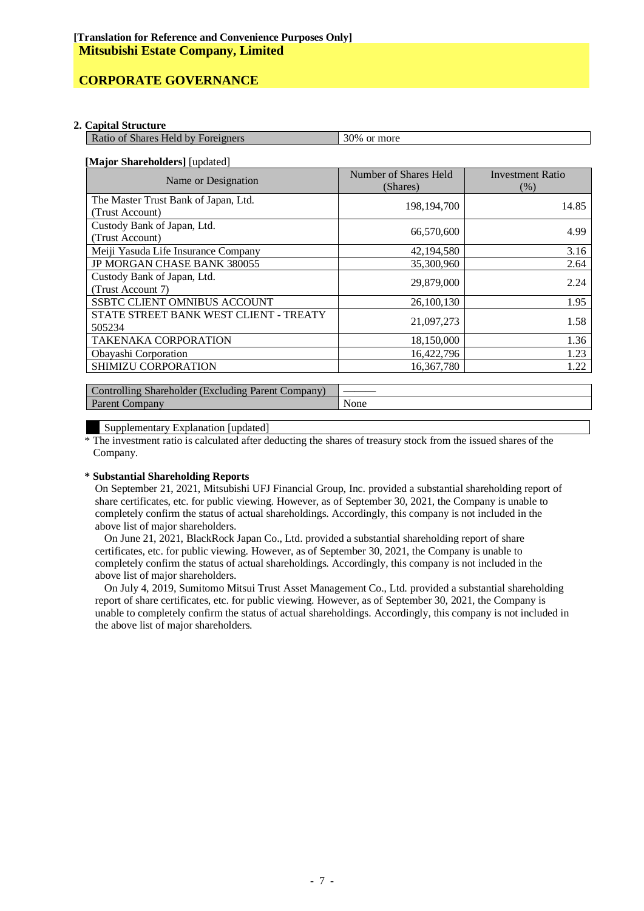**[Translation for Reference and Convenience Purposes Only]**

**Mitsubishi Estate Company, Limited**

## CORPORATE GOVERNANCE

### 2. Capital Structure

| Ratio of Shares Held by Foreigners | 30% or more |
|---|---|

**[Major Shareholders]** [updated]

| Name or Designation | Number of Shares Held (Shares) | Investment Ratio (%) |
|---|---|---|
| The Master Trust Bank of Japan, Ltd. (Trust Account) | 198,194,700 | 14.85 |
| Custody Bank of Japan, Ltd. (Trust Account) | 66,570,600 | 4.99 |
| Meiji Yasuda Life Insurance Company | 42,194,580 | 3.16 |
| JP MORGAN CHASE BANK 380055 | 35,300,960 | 2.64 |
| Custody Bank of Japan, Ltd. (Trust Account 7) | 29,879,000 | 2.24 |
| SSBTC CLIENT OMNIBUS ACCOUNT | 26,100,130 | 1.95 |
| STATE STREET BANK WEST CLIENT - TREATY 505234 | 21,097,273 | 1.58 |
| TAKENAKA CORPORATION | 18,150,000 | 1.36 |
| Obayashi Corporation | 16,422,796 | 1.23 |
| SHIMIZU CORPORATION | 16,367,780 | 1.22 |

| Controlling Shareholder (Excluding Parent Company) | ――― |
|---|---|
| Parent Company | None |

Supplementary Explanation [updated]

* The investment ratio is calculated after deducting the shares of treasury stock from the issued shares of the Company.

**\* Substantial Shareholding Reports**

On September 21, 2021, Mitsubishi UFJ Financial Group, Inc. provided a substantial shareholding report of share certificates, etc. for public viewing. However, as of September 30, 2021, the Company is unable to completely confirm the status of actual shareholdings. Accordingly, this company is not included in the above list of major shareholders.

On June 21, 2021, BlackRock Japan Co., Ltd. provided a substantial shareholding report of share certificates, etc. for public viewing. However, as of September 30, 2021, the Company is unable to completely confirm the status of actual shareholdings. Accordingly, this company is not included in the above list of major shareholders.

On July 4, 2019, Sumitomo Mitsui Trust Asset Management Co., Ltd. provided a substantial shareholding report of share certificates, etc. for public viewing. However, as of September 30, 2021, the Company is unable to completely confirm the status of actual shareholdings. Accordingly, this company is not included in the above list of major shareholders.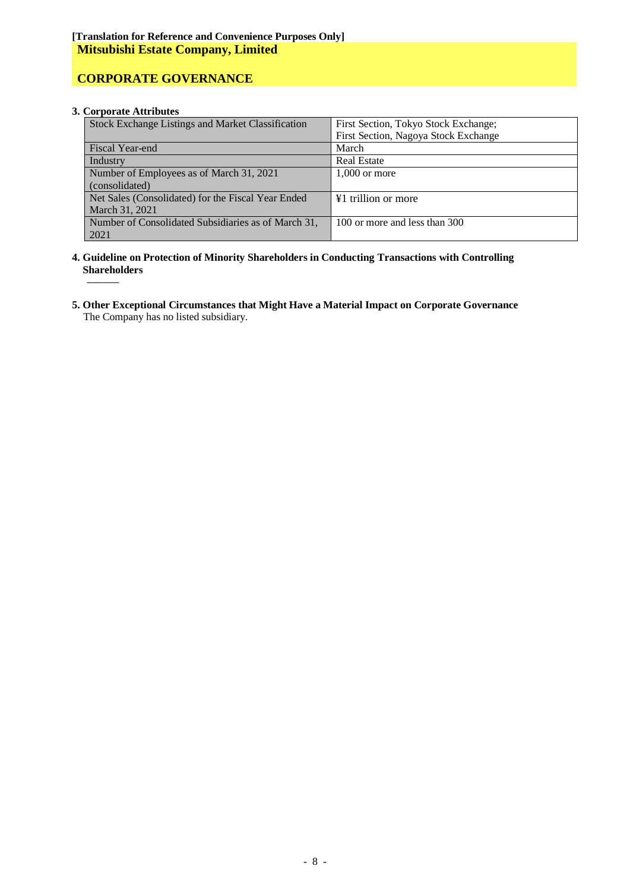**[Translation for Reference and Convenience Purposes Only]**

# Mitsubishi Estate Company, Limited

# CORPORATE GOVERNANCE

### 3. Corporate Attributes

| Stock Exchange Listings and Market Classification | First Section, Tokyo Stock Exchange; First Section, Nagoya Stock Exchange |
|---|---|
| Fiscal Year-end | March |
| Industry | Real Estate |
| Number of Employees as of March 31, 2021 (consolidated) | 1,000 or more |
| Net Sales (Consolidated) for the Fiscal Year Ended March 31, 2021 | ¥1 trillion or more |
| Number of Consolidated Subsidiaries as of March 31, 2021 | 100 or more and less than 300 |

### 4. Guideline on Protection of Minority Shareholders in Conducting Transactions with Controlling Shareholders

———

### 5. Other Exceptional Circumstances that Might Have a Material Impact on Corporate Governance

The Company has no listed subsidiary.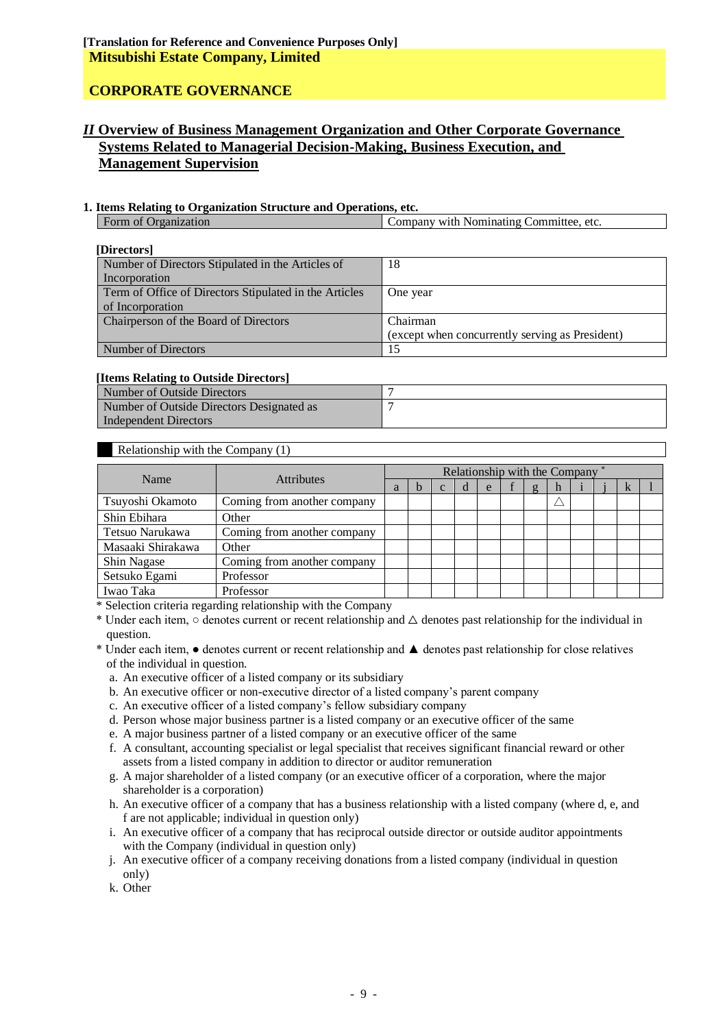**[Translation for Reference and Convenience Purposes Only]**

**Mitsubishi Estate Company, Limited**

**CORPORATE GOVERNANCE**

## *II* Overview of Business Management Organization and Other Corporate Governance Systems Related to Managerial Decision-Making, Business Execution, and Management Supervision

### 1. Items Relating to Organization Structure and Operations, etc.

| Form of Organization | Company with Nominating Committee, etc. |
|---|---|

**[Directors]**

| Number of Directors Stipulated in the Articles of Incorporation | 18 |
|---|---|
| Term of Office of Directors Stipulated in the Articles of Incorporation | One year |
| Chairperson of the Board of Directors | Chairman (except when concurrently serving as President) |
| Number of Directors | 15 |

**[Items Relating to Outside Directors]**

| Number of Outside Directors | 7 |
|---|---|
| Number of Outside Directors Designated as Independent Directors | 7 |

Relationship with the Company (1)

| Name | Attributes | Relationship with the Company * | | | | | | | | | | | |
|---|---|---|---|---|---|---|---|---|---|---|---|---|---|
| | | a | b | c | d | e | f | g | h | i | j | k | l |
| Tsuyoshi Okamoto | Coming from another company | | | | | | | | △ | | | | |
| Shin Ebihara | Other | | | | | | | | | | | | |
| Tetsuo Narukawa | Coming from another company | | | | | | | | | | | | |
| Masaaki Shirakawa | Other | | | | | | | | | | | | |
| Shin Nagase | Coming from another company | | | | | | | | | | | | |
| Setsuko Egami | Professor | | | | | | | | | | | | |
| Iwao Taka | Professor | | | | | | | | | | | | |

* Selection criteria regarding relationship with the Company
* Under each item, ○ denotes current or recent relationship and △ denotes past relationship for the individual in question.
* Under each item, ● denotes current or recent relationship and ▲ denotes past relationship for close relatives of the individual in question.

a. An executive officer of a listed company or its subsidiary
b. An executive officer or non-executive director of a listed company's parent company
c. An executive officer of a listed company's fellow subsidiary company
d. Person whose major business partner is a listed company or an executive officer of the same
e. A major business partner of a listed company or an executive officer of the same
f. A consultant, accounting specialist or legal specialist that receives significant financial reward or other assets from a listed company in addition to director or auditor remuneration
g. A major shareholder of a listed company (or an executive officer of a corporation, where the major shareholder is a corporation)
h. An executive officer of a company that has a business relationship with a listed company (where d, e, and f are not applicable; individual in question only)
i. An executive officer of a company that has reciprocal outside director or outside auditor appointments with the Company (individual in question only)
j. An executive officer of a company receiving donations from a listed company (individual in question only)
k. Other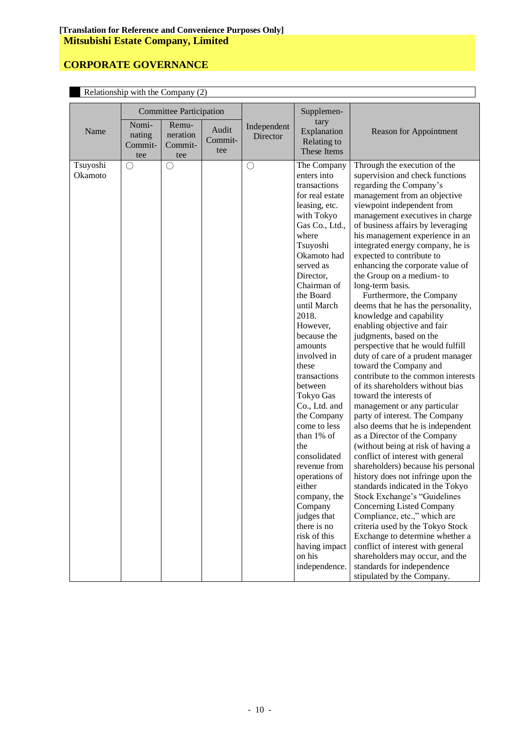**[Translation for Reference and Convenience Purposes Only]**

**Mitsubishi Estate Company, Limited**

## CORPORATE GOVERNANCE

Relationship with the Company (2)

| Name | Committee Participation | | | Independent Director | Supplementary Explanation Relating to These Items | Reason for Appointment |
|---|---|---|---|---|---|---|
| | Nominating Committee | Remuneration Committee | Audit Committee | | | |
| Tsuyoshi Okamoto | ○ | ○ | | ○ | The Company enters into transactions for real estate leasing, etc. with Tokyo Gas Co., Ltd., where Tsuyoshi Okamoto had served as Director, Chairman of the Board until March 2018. However, because the amounts involved in these transactions between Tokyo Gas Co., Ltd. and the Company come to less than 1% of the consolidated revenue from operations of either company, the Company judges that there is no risk of this having impact on his independence. | Through the execution of the supervision and check functions regarding the Company's management from an objective viewpoint independent from management executives in charge of business affairs by leveraging his management experience in an integrated energy company, he is expected to contribute to enhancing the corporate value of the Group on a medium- to long-term basis. Furthermore, the Company deems that he has the personality, knowledge and capability enabling objective and fair judgments, based on the perspective that he would fulfill duty of care of a prudent manager toward the Company and contribute to the common interests of its shareholders without bias toward the interests of management or any particular party of interest. The Company also deems that he is independent as a Director of the Company (without being at risk of having a conflict of interest with general shareholders) because his personal history does not infringe upon the standards indicated in the Tokyo Stock Exchange's "Guidelines Concerning Listed Company Compliance, etc.," which are criteria used by the Tokyo Stock Exchange to determine whether a conflict of interest with general shareholders may occur, and the standards for independence stipulated by the Company. |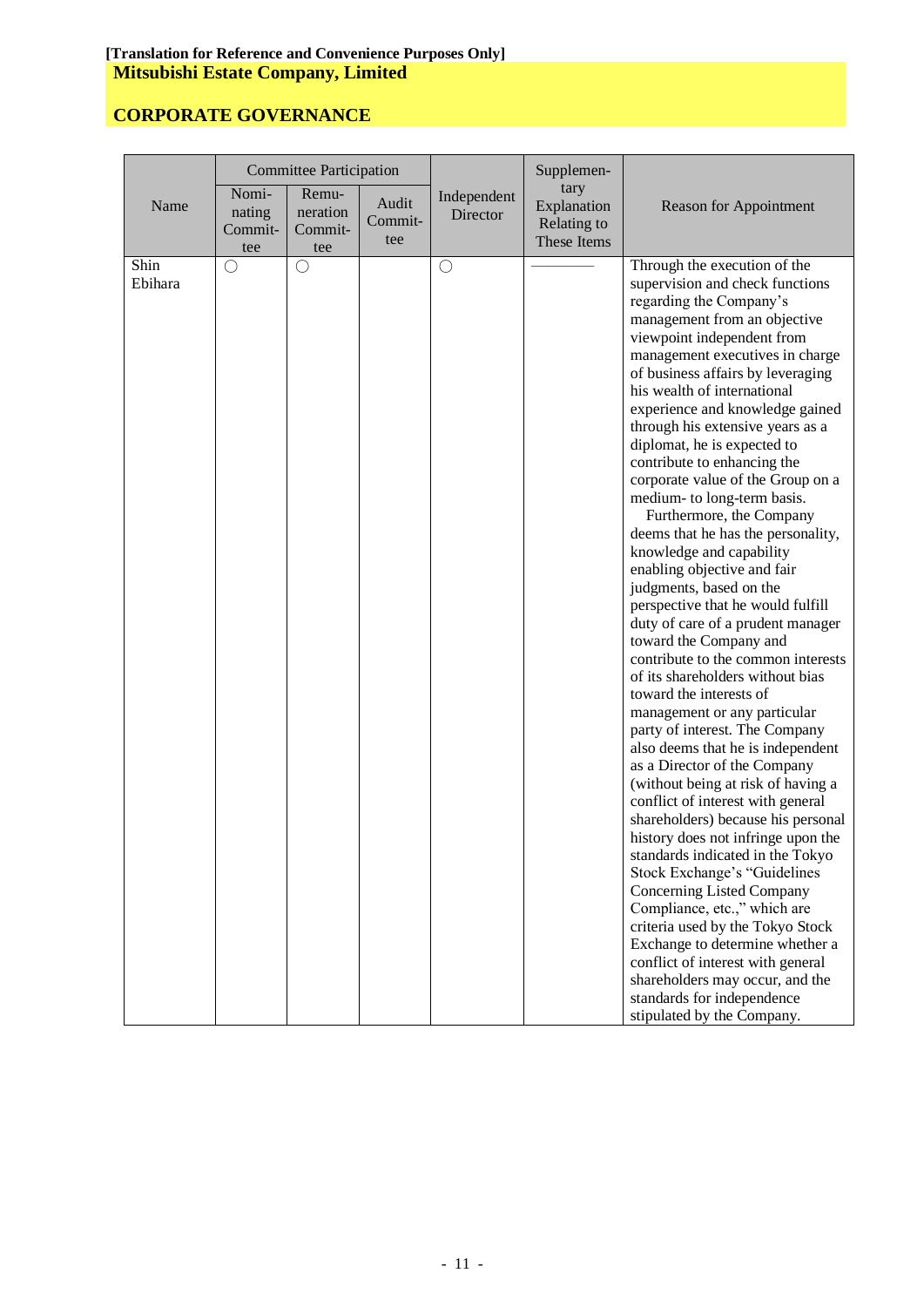[Translation for Reference and Convenience Purposes Only]

**Mitsubishi Estate Company, Limited**

**CORPORATE GOVERNANCE**

| Name | Committee Participation | | | Independent Director | Supplementary Explanation Relating to These Items | Reason for Appointment |
|---|---|---|---|---|---|---|
| | Nominating Committee | Remuneration Committee | Audit Committee | | | |
| Shin Ebihara | ○ | ○ | | ○ | ———— | Through the execution of the supervision and check functions regarding the Company's management from an objective viewpoint independent from management executives in charge of business affairs by leveraging his wealth of international experience and knowledge gained through his extensive years as a diplomat, he is expected to contribute to enhancing the corporate value of the Group on a medium- to long-term basis.<br>Furthermore, the Company deems that he has the personality, knowledge and capability enabling objective and fair judgments, based on the perspective that he would fulfill duty of care of a prudent manager toward the Company and contribute to the common interests of its shareholders without bias toward the interests of management or any particular party of interest. The Company also deems that he is independent as a Director of the Company (without being at risk of having a conflict of interest with general shareholders) because his personal history does not infringe upon the standards indicated in the Tokyo Stock Exchange's "Guidelines Concerning Listed Company Compliance, etc.," which are criteria used by the Tokyo Stock Exchange to determine whether a conflict of interest with general shareholders may occur, and the standards for independence stipulated by the Company. |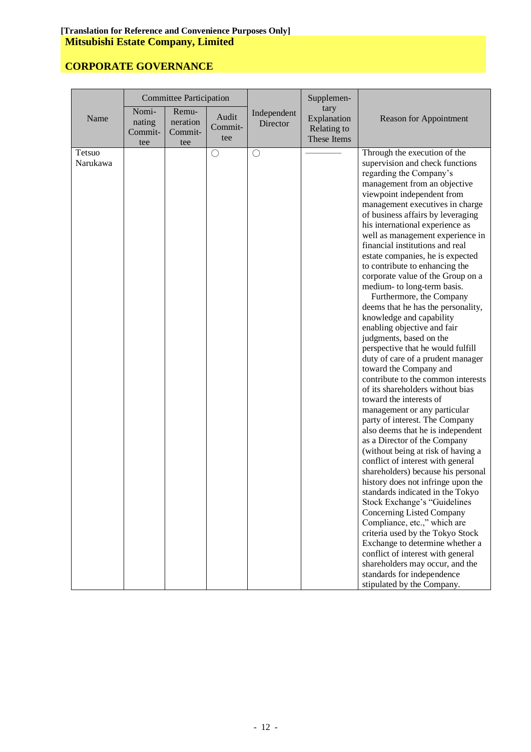[Translation for Reference and Convenience Purposes Only]

**Mitsubishi Estate Company, Limited**

**CORPORATE GOVERNANCE**

| Name | Committee Participation | | | Independent Director | Supplementary Explanation Relating to These Items | Reason for Appointment |
|---|---|---|---|---|---|---|
| | Nominating Committee | Remuneration Committee | Audit Committee | | | |
| Tetsuo Narukawa | | | ○ | ○ | ――――― | Through the execution of the supervision and check functions regarding the Company's management from an objective viewpoint independent from management executives in charge of business affairs by leveraging his international experience as well as management experience in financial institutions and real estate companies, he is expected to contribute to enhancing the corporate value of the Group on a medium- to long-term basis.<br>Furthermore, the Company deems that he has the personality, knowledge and capability enabling objective and fair judgments, based on the perspective that he would fulfill duty of care of a prudent manager toward the Company and contribute to the common interests of its shareholders without bias toward the interests of management or any particular party of interest. The Company also deems that he is independent as a Director of the Company (without being at risk of having a conflict of interest with general shareholders) because his personal history does not infringe upon the standards indicated in the Tokyo Stock Exchange's "Guidelines Concerning Listed Company Compliance, etc.," which are criteria used by the Tokyo Stock Exchange to determine whether a conflict of interest with general shareholders may occur, and the standards for independence stipulated by the Company. |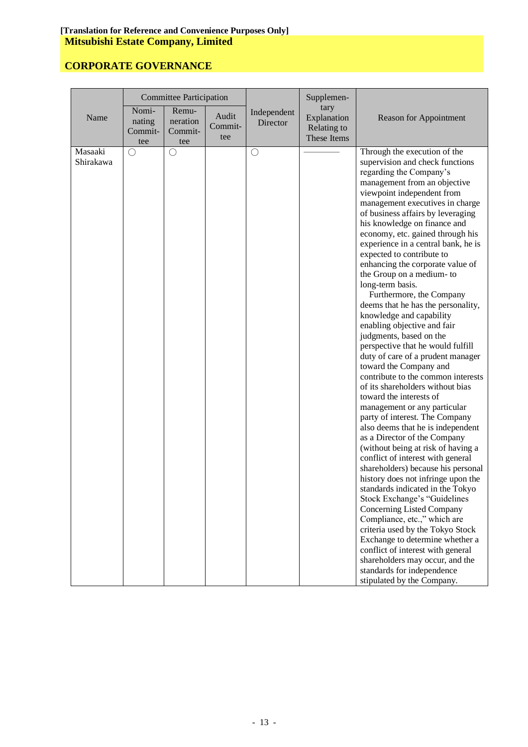**[Translation for Reference and Convenience Purposes Only]**

**Mitsubishi Estate Company, Limited**

## CORPORATE GOVERNANCE

| Name | Committee Participation | | | Independent Director | Supplementary Explanation Relating to These Items | Reason for Appointment |
|---|---|---|---|---|---|---|
| | Nominating Committee | Remuneration Committee | Audit Committee | | | |
| Masaaki Shirakawa | ○ | ○ | | ○ | ———— | Through the execution of the supervision and check functions regarding the Company's management from an objective viewpoint independent from management executives in charge of business affairs by leveraging his knowledge on finance and economy, etc. gained through his experience in a central bank, he is expected to contribute to enhancing the corporate value of the Group on a medium- to long-term basis. Furthermore, the Company deems that he has the personality, knowledge and capability enabling objective and fair judgments, based on the perspective that he would fulfill duty of care of a prudent manager toward the Company and contribute to the common interests of its shareholders without bias toward the interests of management or any particular party of interest. The Company also deems that he is independent as a Director of the Company (without being at risk of having a conflict of interest with general shareholders) because his personal history does not infringe upon the standards indicated in the Tokyo Stock Exchange's "Guidelines Concerning Listed Company Compliance, etc.," which are criteria used by the Tokyo Stock Exchange to determine whether a conflict of interest with general shareholders may occur, and the standards for independence stipulated by the Company. |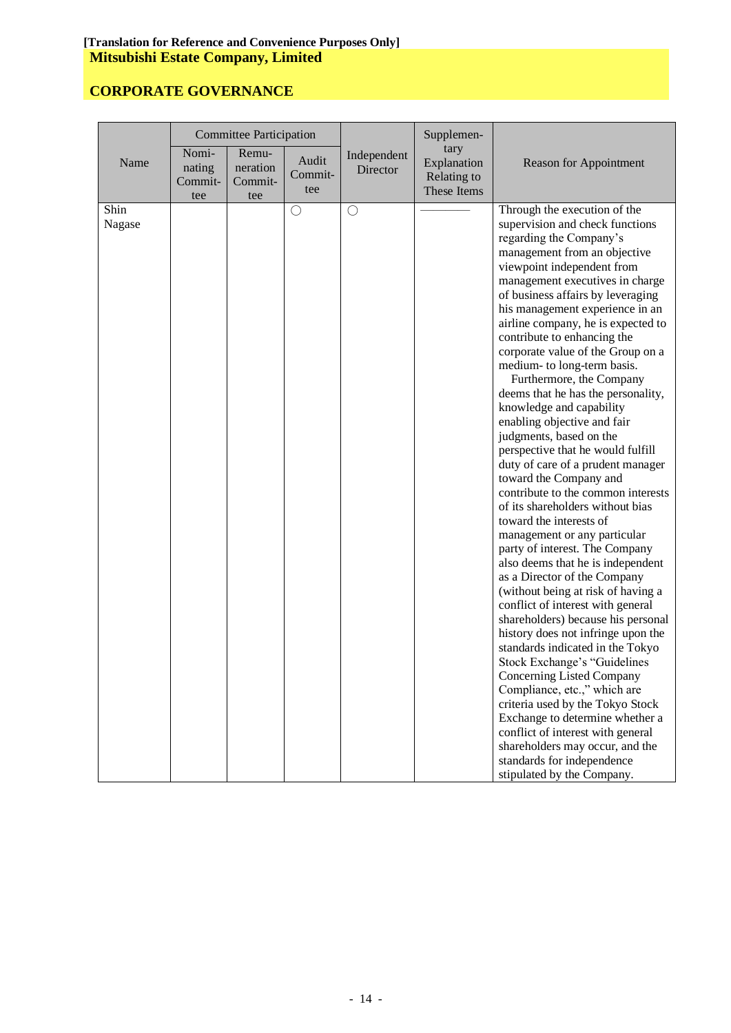**[Translation for Reference and Convenience Purposes Only]**

**Mitsubishi Estate Company, Limited**

**CORPORATE GOVERNANCE**

| Name | Committee Participation | | | Independent Director | Supplementary Explanation Relating to These Items | Reason for Appointment |
|---|---|---|---|---|---|---|
| | Nominating Committee | Remuneration Committee | Audit Committee | | | |
| Shin Nagase | | | ○ | ○ | ――― | Through the execution of the supervision and check functions regarding the Company's management from an objective viewpoint independent from management executives in charge of business affairs by leveraging his management experience in an airline company, he is expected to contribute to enhancing the corporate value of the Group on a medium- to long-term basis. Furthermore, the Company deems that he has the personality, knowledge and capability enabling objective and fair judgments, based on the perspective that he would fulfill duty of care of a prudent manager toward the Company and contribute to the common interests of its shareholders without bias toward the interests of management or any particular party of interest. The Company also deems that he is independent as a Director of the Company (without being at risk of having a conflict of interest with general shareholders) because his personal history does not infringe upon the standards indicated in the Tokyo Stock Exchange's "Guidelines Concerning Listed Company Compliance, etc.," which are criteria used by the Tokyo Stock Exchange to determine whether a conflict of interest with general shareholders may occur, and the standards for independence stipulated by the Company. |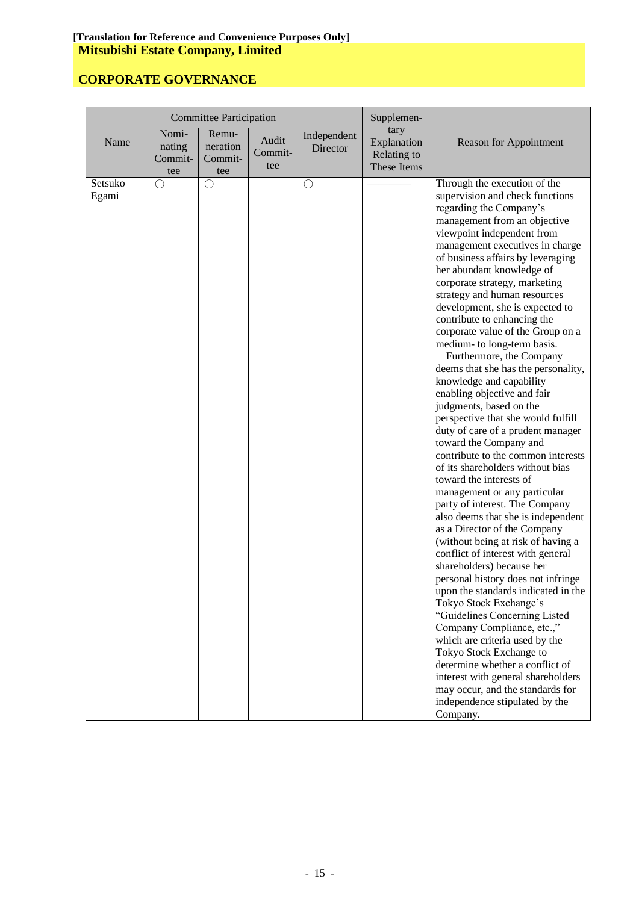[Translation for Reference and Convenience Purposes Only]

**Mitsubishi Estate Company, Limited**

## CORPORATE GOVERNANCE

| Name | Committee Participation | | | Independent Director | Supplementary Explanation Relating to These Items | Reason for Appointment |
|---|---|---|---|---|---|---|
| | Nominating Committee | Remuneration Committee | Audit Committee | | | |
| Setsuko Egami | ○ | ○ | | ○ | ―――― | Through the execution of the supervision and check functions regarding the Company's management from an objective viewpoint independent from management executives in charge of business affairs by leveraging her abundant knowledge of corporate strategy, marketing strategy and human resources development, she is expected to contribute to enhancing the corporate value of the Group on a medium- to long-term basis. Furthermore, the Company deems that she has the personality, knowledge and capability enabling objective and fair judgments, based on the perspective that she would fulfill duty of care of a prudent manager toward the Company and contribute to the common interests of its shareholders without bias toward the interests of management or any particular party of interest. The Company also deems that she is independent as a Director of the Company (without being at risk of having a conflict of interest with general shareholders) because her personal history does not infringe upon the standards indicated in the Tokyo Stock Exchange's "Guidelines Concerning Listed Company Compliance, etc.," which are criteria used by the Tokyo Stock Exchange to determine whether a conflict of interest with general shareholders may occur, and the standards for independence stipulated by the Company. |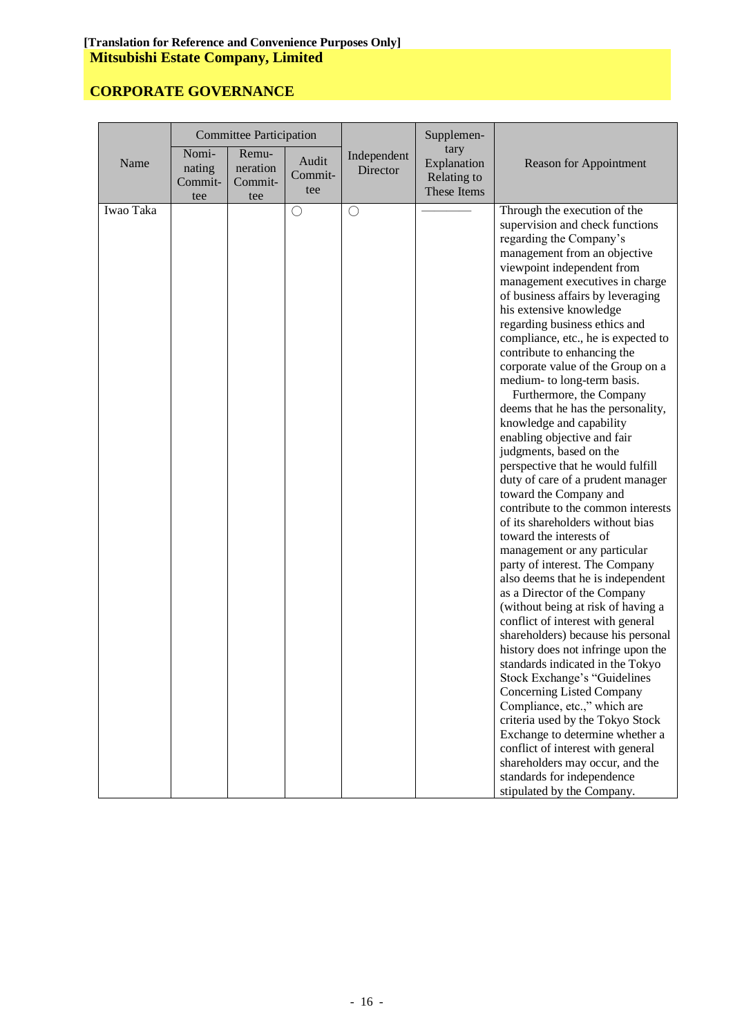[Translation for Reference and Convenience Purposes Only]

**Mitsubishi Estate Company, Limited**

**CORPORATE GOVERNANCE**

| Name | Committee Participation | | | Independent Director | Supplementary Explanation Relating to These Items | Reason for Appointment |
|---|---|---|---|---|---|---|
| | Nominating Committee | Remuneration Committee | Audit Committee | | | |
| Iwao Taka | | | ○ | ○ | ———— | Through the execution of the supervision and check functions regarding the Company's management from an objective viewpoint independent from management executives in charge of business affairs by leveraging his extensive knowledge regarding business ethics and compliance, etc., he is expected to contribute to enhancing the corporate value of the Group on a medium- to long-term basis.<br>Furthermore, the Company deems that he has the personality, knowledge and capability enabling objective and fair judgments, based on the perspective that he would fulfill duty of care of a prudent manager toward the Company and contribute to the common interests of its shareholders without bias toward the interests of management or any particular party of interest. The Company also deems that he is independent as a Director of the Company (without being at risk of having a conflict of interest with general shareholders) because his personal history does not infringe upon the standards indicated in the Tokyo Stock Exchange's "Guidelines Concerning Listed Company Compliance, etc.," which are criteria used by the Tokyo Stock Exchange to determine whether a conflict of interest with general shareholders may occur, and the standards for independence stipulated by the Company. |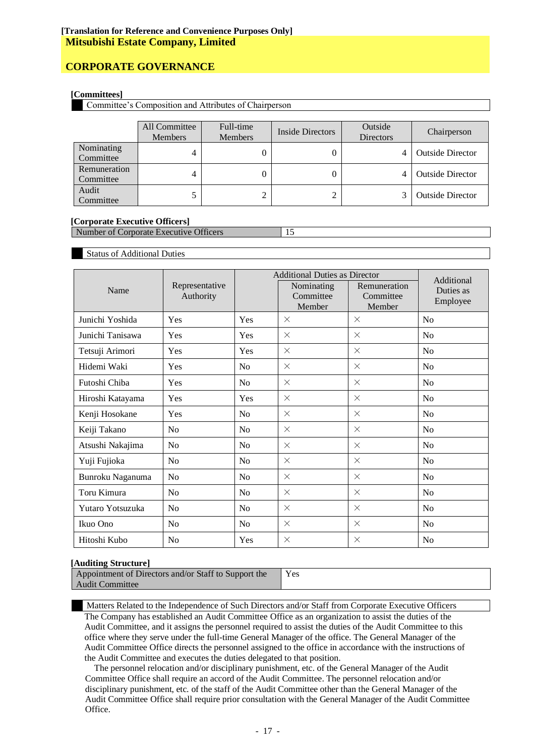**[Translation for Reference and Convenience Purposes Only]**
**Mitsubishi Estate Company, Limited**

## CORPORATE GOVERNANCE

**[Committees]**

Committee's Composition and Attributes of Chairperson

| | All Committee Members | Full-time Members | Inside Directors | Outside Directors | Chairperson |
|---|---|---|---|---|---|
| Nominating Committee | 4 | 0 | 0 | 4 | Outside Director |
| Remuneration Committee | 4 | 0 | 0 | 4 | Outside Director |
| Audit Committee | 5 | 2 | 2 | 3 | Outside Director |

**[Corporate Executive Officers]**

| Number of Corporate Executive Officers | 15 |
|---|---|

Status of Additional Duties

| Name | Representative Authority | Additional Duties as Director | | | Additional Duties as Employee |
|---|---|---|---|---|---|
| | | | Nominating Committee Member | Remuneration Committee Member | |
| Junichi Yoshida | Yes | Yes | × | × | No |
| Junichi Tanisawa | Yes | Yes | × | × | No |
| Tetsuji Arimori | Yes | Yes | × | × | No |
| Hidemi Waki | Yes | No | × | × | No |
| Futoshi Chiba | Yes | No | × | × | No |
| Hiroshi Katayama | Yes | Yes | × | × | No |
| Kenji Hosokane | Yes | No | × | × | No |
| Keiji Takano | No | No | × | × | No |
| Atsushi Nakajima | No | No | × | × | No |
| Yuji Fujioka | No | No | × | × | No |
| Bunroku Naganuma | No | No | × | × | No |
| Toru Kimura | No | No | × | × | No |
| Yutaro Yotsuzuka | No | No | × | × | No |
| Ikuo Ono | No | No | × | × | No |
| Hitoshi Kubo | No | Yes | × | × | No |

**[Auditing Structure]**

| Appointment of Directors and/or Staff to Support the Audit Committee | Yes |
|---|---|

Matters Related to the Independence of Such Directors and/or Staff from Corporate Executive Officers

The Company has established an Audit Committee Office as an organization to assist the duties of the Audit Committee, and it assigns the personnel required to assist the duties of the Audit Committee to this office where they serve under the full-time General Manager of the office. The General Manager of the Audit Committee Office directs the personnel assigned to the office in accordance with the instructions of the Audit Committee and executes the duties delegated to that position.

The personnel relocation and/or disciplinary punishment, etc. of the General Manager of the Audit Committee Office shall require an accord of the Audit Committee. The personnel relocation and/or disciplinary punishment, etc. of the staff of the Audit Committee other than the General Manager of the Audit Committee Office shall require prior consultation with the General Manager of the Audit Committee Office.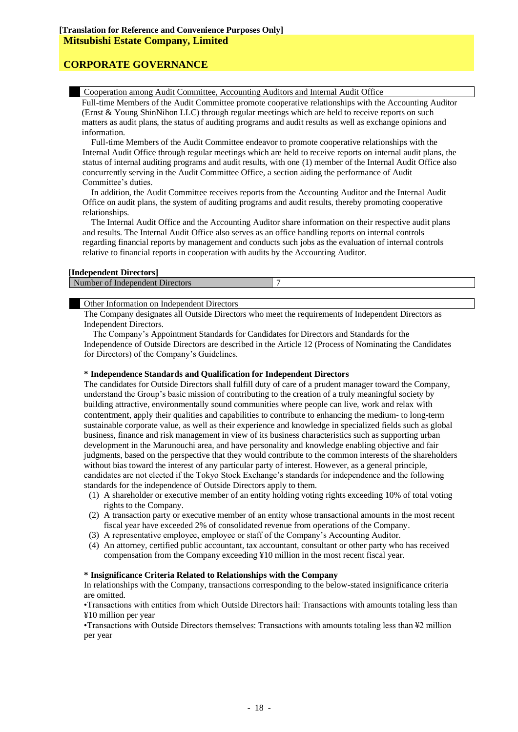**[Translation for Reference and Convenience Purposes Only]**
**Mitsubishi Estate Company, Limited**

**CORPORATE GOVERNANCE**

| Cooperation among Audit Committee, Accounting Auditors and Internal Audit Office |
|---|

Full-time Members of the Audit Committee promote cooperative relationships with the Accounting Auditor (Ernst & Young ShinNihon LLC) through regular meetings which are held to receive reports on such matters as audit plans, the status of auditing programs and audit results as well as exchange opinions and information.

Full-time Members of the Audit Committee endeavor to promote cooperative relationships with the Internal Audit Office through regular meetings which are held to receive reports on internal audit plans, the status of internal auditing programs and audit results, with one (1) member of the Internal Audit Office also concurrently serving in the Audit Committee Office, a section aiding the performance of Audit Committee's duties.

In addition, the Audit Committee receives reports from the Accounting Auditor and the Internal Audit Office on audit plans, the system of auditing programs and audit results, thereby promoting cooperative relationships.

The Internal Audit Office and the Accounting Auditor share information on their respective audit plans and results. The Internal Audit Office also serves as an office handling reports on internal controls regarding financial reports by management and conducts such jobs as the evaluation of internal controls relative to financial reports in cooperation with audits by the Accounting Auditor.

**[Independent Directors]**

| Number of Independent Directors | 7 |
|---|---|

| Other Information on Independent Directors |
|---|

The Company designates all Outside Directors who meet the requirements of Independent Directors as Independent Directors.

The Company's Appointment Standards for Candidates for Directors and Standards for the Independence of Outside Directors are described in the Article 12 (Process of Nominating the Candidates for Directors) of the Company's Guidelines.

**\* Independence Standards and Qualification for Independent Directors**

The candidates for Outside Directors shall fulfill duty of care of a prudent manager toward the Company, understand the Group's basic mission of contributing to the creation of a truly meaningful society by building attractive, environmentally sound communities where people can live, work and relax with contentment, apply their qualities and capabilities to contribute to enhancing the medium- to long-term sustainable corporate value, as well as their experience and knowledge in specialized fields such as global business, finance and risk management in view of its business characteristics such as supporting urban development in the Marunouchi area, and have personality and knowledge enabling objective and fair judgments, based on the perspective that they would contribute to the common interests of the shareholders without bias toward the interest of any particular party of interest. However, as a general principle, candidates are not elected if the Tokyo Stock Exchange's standards for independence and the following standards for the independence of Outside Directors apply to them.

(1) A shareholder or executive member of an entity holding voting rights exceeding 10% of total voting rights to the Company.
(2) A transaction party or executive member of an entity whose transactional amounts in the most recent fiscal year have exceeded 2% of consolidated revenue from operations of the Company.
(3) A representative employee, employee or staff of the Company's Accounting Auditor.
(4) An attorney, certified public accountant, tax accountant, consultant or other party who has received compensation from the Company exceeding ¥10 million in the most recent fiscal year.

**\* Insignificance Criteria Related to Relationships with the Company**

In relationships with the Company, transactions corresponding to the below-stated insignificance criteria are omitted.

•Transactions with entities from which Outside Directors hail: Transactions with amounts totaling less than ¥10 million per year

•Transactions with Outside Directors themselves: Transactions with amounts totaling less than ¥2 million per year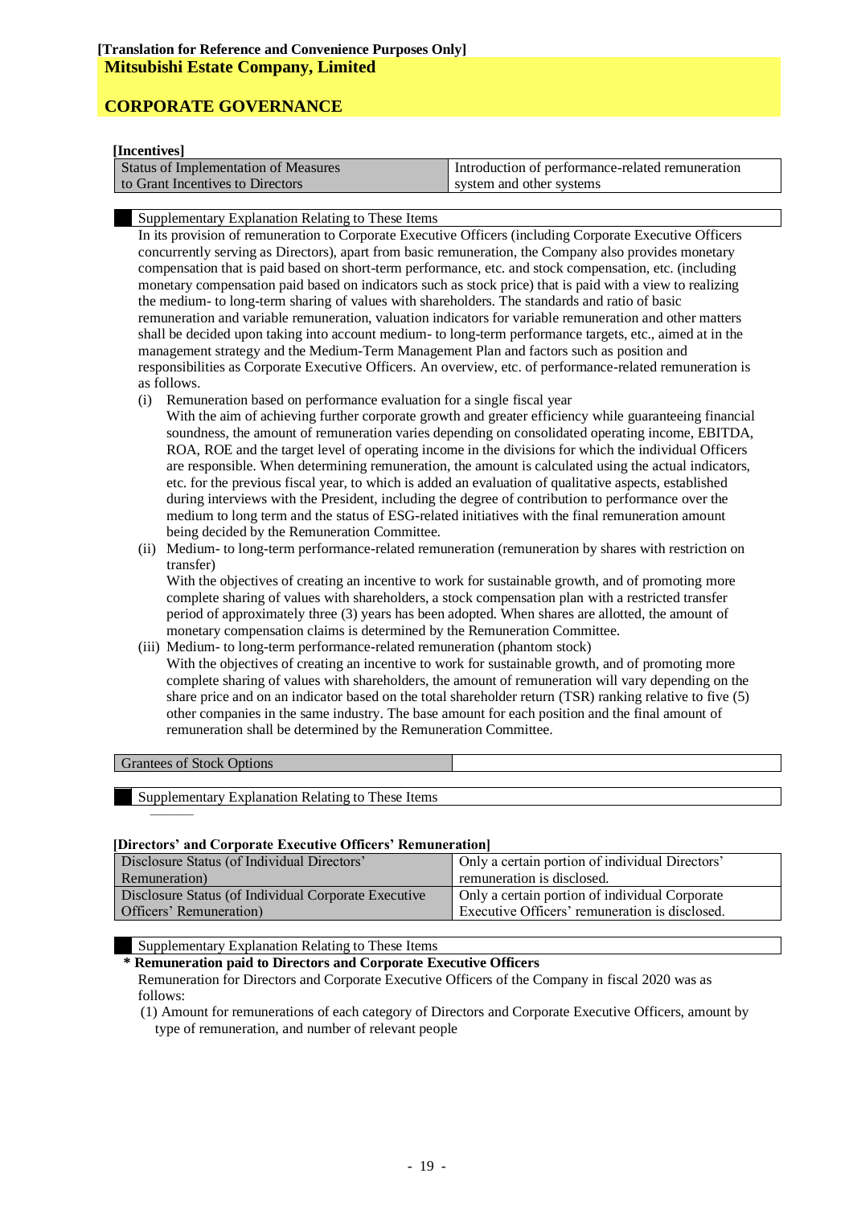**[Translation for Reference and Convenience Purposes Only]**

# Mitsubishi Estate Company, Limited

## CORPORATE GOVERNANCE

**[Incentives]**

| Status of Implementation of Measures to Grant Incentives to Directors | Introduction of performance-related remuneration system and other systems |
|---|---|

Supplementary Explanation Relating to These Items

In its provision of remuneration to Corporate Executive Officers (including Corporate Executive Officers concurrently serving as Directors), apart from basic remuneration, the Company also provides monetary compensation that is paid based on short-term performance, etc. and stock compensation, etc. (including monetary compensation paid based on indicators such as stock price) that is paid with a view to realizing the medium- to long-term sharing of values with shareholders. The standards and ratio of basic remuneration and variable remuneration, valuation indicators for variable remuneration and other matters shall be decided upon taking into account medium- to long-term performance targets, etc., aimed at in the management strategy and the Medium-Term Management Plan and factors such as position and responsibilities as Corporate Executive Officers. An overview, etc. of performance-related remuneration is as follows.

(i) Remuneration based on performance evaluation for a single fiscal year
With the aim of achieving further corporate growth and greater efficiency while guaranteeing financial soundness, the amount of remuneration varies depending on consolidated operating income, EBITDA, ROA, ROE and the target level of operating income in the divisions for which the individual Officers are responsible. When determining remuneration, the amount is calculated using the actual indicators, etc. for the previous fiscal year, to which is added an evaluation of qualitative aspects, established during interviews with the President, including the degree of contribution to performance over the medium to long term and the status of ESG-related initiatives with the final remuneration amount being decided by the Remuneration Committee.

(ii) Medium- to long-term performance-related remuneration (remuneration by shares with restriction on transfer)
With the objectives of creating an incentive to work for sustainable growth, and of promoting more complete sharing of values with shareholders, a stock compensation plan with a restricted transfer period of approximately three (3) years has been adopted. When shares are allotted, the amount of monetary compensation claims is determined by the Remuneration Committee.

(iii) Medium- to long-term performance-related remuneration (phantom stock)
With the objectives of creating an incentive to work for sustainable growth, and of promoting more complete sharing of values with shareholders, the amount of remuneration will vary depending on the share price and on an indicator based on the total shareholder return (TSR) ranking relative to five (5) other companies in the same industry. The base amount for each position and the final amount of remuneration shall be determined by the Remuneration Committee.

| Grantees of Stock Options | |
|---|---|

Supplementary Explanation Relating to These Items

———

**[Directors' and Corporate Executive Officers' Remuneration]**

| Disclosure Status (of Individual Directors' Remuneration) | Only a certain portion of individual Directors' remuneration is disclosed. |
|---|---|
| Disclosure Status (of Individual Corporate Executive Officers' Remuneration) | Only a certain portion of individual Corporate Executive Officers' remuneration is disclosed. |

Supplementary Explanation Relating to These Items

**\* Remuneration paid to Directors and Corporate Executive Officers**

Remuneration for Directors and Corporate Executive Officers of the Company in fiscal 2020 was as follows:

(1) Amount for remunerations of each category of Directors and Corporate Executive Officers, amount by type of remuneration, and number of relevant people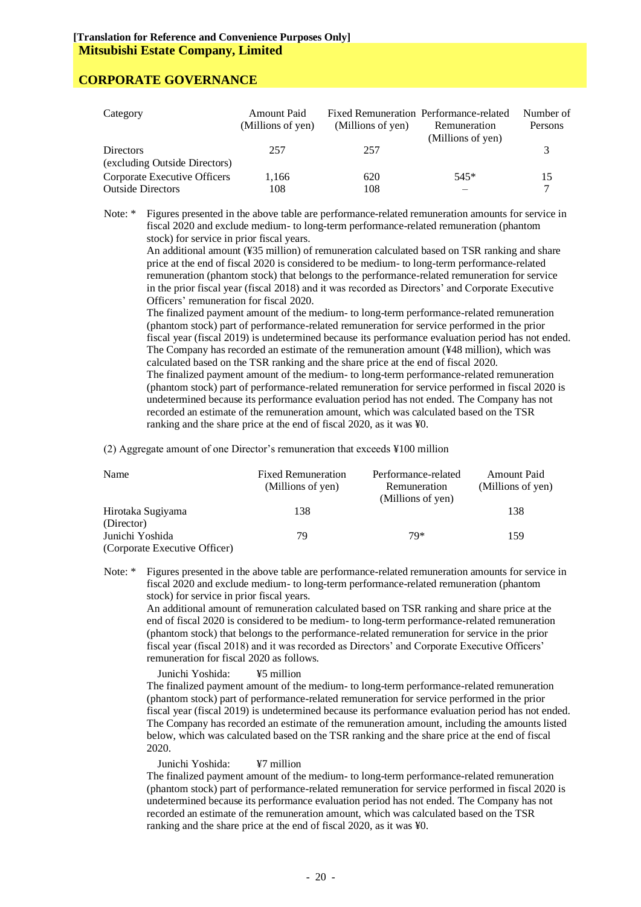**[Translation for Reference and Convenience Purposes Only]**

**Mitsubishi Estate Company, Limited**

## CORPORATE GOVERNANCE

| Category | Amount Paid (Millions of yen) | Fixed Remuneration (Millions of yen) | Performance-related Remuneration (Millions of yen) | Number of Persons |
|---|---|---|---|---|
| Directors (excluding Outside Directors) | 257 | 257 | | 3 |
| Corporate Executive Officers | 1,166 | 620 | 545* | 15 |
| Outside Directors | 108 | 108 | – | 7 |

Note: * Figures presented in the above table are performance-related remuneration amounts for service in fiscal 2020 and exclude medium- to long-term performance-related remuneration (phantom stock) for service in prior fiscal years.
An additional amount (¥35 million) of remuneration calculated based on TSR ranking and share price at the end of fiscal 2020 is considered to be medium- to long-term performance-related remuneration (phantom stock) that belongs to the performance-related remuneration for service in the prior fiscal year (fiscal 2018) and it was recorded as Directors' and Corporate Executive Officers' remuneration for fiscal 2020.
The finalized payment amount of the medium- to long-term performance-related remuneration (phantom stock) part of performance-related remuneration for service performed in the prior fiscal year (fiscal 2019) is undetermined because its performance evaluation period has not ended. The Company has recorded an estimate of the remuneration amount (¥48 million), which was calculated based on the TSR ranking and the share price at the end of fiscal 2020.
The finalized payment amount of the medium- to long-term performance-related remuneration (phantom stock) part of performance-related remuneration for service performed in fiscal 2020 is undetermined because its performance evaluation period has not ended. The Company has not recorded an estimate of the remuneration amount, which was calculated based on the TSR ranking and the share price at the end of fiscal 2020, as it was ¥0.

(2) Aggregate amount of one Director's remuneration that exceeds ¥100 million

| Name | Fixed Remuneration (Millions of yen) | Performance-related Remuneration (Millions of yen) | Amount Paid (Millions of yen) |
|---|---|---|---|
| Hirotaka Sugiyama (Director) | 138 | | 138 |
| Junichi Yoshida (Corporate Executive Officer) | 79 | 79* | 159 |

Note: * Figures presented in the above table are performance-related remuneration amounts for service in fiscal 2020 and exclude medium- to long-term performance-related remuneration (phantom stock) for service in prior fiscal years.
An additional amount of remuneration calculated based on TSR ranking and share price at the end of fiscal 2020 is considered to be medium- to long-term performance-related remuneration (phantom stock) that belongs to the performance-related remuneration for service in the prior fiscal year (fiscal 2018) and it was recorded as Directors' and Corporate Executive Officers' remuneration for fiscal 2020 as follows.

Junichi Yoshida: ¥5 million

The finalized payment amount of the medium- to long-term performance-related remuneration (phantom stock) part of performance-related remuneration for service performed in the prior fiscal year (fiscal 2019) is undetermined because its performance evaluation period has not ended. The Company has recorded an estimate of the remuneration amount, including the amounts listed below, which was calculated based on the TSR ranking and the share price at the end of fiscal 2020.

Junichi Yoshida: ¥7 million

The finalized payment amount of the medium- to long-term performance-related remuneration (phantom stock) part of performance-related remuneration for service performed in fiscal 2020 is undetermined because its performance evaluation period has not ended. The Company has not recorded an estimate of the remuneration amount, which was calculated based on the TSR ranking and the share price at the end of fiscal 2020, as it was ¥0.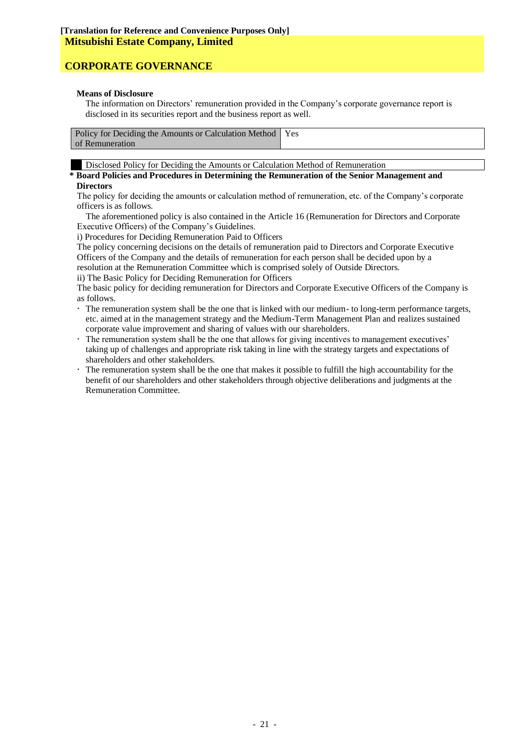**[Translation for Reference and Convenience Purposes Only]**

# Mitsubishi Estate Company, Limited

## CORPORATE GOVERNANCE

**Means of Disclosure**

The information on Directors' remuneration provided in the Company's corporate governance report is disclosed in its securities report and the business report as well.

| Policy for Deciding the Amounts or Calculation Method of Remuneration | Yes |
|---|---|

Disclosed Policy for Deciding the Amounts or Calculation Method of Remuneration

**\* Board Policies and Procedures in Determining the Remuneration of the Senior Management and Directors**

The policy for deciding the amounts or calculation method of remuneration, etc. of the Company's corporate officers is as follows.

The aforementioned policy is also contained in the Article 16 (Remuneration for Directors and Corporate Executive Officers) of the Company's Guidelines.

i) Procedures for Deciding Remuneration Paid to Officers

The policy concerning decisions on the details of remuneration paid to Directors and Corporate Executive Officers of the Company and the details of remuneration for each person shall be decided upon by a resolution at the Remuneration Committee which is comprised solely of Outside Directors.

ii) The Basic Policy for Deciding Remuneration for Officers

The basic policy for deciding remuneration for Directors and Corporate Executive Officers of the Company is as follows.

- The remuneration system shall be the one that is linked with our medium- to long-term performance targets, etc. aimed at in the management strategy and the Medium-Term Management Plan and realizes sustained corporate value improvement and sharing of values with our shareholders.
- The remuneration system shall be the one that allows for giving incentives to management executives' taking up of challenges and appropriate risk taking in line with the strategy targets and expectations of shareholders and other stakeholders.
- The remuneration system shall be the one that makes it possible to fulfill the high accountability for the benefit of our shareholders and other stakeholders through objective deliberations and judgments at the Remuneration Committee.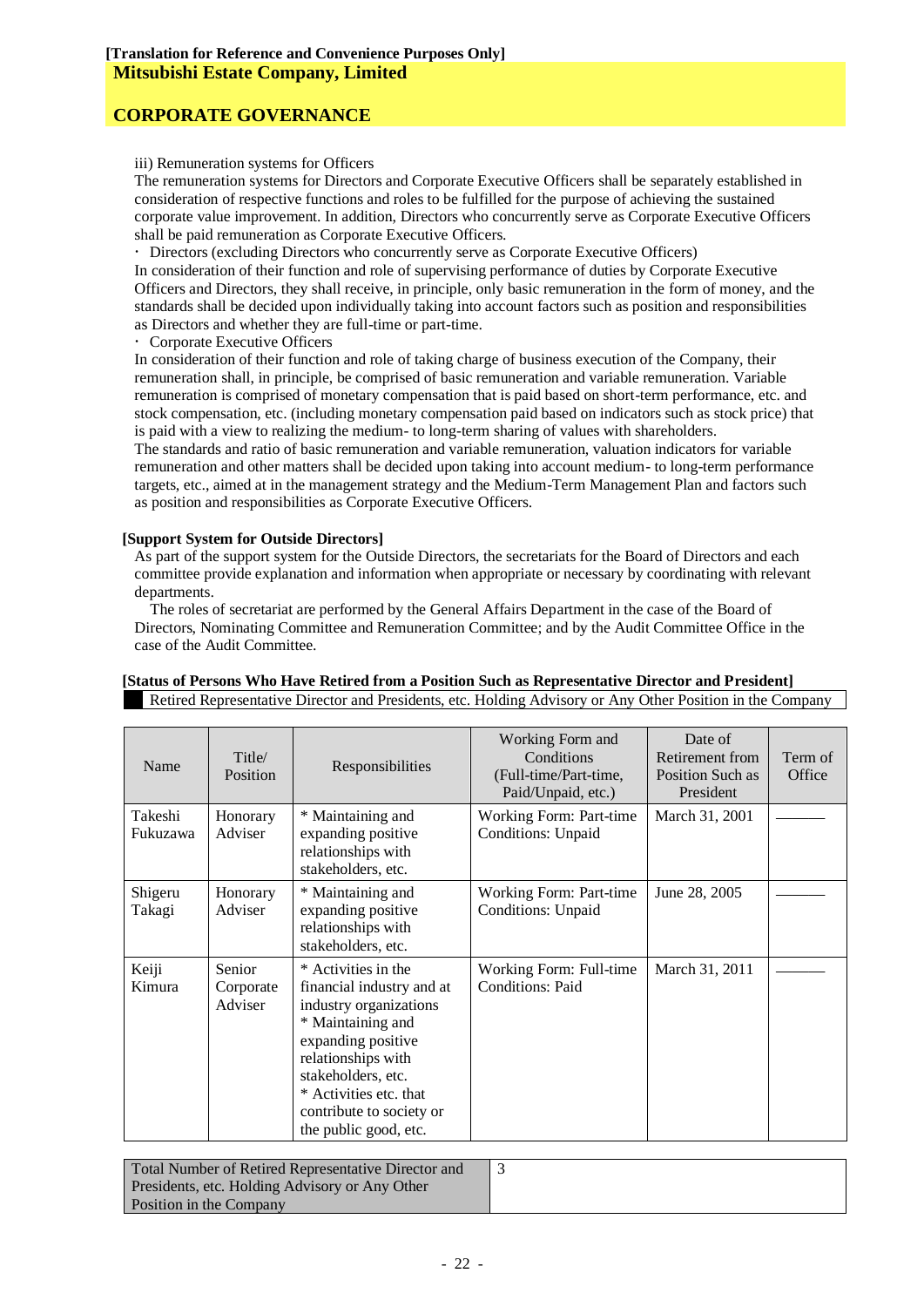**[Translation for Reference and Convenience Purposes Only]**
**Mitsubishi Estate Company, Limited**

**CORPORATE GOVERNANCE**

iii) Remuneration systems for Officers

The remuneration systems for Directors and Corporate Executive Officers shall be separately established in consideration of respective functions and roles to be fulfilled for the purpose of achieving the sustained corporate value improvement. In addition, Directors who concurrently serve as Corporate Executive Officers shall be paid remuneration as Corporate Executive Officers.

・ Directors (excluding Directors who concurrently serve as Corporate Executive Officers)

In consideration of their function and role of supervising performance of duties by Corporate Executive Officers and Directors, they shall receive, in principle, only basic remuneration in the form of money, and the standards shall be decided upon individually taking into account factors such as position and responsibilities as Directors and whether they are full-time or part-time.

・ Corporate Executive Officers

In consideration of their function and role of taking charge of business execution of the Company, their remuneration shall, in principle, be comprised of basic remuneration and variable remuneration. Variable remuneration is comprised of monetary compensation that is paid based on short-term performance, etc. and stock compensation, etc. (including monetary compensation paid based on indicators such as stock price) that is paid with a view to realizing the medium- to long-term sharing of values with shareholders.

The standards and ratio of basic remuneration and variable remuneration, valuation indicators for variable remuneration and other matters shall be decided upon taking into account medium- to long-term performance targets, etc., aimed at in the management strategy and the Medium-Term Management Plan and factors such as position and responsibilities as Corporate Executive Officers.

**[Support System for Outside Directors]**

As part of the support system for the Outside Directors, the secretariats for the Board of Directors and each committee provide explanation and information when appropriate or necessary by coordinating with relevant departments.

The roles of secretariat are performed by the General Affairs Department in the case of the Board of Directors, Nominating Committee and Remuneration Committee; and by the Audit Committee Office in the case of the Audit Committee.

**[Status of Persons Who Have Retired from a Position Such as Representative Director and President]**

Retired Representative Director and Presidents, etc. Holding Advisory or Any Other Position in the Company

| Name | Title/ Position | Responsibilities | Working Form and Conditions (Full-time/Part-time, Paid/Unpaid, etc.) | Date of Retirement from Position Such as President | Term of Office |
|---|---|---|---|---|---|
| Takeshi Fukuzawa | Honorary Adviser | * Maintaining and expanding positive relationships with stakeholders, etc. | Working Form: Part-time<br>Conditions: Unpaid | March 31, 2001 | ――― |
| Shigeru Takagi | Honorary Adviser | * Maintaining and expanding positive relationships with stakeholders, etc. | Working Form: Part-time<br>Conditions: Unpaid | June 28, 2005 | ――― |
| Keiji Kimura | Senior Corporate Adviser | * Activities in the financial industry and at industry organizations<br>* Maintaining and expanding positive relationships with stakeholders, etc.<br>* Activities etc. that contribute to society or the public good, etc. | Working Form: Full-time<br>Conditions: Paid | March 31, 2011 | ――― |

| Total Number of Retired Representative Director and Presidents, etc. Holding Advisory or Any Other Position in the Company | 3 |
|---|---|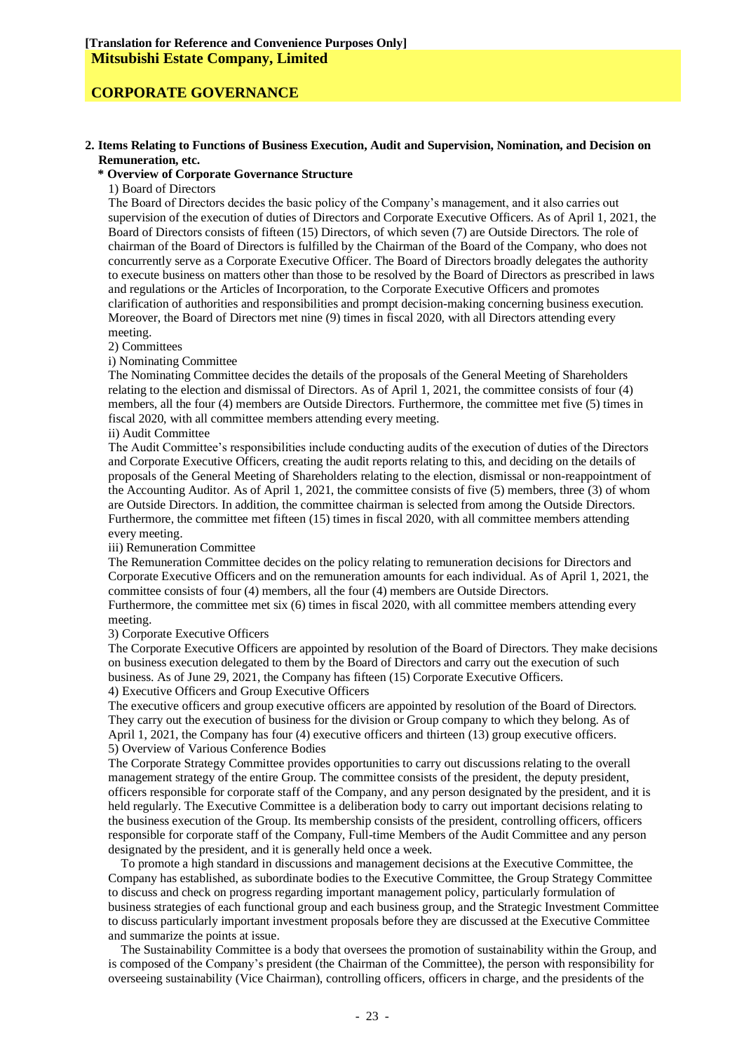**[Translation for Reference and Convenience Purposes Only]**
**Mitsubishi Estate Company, Limited**

**CORPORATE GOVERNANCE**

**2. Items Relating to Functions of Business Execution, Audit and Supervision, Nomination, and Decision on Remuneration, etc.**

**\* Overview of Corporate Governance Structure**

1) Board of Directors

The Board of Directors decides the basic policy of the Company's management, and it also carries out supervision of the execution of duties of Directors and Corporate Executive Officers. As of April 1, 2021, the Board of Directors consists of fifteen (15) Directors, of which seven (7) are Outside Directors. The role of chairman of the Board of Directors is fulfilled by the Chairman of the Board of the Company, who does not concurrently serve as a Corporate Executive Officer. The Board of Directors broadly delegates the authority to execute business on matters other than those to be resolved by the Board of Directors as prescribed in laws and regulations or the Articles of Incorporation, to the Corporate Executive Officers and promotes clarification of authorities and responsibilities and prompt decision-making concerning business execution. Moreover, the Board of Directors met nine (9) times in fiscal 2020, with all Directors attending every meeting.

2) Committees

i) Nominating Committee

The Nominating Committee decides the details of the proposals of the General Meeting of Shareholders relating to the election and dismissal of Directors. As of April 1, 2021, the committee consists of four (4) members, all the four (4) members are Outside Directors. Furthermore, the committee met five (5) times in fiscal 2020, with all committee members attending every meeting.

ii) Audit Committee

The Audit Committee's responsibilities include conducting audits of the execution of duties of the Directors and Corporate Executive Officers, creating the audit reports relating to this, and deciding on the details of proposals of the General Meeting of Shareholders relating to the election, dismissal or non-reappointment of the Accounting Auditor. As of April 1, 2021, the committee consists of five (5) members, three (3) of whom are Outside Directors. In addition, the committee chairman is selected from among the Outside Directors. Furthermore, the committee met fifteen (15) times in fiscal 2020, with all committee members attending every meeting.

iii) Remuneration Committee

The Remuneration Committee decides on the policy relating to remuneration decisions for Directors and Corporate Executive Officers and on the remuneration amounts for each individual. As of April 1, 2021, the committee consists of four (4) members, all the four (4) members are Outside Directors.
Furthermore, the committee met six (6) times in fiscal 2020, with all committee members attending every meeting.

3) Corporate Executive Officers

The Corporate Executive Officers are appointed by resolution of the Board of Directors. They make decisions on business execution delegated to them by the Board of Directors and carry out the execution of such business. As of June 29, 2021, the Company has fifteen (15) Corporate Executive Officers.

4) Executive Officers and Group Executive Officers

The executive officers and group executive officers are appointed by resolution of the Board of Directors. They carry out the execution of business for the division or Group company to which they belong. As of April 1, 2021, the Company has four (4) executive officers and thirteen (13) group executive officers.

5) Overview of Various Conference Bodies

The Corporate Strategy Committee provides opportunities to carry out discussions relating to the overall management strategy of the entire Group. The committee consists of the president, the deputy president, officers responsible for corporate staff of the Company, and any person designated by the president, and it is held regularly. The Executive Committee is a deliberation body to carry out important decisions relating to the business execution of the Group. Its membership consists of the president, controlling officers, officers responsible for corporate staff of the Company, Full-time Members of the Audit Committee and any person designated by the president, and it is generally held once a week.

To promote a high standard in discussions and management decisions at the Executive Committee, the Company has established, as subordinate bodies to the Executive Committee, the Group Strategy Committee to discuss and check on progress regarding important management policy, particularly formulation of business strategies of each functional group and each business group, and the Strategic Investment Committee to discuss particularly important investment proposals before they are discussed at the Executive Committee and summarize the points at issue.

The Sustainability Committee is a body that oversees the promotion of sustainability within the Group, and is composed of the Company's president (the Chairman of the Committee), the person with responsibility for overseeing sustainability (Vice Chairman), controlling officers, officers in charge, and the presidents of the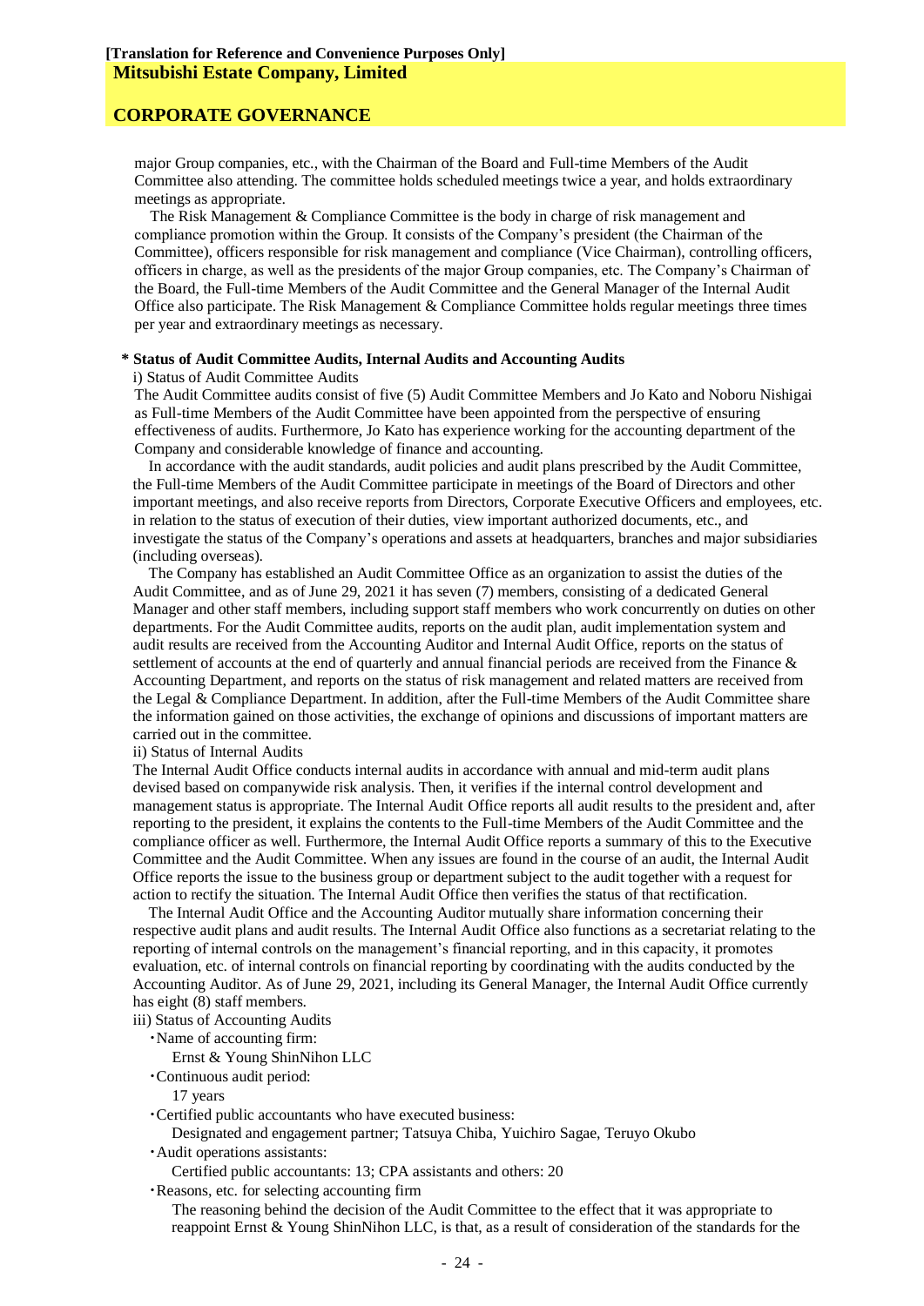major Group companies, etc., with the Chairman of the Board and Full-time Members of the Audit Committee also attending. The committee holds scheduled meetings twice a year, and holds extraordinary meetings as appropriate.

The Risk Management & Compliance Committee is the body in charge of risk management and compliance promotion within the Group. It consists of the Company's president (the Chairman of the Committee), officers responsible for risk management and compliance (Vice Chairman), controlling officers, officers in charge, as well as the presidents of the major Group companies, etc. The Company's Chairman of the Board, the Full-time Members of the Audit Committee and the General Manager of the Internal Audit Office also participate. The Risk Management & Compliance Committee holds regular meetings three times per year and extraordinary meetings as necessary.

**\* Status of Audit Committee Audits, Internal Audits and Accounting Audits**

i) Status of Audit Committee Audits

The Audit Committee audits consist of five (5) Audit Committee Members and Jo Kato and Noboru Nishigai as Full-time Members of the Audit Committee have been appointed from the perspective of ensuring effectiveness of audits. Furthermore, Jo Kato has experience working for the accounting department of the Company and considerable knowledge of finance and accounting.

In accordance with the audit standards, audit policies and audit plans prescribed by the Audit Committee, the Full-time Members of the Audit Committee participate in meetings of the Board of Directors and other important meetings, and also receive reports from Directors, Corporate Executive Officers and employees, etc. in relation to the status of execution of their duties, view important authorized documents, etc., and investigate the status of the Company's operations and assets at headquarters, branches and major subsidiaries (including overseas).

The Company has established an Audit Committee Office as an organization to assist the duties of the Audit Committee, and as of June 29, 2021 it has seven (7) members, consisting of a dedicated General Manager and other staff members, including support staff members who work concurrently on duties on other departments. For the Audit Committee audits, reports on the audit plan, audit implementation system and audit results are received from the Accounting Auditor and Internal Audit Office, reports on the status of settlement of accounts at the end of quarterly and annual financial periods are received from the Finance & Accounting Department, and reports on the status of risk management and related matters are received from the Legal & Compliance Department. In addition, after the Full-time Members of the Audit Committee share the information gained on those activities, the exchange of opinions and discussions of important matters are carried out in the committee.

ii) Status of Internal Audits

The Internal Audit Office conducts internal audits in accordance with annual and mid-term audit plans devised based on companywide risk analysis. Then, it verifies if the internal control development and management status is appropriate. The Internal Audit Office reports all audit results to the president and, after reporting to the president, it explains the contents to the Full-time Members of the Audit Committee and the compliance officer as well. Furthermore, the Internal Audit Office reports a summary of this to the Executive Committee and the Audit Committee. When any issues are found in the course of an audit, the Internal Audit Office reports the issue to the business group or department subject to the audit together with a request for action to rectify the situation. The Internal Audit Office then verifies the status of that rectification.

The Internal Audit Office and the Accounting Auditor mutually share information concerning their respective audit plans and audit results. The Internal Audit Office also functions as a secretariat relating to the reporting of internal controls on the management's financial reporting, and in this capacity, it promotes evaluation, etc. of internal controls on financial reporting by coordinating with the audits conducted by the Accounting Auditor. As of June 29, 2021, including its General Manager, the Internal Audit Office currently has eight (8) staff members.

iii) Status of Accounting Audits

- Name of accounting firm:
  Ernst & Young ShinNihon LLC
- Continuous audit period:
  17 years
- Certified public accountants who have executed business:
  Designated and engagement partner; Tatsuya Chiba, Yuichiro Sagae, Teruyo Okubo
- Audit operations assistants:
  Certified public accountants: 13; CPA assistants and others: 20
- Reasons, etc. for selecting accounting firm
  The reasoning behind the decision of the Audit Committee to the effect that it was appropriate to reappoint Ernst & Young ShinNihon LLC, is that, as a result of consideration of the standards for the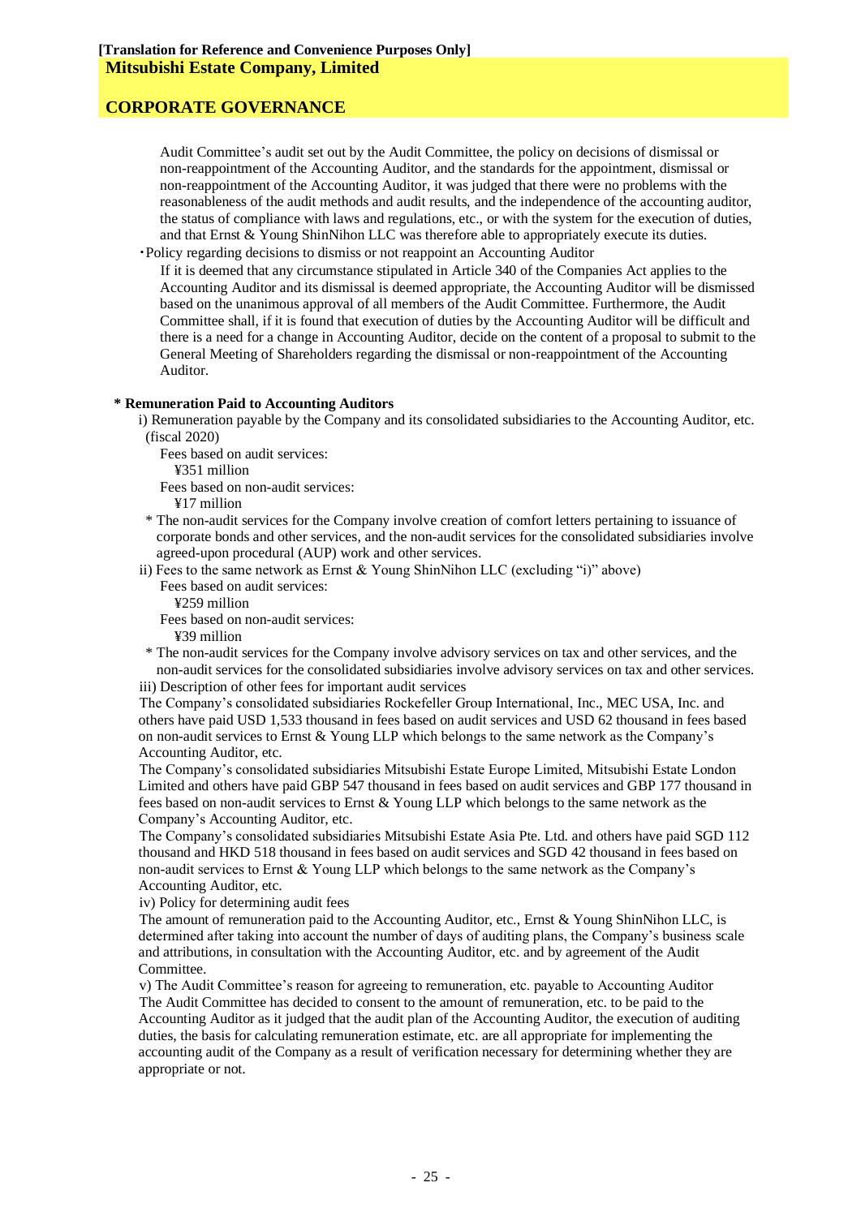Audit Committee's audit set out by the Audit Committee, the policy on decisions of dismissal or non-reappointment of the Accounting Auditor, and the standards for the appointment, dismissal or non-reappointment of the Accounting Auditor, it was judged that there were no problems with the reasonableness of the audit methods and audit results, and the independence of the accounting auditor, the status of compliance with laws and regulations, etc., or with the system for the execution of duties, and that Ernst & Young ShinNihon LLC was therefore able to appropriately execute its duties.

・Policy regarding decisions to dismiss or not reappoint an Accounting Auditor

If it is deemed that any circumstance stipulated in Article 340 of the Companies Act applies to the Accounting Auditor and its dismissal is deemed appropriate, the Accounting Auditor will be dismissed based on the unanimous approval of all members of the Audit Committee. Furthermore, the Audit Committee shall, if it is found that execution of duties by the Accounting Auditor will be difficult and there is a need for a change in Accounting Auditor, decide on the content of a proposal to submit to the General Meeting of Shareholders regarding the dismissal or non-reappointment of the Accounting Auditor.

**\* Remuneration Paid to Accounting Auditors**

i) Remuneration payable by the Company and its consolidated subsidiaries to the Accounting Auditor, etc. (fiscal 2020)

Fees based on audit services:
¥351 million

Fees based on non-audit services:
¥17 million

\* The non-audit services for the Company involve creation of comfort letters pertaining to issuance of corporate bonds and other services, and the non-audit services for the consolidated subsidiaries involve agreed-upon procedural (AUP) work and other services.

ii) Fees to the same network as Ernst & Young ShinNihon LLC (excluding "i)" above)

Fees based on audit services:
¥259 million

Fees based on non-audit services:
¥39 million

\* The non-audit services for the Company involve advisory services on tax and other services, and the non-audit services for the consolidated subsidiaries involve advisory services on tax and other services.

iii) Description of other fees for important audit services

The Company's consolidated subsidiaries Rockefeller Group International, Inc., MEC USA, Inc. and others have paid USD 1,533 thousand in fees based on audit services and USD 62 thousand in fees based on non-audit services to Ernst & Young LLP which belongs to the same network as the Company's Accounting Auditor, etc.

The Company's consolidated subsidiaries Mitsubishi Estate Europe Limited, Mitsubishi Estate London Limited and others have paid GBP 547 thousand in fees based on audit services and GBP 177 thousand in fees based on non-audit services to Ernst & Young LLP which belongs to the same network as the Company's Accounting Auditor, etc.

The Company's consolidated subsidiaries Mitsubishi Estate Asia Pte. Ltd. and others have paid SGD 112 thousand and HKD 518 thousand in fees based on audit services and SGD 42 thousand in fees based on non-audit services to Ernst & Young LLP which belongs to the same network as the Company's Accounting Auditor, etc.

iv) Policy for determining audit fees

The amount of remuneration paid to the Accounting Auditor, etc., Ernst & Young ShinNihon LLC, is determined after taking into account the number of days of auditing plans, the Company's business scale and attributions, in consultation with the Accounting Auditor, etc. and by agreement of the Audit Committee.

v) The Audit Committee's reason for agreeing to remuneration, etc. payable to Accounting Auditor

The Audit Committee has decided to consent to the amount of remuneration, etc. to be paid to the Accounting Auditor as it judged that the audit plan of the Accounting Auditor, the execution of auditing duties, the basis for calculating remuneration estimate, etc. are all appropriate for implementing the accounting audit of the Company as a result of verification necessary for determining whether they are appropriate or not.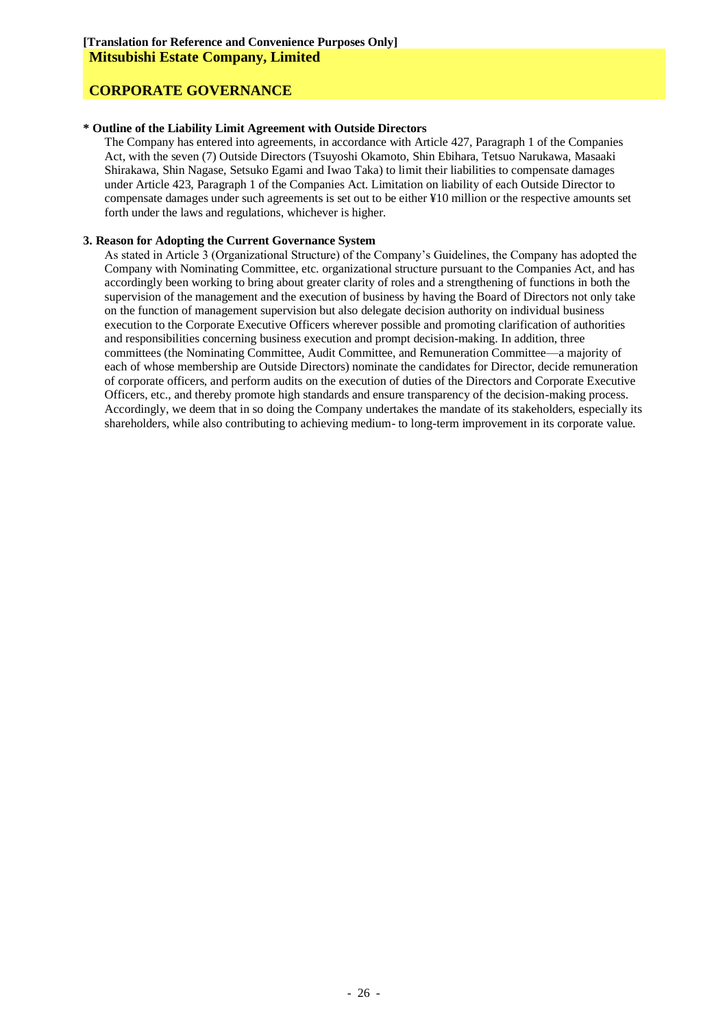**[Translation for Reference and Convenience Purposes Only]**

**Mitsubishi Estate Company, Limited**

## CORPORATE GOVERNANCE

**\* Outline of the Liability Limit Agreement with Outside Directors**

The Company has entered into agreements, in accordance with Article 427, Paragraph 1 of the Companies Act, with the seven (7) Outside Directors (Tsuyoshi Okamoto, Shin Ebihara, Tetsuo Narukawa, Masaaki Shirakawa, Shin Nagase, Setsuko Egami and Iwao Taka) to limit their liabilities to compensate damages under Article 423, Paragraph 1 of the Companies Act. Limitation on liability of each Outside Director to compensate damages under such agreements is set out to be either ¥10 million or the respective amounts set forth under the laws and regulations, whichever is higher.

### 3. Reason for Adopting the Current Governance System

As stated in Article 3 (Organizational Structure) of the Company's Guidelines, the Company has adopted the Company with Nominating Committee, etc. organizational structure pursuant to the Companies Act, and has accordingly been working to bring about greater clarity of roles and a strengthening of functions in both the supervision of the management and the execution of business by having the Board of Directors not only take on the function of management supervision but also delegate decision authority on individual business execution to the Corporate Executive Officers wherever possible and promoting clarification of authorities and responsibilities concerning business execution and prompt decision-making. In addition, three committees (the Nominating Committee, Audit Committee, and Remuneration Committee—a majority of each of whose membership are Outside Directors) nominate the candidates for Director, decide remuneration of corporate officers, and perform audits on the execution of duties of the Directors and Corporate Executive Officers, etc., and thereby promote high standards and ensure transparency of the decision-making process. Accordingly, we deem that in so doing the Company undertakes the mandate of its stakeholders, especially its shareholders, while also contributing to achieving medium- to long-term improvement in its corporate value.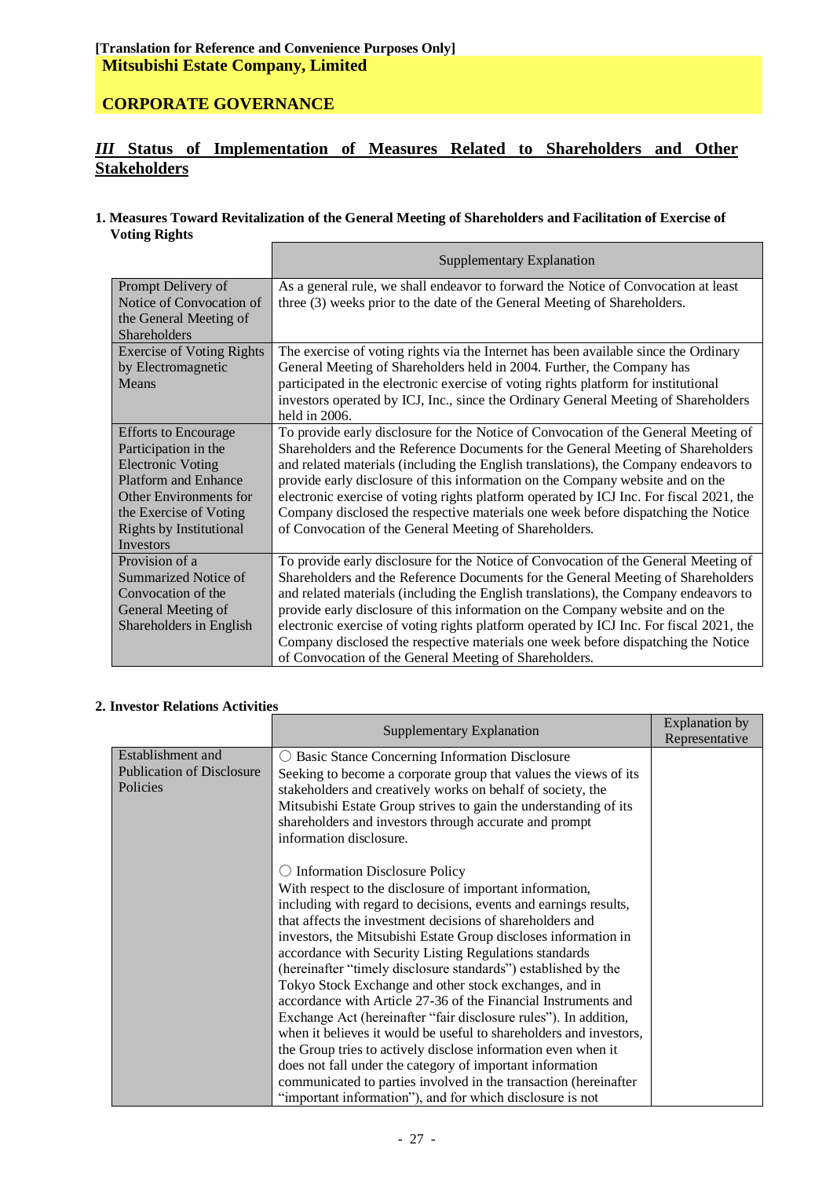**[Translation for Reference and Convenience Purposes Only]**
**Mitsubishi Estate Company, Limited**

**CORPORATE GOVERNANCE**

## *III* Status of Implementation of Measures Related to Shareholders and Other Stakeholders

### 1. Measures Toward Revitalization of the General Meeting of Shareholders and Facilitation of Exercise of Voting Rights

| | Supplementary Explanation |
|---|---|
| Prompt Delivery of Notice of Convocation of the General Meeting of Shareholders | As a general rule, we shall endeavor to forward the Notice of Convocation at least three (3) weeks prior to the date of the General Meeting of Shareholders. |
| Exercise of Voting Rights by Electromagnetic Means | The exercise of voting rights via the Internet has been available since the Ordinary General Meeting of Shareholders held in 2004. Further, the Company has participated in the electronic exercise of voting rights platform for institutional investors operated by ICJ, Inc., since the Ordinary General Meeting of Shareholders held in 2006. |
| Efforts to Encourage Participation in the Electronic Voting Platform and Enhance Other Environments for the Exercise of Voting Rights by Institutional Investors | To provide early disclosure for the Notice of Convocation of the General Meeting of Shareholders and the Reference Documents for the General Meeting of Shareholders and related materials (including the English translations), the Company endeavors to provide early disclosure of this information on the Company website and on the electronic exercise of voting rights platform operated by ICJ Inc. For fiscal 2021, the Company disclosed the respective materials one week before dispatching the Notice of Convocation of the General Meeting of Shareholders. |
| Provision of a Summarized Notice of Convocation of the General Meeting of Shareholders in English | To provide early disclosure for the Notice of Convocation of the General Meeting of Shareholders and the Reference Documents for the General Meeting of Shareholders and related materials (including the English translations), the Company endeavors to provide early disclosure of this information on the Company website and on the electronic exercise of voting rights platform operated by ICJ Inc. For fiscal 2021, the Company disclosed the respective materials one week before dispatching the Notice of Convocation of the General Meeting of Shareholders. |

### 2. Investor Relations Activities

| | Supplementary Explanation | Explanation by Representative |
|---|---|---|
| Establishment and Publication of Disclosure Policies | ○ Basic Stance Concerning Information Disclosure<br>Seeking to become a corporate group that values the views of its stakeholders and creatively works on behalf of society, the Mitsubishi Estate Group strives to gain the understanding of its shareholders and investors through accurate and prompt information disclosure.<br><br>○ Information Disclosure Policy<br>With respect to the disclosure of important information, including with regard to decisions, events and earnings results, that affects the investment decisions of shareholders and investors, the Mitsubishi Estate Group discloses information in accordance with Security Listing Regulations standards (hereinafter "timely disclosure standards") established by the Tokyo Stock Exchange and other stock exchanges, and in accordance with Article 27-36 of the Financial Instruments and Exchange Act (hereinafter "fair disclosure rules"). In addition, when it believes it would be useful to shareholders and investors, the Group tries to actively disclose information even when it does not fall under the category of important information communicated to parties involved in the transaction (hereinafter "important information"), and for which disclosure is not | |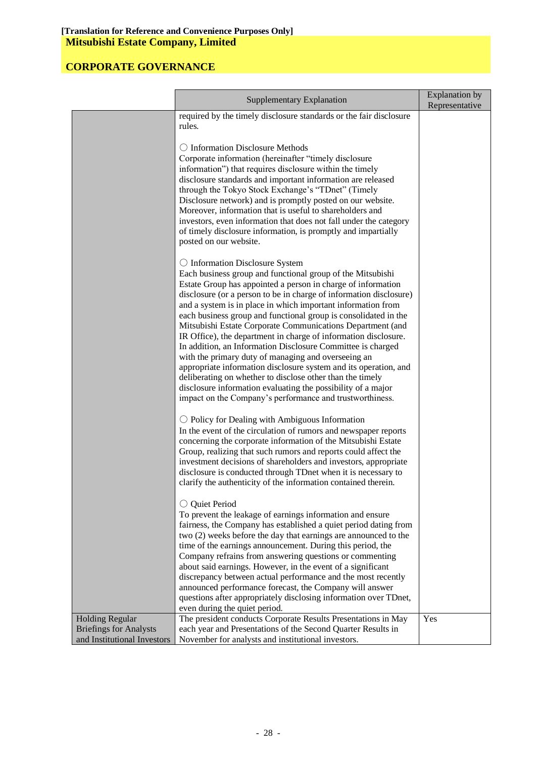[Translation for Reference and Convenience Purposes Only]

**Mitsubishi Estate Company, Limited**

**CORPORATE GOVERNANCE**

| | Supplementary Explanation | Explanation by Representative |
|---|---|---|
| | required by the timely disclosure standards or the fair disclosure rules.<br><br>○ Information Disclosure Methods<br>Corporate information (hereinafter "timely disclosure information") that requires disclosure within the timely disclosure standards and important information are released through the Tokyo Stock Exchange's "TDnet" (Timely Disclosure network) and is promptly posted on our website. Moreover, information that is useful to shareholders and investors, even information that does not fall under the category of timely disclosure information, is promptly and impartially posted on our website.<br><br>○ Information Disclosure System<br>Each business group and functional group of the Mitsubishi Estate Group has appointed a person in charge of information disclosure (or a person to be in charge of information disclosure) and a system is in place in which important information from each business group and functional group is consolidated in the Mitsubishi Estate Corporate Communications Department (and IR Office), the department in charge of information disclosure. In addition, an Information Disclosure Committee is charged with the primary duty of managing and overseeing an appropriate information disclosure system and its operation, and deliberating on whether to disclose other than the timely disclosure information evaluating the possibility of a major impact on the Company's performance and trustworthiness.<br><br>○ Policy for Dealing with Ambiguous Information<br>In the event of the circulation of rumors and newspaper reports concerning the corporate information of the Mitsubishi Estate Group, realizing that such rumors and reports could affect the investment decisions of shareholders and investors, appropriate disclosure is conducted through TDnet when it is necessary to clarify the authenticity of the information contained therein.<br><br>○ Quiet Period<br>To prevent the leakage of earnings information and ensure fairness, the Company has established a quiet period dating from two (2) weeks before the day that earnings are announced to the time of the earnings announcement. During this period, the Company refrains from answering questions or commenting about said earnings. However, in the event of a significant discrepancy between actual performance and the most recently announced performance forecast, the Company will answer questions after appropriately disclosing information over TDnet, even during the quiet period. | |
| Holding Regular Briefings for Analysts and Institutional Investors | The president conducts Corporate Results Presentations in May each year and Presentations of the Second Quarter Results in November for analysts and institutional investors. | Yes |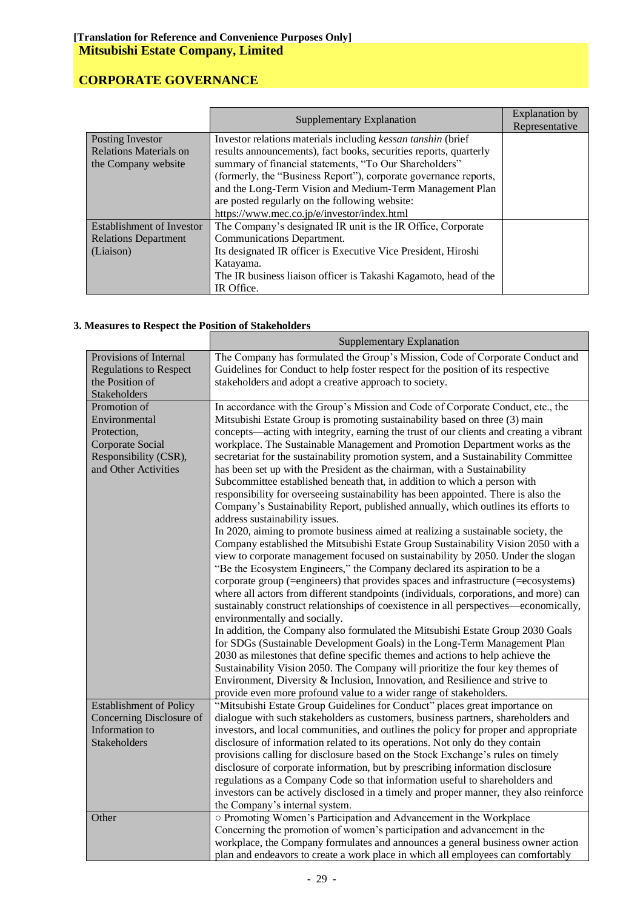**[Translation for Reference and Convenience Purposes Only]**
**Mitsubishi Estate Company, Limited**

## CORPORATE GOVERNANCE

| | Supplementary Explanation | Explanation by Representative |
|---|---|---|
| Posting Investor Relations Materials on the Company website | Investor relations materials including *kessan tanshin* (brief results announcements), fact books, securities reports, quarterly summary of financial statements, "To Our Shareholders" (formerly, the "Business Report"), corporate governance reports, and the Long-Term Vision and Medium-Term Management Plan are posted regularly on the following website: https://www.mec.co.jp/e/investor/index.html | |
| Establishment of Investor Relations Department (Liaison) | The Company's designated IR unit is the IR Office, Corporate Communications Department.<br>Its designated IR officer is Executive Vice President, Hiroshi Katayama.<br>The IR business liaison officer is Takashi Kagamoto, head of the IR Office. | |

### 3. Measures to Respect the Position of Stakeholders

| | Supplementary Explanation |
|---|---|
| Provisions of Internal Regulations to Respect the Position of Stakeholders | The Company has formulated the Group's Mission, Code of Corporate Conduct and Guidelines for Conduct to help foster respect for the position of its respective stakeholders and adopt a creative approach to society. |
| Promotion of Environmental Protection, Corporate Social Responsibility (CSR), and Other Activities | In accordance with the Group's Mission and Code of Corporate Conduct, etc., the Mitsubishi Estate Group is promoting sustainability based on three (3) main concepts—acting with integrity, earning the trust of our clients and creating a vibrant workplace. The Sustainable Management and Promotion Department works as the secretariat for the sustainability promotion system, and a Sustainability Committee has been set up with the President as the chairman, with a Sustainability Subcommittee established beneath that, in addition to which a person with responsibility for overseeing sustainability has been appointed. There is also the Company's Sustainability Report, published annually, which outlines its efforts to address sustainability issues.<br>In 2020, aiming to promote business aimed at realizing a sustainable society, the Company established the Mitsubishi Estate Group Sustainability Vision 2050 with a view to corporate management focused on sustainability by 2050. Under the slogan "Be the Ecosystem Engineers," the Company declared its aspiration to be a corporate group (=engineers) that provides spaces and infrastructure (=ecosystems) where all actors from different standpoints (individuals, corporations, and more) can sustainably construct relationships of coexistence in all perspectives—economically, environmentally and socially.<br>In addition, the Company also formulated the Mitsubishi Estate Group 2030 Goals for SDGs (Sustainable Development Goals) in the Long-Term Management Plan 2030 as milestones that define specific themes and actions to help achieve the Sustainability Vision 2050. The Company will prioritize the four key themes of Environment, Diversity & Inclusion, Innovation, and Resilience and strive to provide even more profound value to a wider range of stakeholders. |
| Establishment of Policy Concerning Disclosure of Information to Stakeholders | "Mitsubishi Estate Group Guidelines for Conduct" places great importance on dialogue with such stakeholders as customers, business partners, shareholders and investors, and local communities, and outlines the policy for proper and appropriate disclosure of information related to its operations. Not only do they contain provisions calling for disclosure based on the Stock Exchange's rules on timely disclosure of corporate information, but by prescribing information disclosure regulations as a Company Code so that information useful to shareholders and investors can be actively disclosed in a timely and proper manner, they also reinforce the Company's internal system. |
| Other | ○ Promoting Women's Participation and Advancement in the Workplace<br>Concerning the promotion of women's participation and advancement in the workplace, the Company formulates and announces a general business owner action plan and endeavors to create a work place in which all employees can comfortably |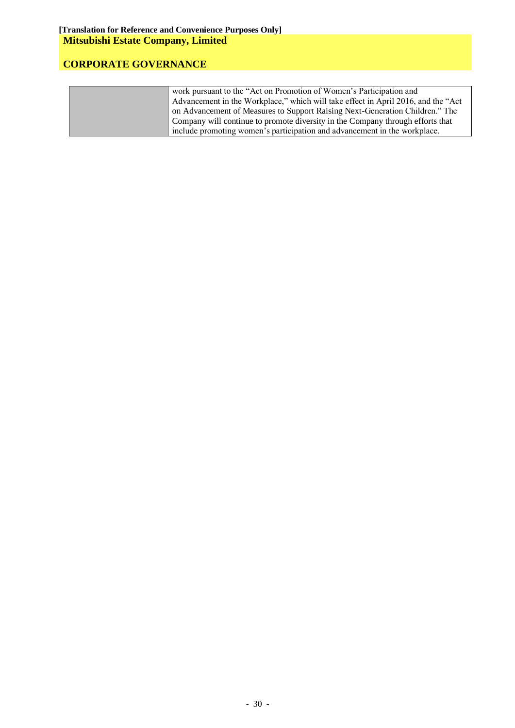| | |
|---|---|
| | work pursuant to the "Act on Promotion of Women's Participation and Advancement in the Workplace," which will take effect in April 2016, and the "Act on Advancement of Measures to Support Raising Next-Generation Children." The Company will continue to promote diversity in the Company through efforts that include promoting women's participation and advancement in the workplace. |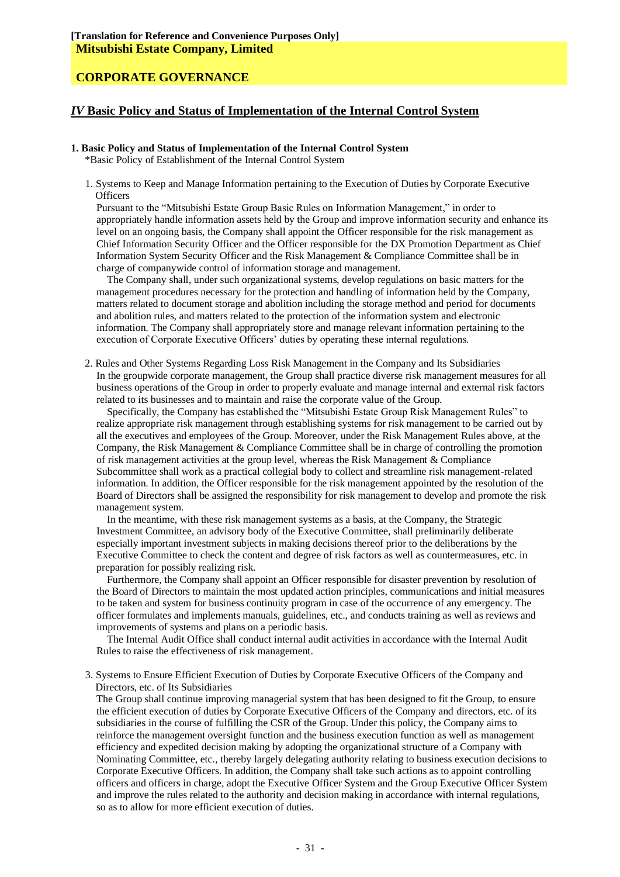**[Translation for Reference and Convenience Purposes Only]**

**Mitsubishi Estate Company, Limited**

**CORPORATE GOVERNANCE**

## *IV* Basic Policy and Status of Implementation of the Internal Control System

### 1. Basic Policy and Status of Implementation of the Internal Control System

*Basic Policy of Establishment of the Internal Control System

1. Systems to Keep and Manage Information pertaining to the Execution of Duties by Corporate Executive Officers

Pursuant to the "Mitsubishi Estate Group Basic Rules on Information Management," in order to appropriately handle information assets held by the Group and improve information security and enhance its level on an ongoing basis, the Company shall appoint the Officer responsible for the risk management as Chief Information Security Officer and the Officer responsible for the DX Promotion Department as Chief Information System Security Officer and the Risk Management & Compliance Committee shall be in charge of companywide control of information storage and management.

The Company shall, under such organizational systems, develop regulations on basic matters for the management procedures necessary for the protection and handling of information held by the Company, matters related to document storage and abolition including the storage method and period for documents and abolition rules, and matters related to the protection of the information system and electronic information. The Company shall appropriately store and manage relevant information pertaining to the execution of Corporate Executive Officers' duties by operating these internal regulations.

2. Rules and Other Systems Regarding Loss Risk Management in the Company and Its Subsidiaries

In the groupwide corporate management, the Group shall practice diverse risk management measures for all business operations of the Group in order to properly evaluate and manage internal and external risk factors related to its businesses and to maintain and raise the corporate value of the Group.

Specifically, the Company has established the "Mitsubishi Estate Group Risk Management Rules" to realize appropriate risk management through establishing systems for risk management to be carried out by all the executives and employees of the Group. Moreover, under the Risk Management Rules above, at the Company, the Risk Management & Compliance Committee shall be in charge of controlling the promotion of risk management activities at the group level, whereas the Risk Management & Compliance Subcommittee shall work as a practical collegial body to collect and streamline risk management-related information. In addition, the Officer responsible for the risk management appointed by the resolution of the Board of Directors shall be assigned the responsibility for risk management to develop and promote the risk management system.

In the meantime, with these risk management systems as a basis, at the Company, the Strategic Investment Committee, an advisory body of the Executive Committee, shall preliminarily deliberate especially important investment subjects in making decisions thereof prior to the deliberations by the Executive Committee to check the content and degree of risk factors as well as countermeasures, etc. in preparation for possibly realizing risk.

Furthermore, the Company shall appoint an Officer responsible for disaster prevention by resolution of the Board of Directors to maintain the most updated action principles, communications and initial measures to be taken and system for business continuity program in case of the occurrence of any emergency. The officer formulates and implements manuals, guidelines, etc., and conducts training as well as reviews and improvements of systems and plans on a periodic basis.

The Internal Audit Office shall conduct internal audit activities in accordance with the Internal Audit Rules to raise the effectiveness of risk management.

3. Systems to Ensure Efficient Execution of Duties by Corporate Executive Officers of the Company and Directors, etc. of Its Subsidiaries

The Group shall continue improving managerial system that has been designed to fit the Group, to ensure the efficient execution of duties by Corporate Executive Officers of the Company and directors, etc. of its subsidiaries in the course of fulfilling the CSR of the Group. Under this policy, the Company aims to reinforce the management oversight function and the business execution function as well as management efficiency and expedited decision making by adopting the organizational structure of a Company with Nominating Committee, etc., thereby largely delegating authority relating to business execution decisions to Corporate Executive Officers. In addition, the Company shall take such actions as to appoint controlling officers and officers in charge, adopt the Executive Officer System and the Group Executive Officer System and improve the rules related to the authority and decision making in accordance with internal regulations, so as to allow for more efficient execution of duties.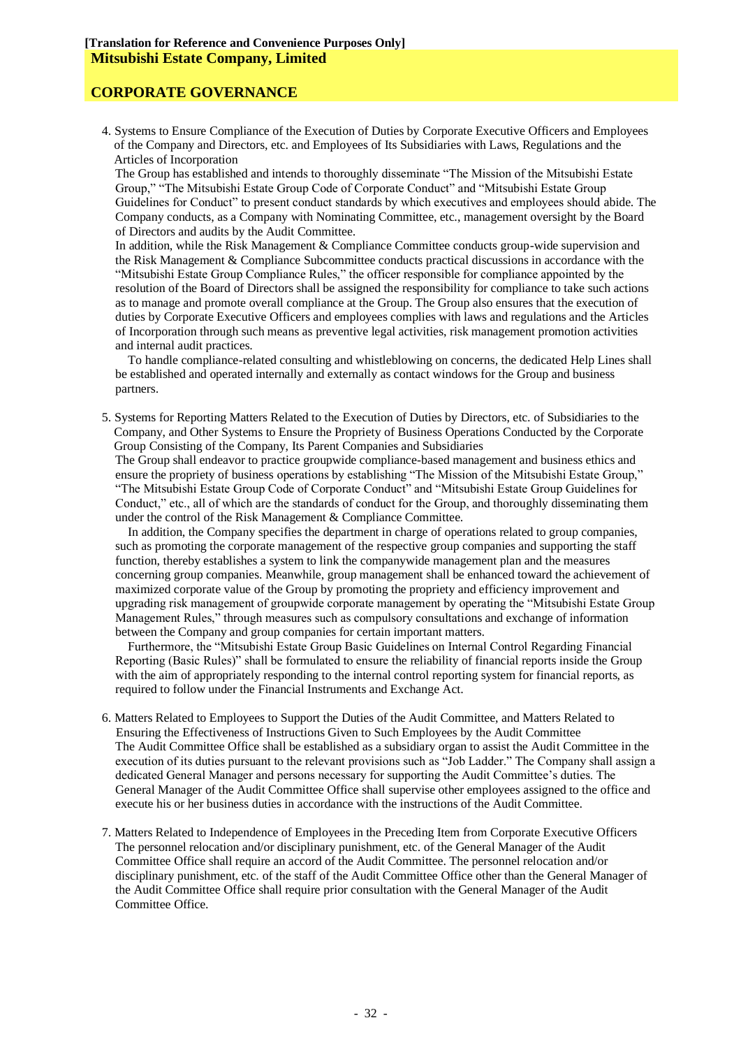**[Translation for Reference and Convenience Purposes Only]**
**Mitsubishi Estate Company, Limited**

## CORPORATE GOVERNANCE

4. Systems to Ensure Compliance of the Execution of Duties by Corporate Executive Officers and Employees of the Company and Directors, etc. and Employees of Its Subsidiaries with Laws, Regulations and the Articles of Incorporation

The Group has established and intends to thoroughly disseminate "The Mission of the Mitsubishi Estate Group," "The Mitsubishi Estate Group Code of Corporate Conduct" and "Mitsubishi Estate Group Guidelines for Conduct" to present conduct standards by which executives and employees should abide. The Company conducts, as a Company with Nominating Committee, etc., management oversight by the Board of Directors and audits by the Audit Committee.

In addition, while the Risk Management & Compliance Committee conducts group-wide supervision and the Risk Management & Compliance Subcommittee conducts practical discussions in accordance with the "Mitsubishi Estate Group Compliance Rules," the officer responsible for compliance appointed by the resolution of the Board of Directors shall be assigned the responsibility for compliance to take such actions as to manage and promote overall compliance at the Group. The Group also ensures that the execution of duties by Corporate Executive Officers and employees complies with laws and regulations and the Articles of Incorporation through such means as preventive legal activities, risk management promotion activities and internal audit practices.

To handle compliance-related consulting and whistleblowing on concerns, the dedicated Help Lines shall be established and operated internally and externally as contact windows for the Group and business partners.

5. Systems for Reporting Matters Related to the Execution of Duties by Directors, etc. of Subsidiaries to the Company, and Other Systems to Ensure the Propriety of Business Operations Conducted by the Corporate Group Consisting of the Company, Its Parent Companies and Subsidiaries

The Group shall endeavor to practice groupwide compliance-based management and business ethics and ensure the propriety of business operations by establishing "The Mission of the Mitsubishi Estate Group," "The Mitsubishi Estate Group Code of Corporate Conduct" and "Mitsubishi Estate Group Guidelines for Conduct," etc., all of which are the standards of conduct for the Group, and thoroughly disseminating them under the control of the Risk Management & Compliance Committee.

In addition, the Company specifies the department in charge of operations related to group companies, such as promoting the corporate management of the respective group companies and supporting the staff function, thereby establishes a system to link the companywide management plan and the measures concerning group companies. Meanwhile, group management shall be enhanced toward the achievement of maximized corporate value of the Group by promoting the propriety and efficiency improvement and upgrading risk management of groupwide corporate management by operating the "Mitsubishi Estate Group Management Rules," through measures such as compulsory consultations and exchange of information between the Company and group companies for certain important matters.

Furthermore, the "Mitsubishi Estate Group Basic Guidelines on Internal Control Regarding Financial Reporting (Basic Rules)" shall be formulated to ensure the reliability of financial reports inside the Group with the aim of appropriately responding to the internal control reporting system for financial reports, as required to follow under the Financial Instruments and Exchange Act.

6. Matters Related to Employees to Support the Duties of the Audit Committee, and Matters Related to Ensuring the Effectiveness of Instructions Given to Such Employees by the Audit Committee

The Audit Committee Office shall be established as a subsidiary organ to assist the Audit Committee in the execution of its duties pursuant to the relevant provisions such as "Job Ladder." The Company shall assign a dedicated General Manager and persons necessary for supporting the Audit Committee's duties. The General Manager of the Audit Committee Office shall supervise other employees assigned to the office and execute his or her business duties in accordance with the instructions of the Audit Committee.

7. Matters Related to Independence of Employees in the Preceding Item from Corporate Executive Officers

The personnel relocation and/or disciplinary punishment, etc. of the General Manager of the Audit Committee Office shall require an accord of the Audit Committee. The personnel relocation and/or disciplinary punishment, etc. of the staff of the Audit Committee Office other than the General Manager of the Audit Committee Office shall require prior consultation with the General Manager of the Audit Committee Office.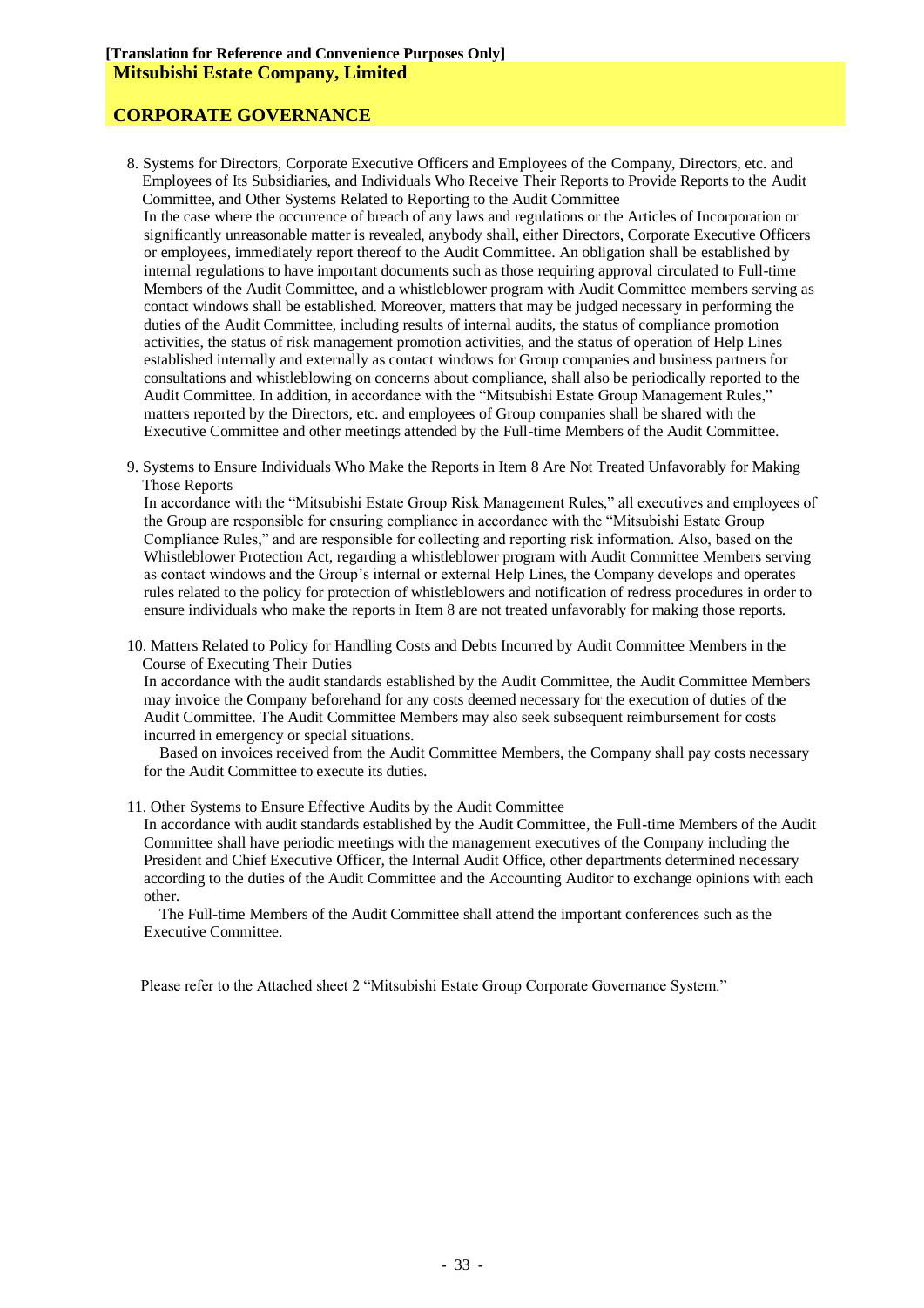[Translation for Reference and Convenience Purposes Only]

Mitsubishi Estate Company, Limited

CORPORATE GOVERNANCE

8. Systems for Directors, Corporate Executive Officers and Employees of the Company, Directors, etc. and Employees of Its Subsidiaries, and Individuals Who Receive Their Reports to Provide Reports to the Audit Committee, and Other Systems Related to Reporting to the Audit Committee

   In the case where the occurrence of breach of any laws and regulations or the Articles of Incorporation or significantly unreasonable matter is revealed, anybody shall, either Directors, Corporate Executive Officers or employees, immediately report thereof to the Audit Committee. An obligation shall be established by internal regulations to have important documents such as those requiring approval circulated to Full-time Members of the Audit Committee, and a whistleblower program with Audit Committee members serving as contact windows shall be established. Moreover, matters that may be judged necessary in performing the duties of the Audit Committee, including results of internal audits, the status of compliance promotion activities, the status of risk management promotion activities, and the status of operation of Help Lines established internally and externally as contact windows for Group companies and business partners for consultations and whistleblowing on concerns about compliance, shall also be periodically reported to the Audit Committee. In addition, in accordance with the "Mitsubishi Estate Group Management Rules," matters reported by the Directors, etc. and employees of Group companies shall be shared with the Executive Committee and other meetings attended by the Full-time Members of the Audit Committee.

9. Systems to Ensure Individuals Who Make the Reports in Item 8 Are Not Treated Unfavorably for Making Those Reports

   In accordance with the "Mitsubishi Estate Group Risk Management Rules," all executives and employees of the Group are responsible for ensuring compliance in accordance with the "Mitsubishi Estate Group Compliance Rules," and are responsible for collecting and reporting risk information. Also, based on the Whistleblower Protection Act, regarding a whistleblower program with Audit Committee Members serving as contact windows and the Group's internal or external Help Lines, the Company develops and operates rules related to the policy for protection of whistleblowers and notification of redress procedures in order to ensure individuals who make the reports in Item 8 are not treated unfavorably for making those reports.

10. Matters Related to Policy for Handling Costs and Debts Incurred by Audit Committee Members in the Course of Executing Their Duties

    In accordance with the audit standards established by the Audit Committee, the Audit Committee Members may invoice the Company beforehand for any costs deemed necessary for the execution of duties of the Audit Committee. The Audit Committee Members may also seek subsequent reimbursement for costs incurred in emergency or special situations.

    Based on invoices received from the Audit Committee Members, the Company shall pay costs necessary for the Audit Committee to execute its duties.

11. Other Systems to Ensure Effective Audits by the Audit Committee

    In accordance with audit standards established by the Audit Committee, the Full-time Members of the Audit Committee shall have periodic meetings with the management executives of the Company including the President and Chief Executive Officer, the Internal Audit Office, other departments determined necessary according to the duties of the Audit Committee and the Accounting Auditor to exchange opinions with each other.

    The Full-time Members of the Audit Committee shall attend the important conferences such as the Executive Committee.

Please refer to the Attached sheet 2 "Mitsubishi Estate Group Corporate Governance System."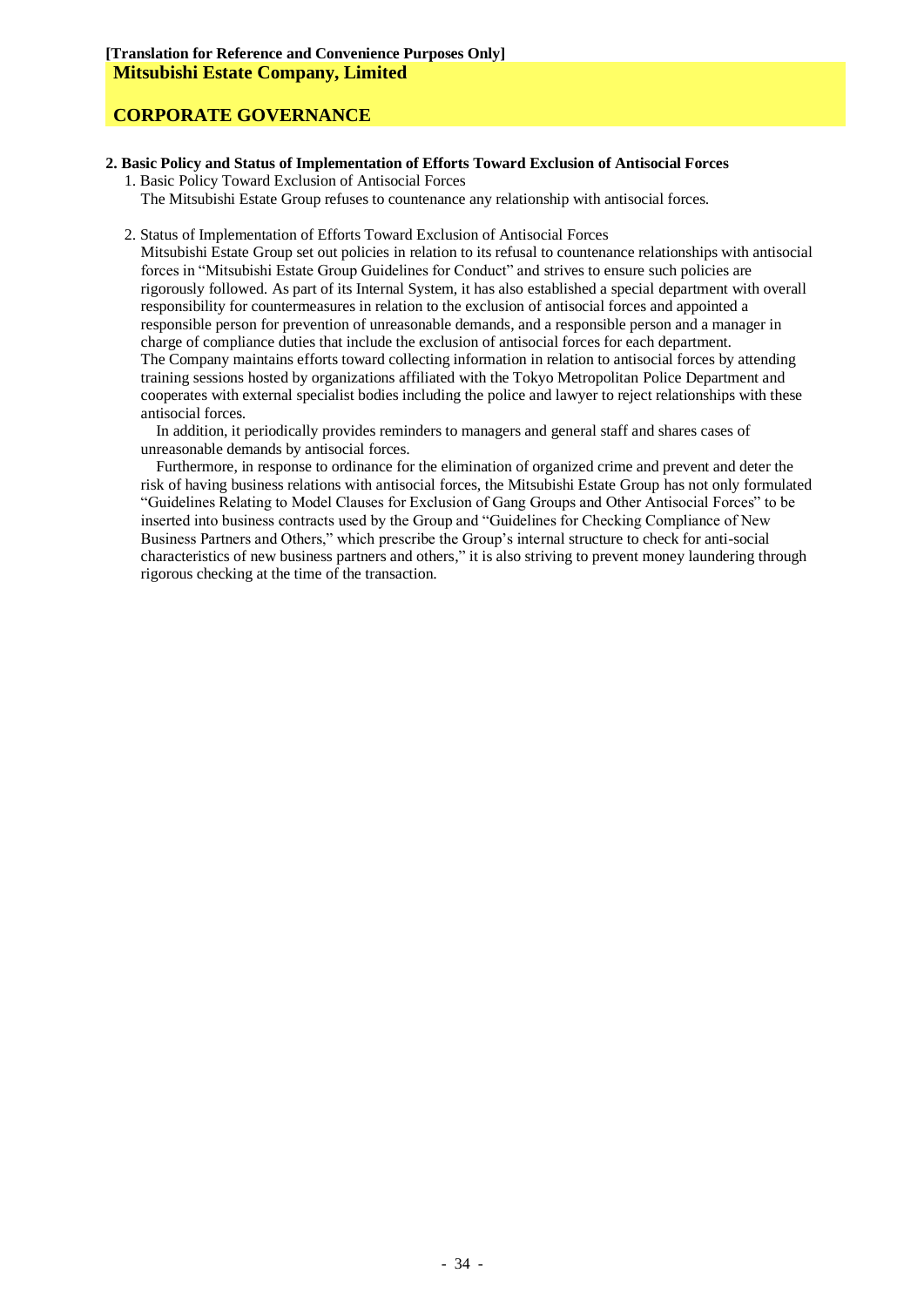**[Translation for Reference and Convenience Purposes Only]**

**Mitsubishi Estate Company, Limited**

## CORPORATE GOVERNANCE

### 2. Basic Policy and Status of Implementation of Efforts Toward Exclusion of Antisocial Forces

1. Basic Policy Toward Exclusion of Antisocial Forces

   The Mitsubishi Estate Group refuses to countenance any relationship with antisocial forces.

2. Status of Implementation of Efforts Toward Exclusion of Antisocial Forces

   Mitsubishi Estate Group set out policies in relation to its refusal to countenance relationships with antisocial forces in "Mitsubishi Estate Group Guidelines for Conduct" and strives to ensure such policies are rigorously followed. As part of its Internal System, it has also established a special department with overall responsibility for countermeasures in relation to the exclusion of antisocial forces and appointed a responsible person for prevention of unreasonable demands, and a responsible person and a manager in charge of compliance duties that include the exclusion of antisocial forces for each department.

   The Company maintains efforts toward collecting information in relation to antisocial forces by attending training sessions hosted by organizations affiliated with the Tokyo Metropolitan Police Department and cooperates with external specialist bodies including the police and lawyer to reject relationships with these antisocial forces.

   In addition, it periodically provides reminders to managers and general staff and shares cases of unreasonable demands by antisocial forces.

   Furthermore, in response to ordinance for the elimination of organized crime and prevent and deter the risk of having business relations with antisocial forces, the Mitsubishi Estate Group has not only formulated "Guidelines Relating to Model Clauses for Exclusion of Gang Groups and Other Antisocial Forces" to be inserted into business contracts used by the Group and "Guidelines for Checking Compliance of New Business Partners and Others," which prescribe the Group's internal structure to check for anti-social characteristics of new business partners and others," it is also striving to prevent money laundering through rigorous checking at the time of the transaction.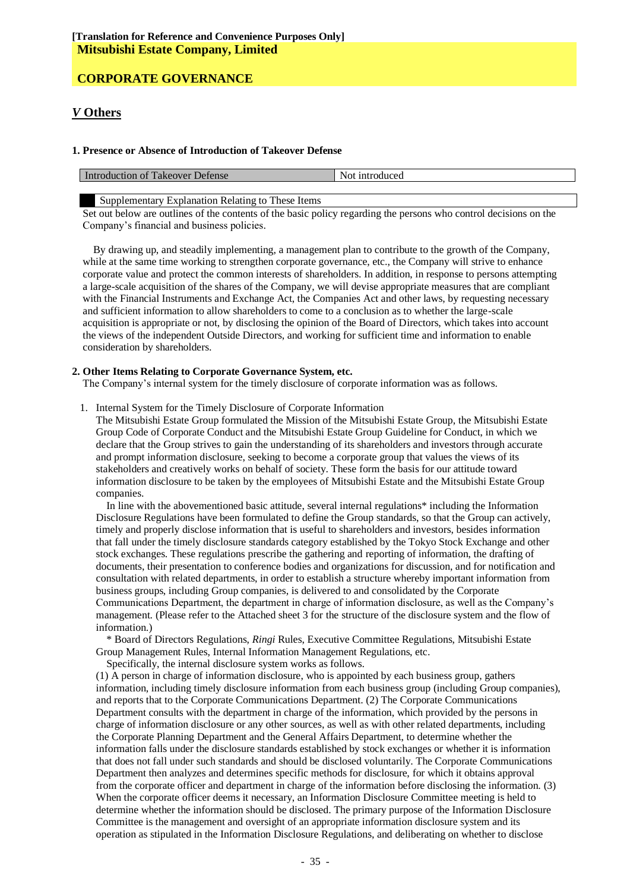**[Translation for Reference and Convenience Purposes Only]**
**Mitsubishi Estate Company, Limited**

**CORPORATE GOVERNANCE**

## *V* Others

### 1. Presence or Absence of Introduction of Takeover Defense

| Introduction of Takeover Defense | Not introduced |
|---|---|

Supplementary Explanation Relating to These Items

Set out below are outlines of the contents of the basic policy regarding the persons who control decisions on the Company's financial and business policies.

By drawing up, and steadily implementing, a management plan to contribute to the growth of the Company, while at the same time working to strengthen corporate governance, etc., the Company will strive to enhance corporate value and protect the common interests of shareholders. In addition, in response to persons attempting a large-scale acquisition of the shares of the Company, we will devise appropriate measures that are compliant with the Financial Instruments and Exchange Act, the Companies Act and other laws, by requesting necessary and sufficient information to allow shareholders to come to a conclusion as to whether the large-scale acquisition is appropriate or not, by disclosing the opinion of the Board of Directors, which takes into account the views of the independent Outside Directors, and working for sufficient time and information to enable consideration by shareholders.

### 2. Other Items Relating to Corporate Governance System, etc.

The Company's internal system for the timely disclosure of corporate information was as follows.

1. Internal System for the Timely Disclosure of Corporate Information

The Mitsubishi Estate Group formulated the Mission of the Mitsubishi Estate Group, the Mitsubishi Estate Group Code of Corporate Conduct and the Mitsubishi Estate Group Guideline for Conduct, in which we declare that the Group strives to gain the understanding of its shareholders and investors through accurate and prompt information disclosure, seeking to become a corporate group that values the views of its stakeholders and creatively works on behalf of society. These form the basis for our attitude toward information disclosure to be taken by the employees of Mitsubishi Estate and the Mitsubishi Estate Group companies.

In line with the abovementioned basic attitude, several internal regulations* including the Information Disclosure Regulations have been formulated to define the Group standards, so that the Group can actively, timely and properly disclose information that is useful to shareholders and investors, besides information that fall under the timely disclosure standards category established by the Tokyo Stock Exchange and other stock exchanges. These regulations prescribe the gathering and reporting of information, the drafting of documents, their presentation to conference bodies and organizations for discussion, and for notification and consultation with related departments, in order to establish a structure whereby important information from business groups, including Group companies, is delivered to and consolidated by the Corporate Communications Department, the department in charge of information disclosure, as well as the Company's management. (Please refer to the Attached sheet 3 for the structure of the disclosure system and the flow of information.)

\* Board of Directors Regulations, *Ringi* Rules, Executive Committee Regulations, Mitsubishi Estate Group Management Rules, Internal Information Management Regulations, etc.

Specifically, the internal disclosure system works as follows.

(1) A person in charge of information disclosure, who is appointed by each business group, gathers information, including timely disclosure information from each business group (including Group companies), and reports that to the Corporate Communications Department. (2) The Corporate Communications Department consults with the department in charge of the information, which provided by the persons in charge of information disclosure or any other sources, as well as with other related departments, including the Corporate Planning Department and the General Affairs Department, to determine whether the information falls under the disclosure standards established by stock exchanges or whether it is information that does not fall under such standards and should be disclosed voluntarily. The Corporate Communications Department then analyzes and determines specific methods for disclosure, for which it obtains approval from the corporate officer and department in charge of the information before disclosing the information. (3) When the corporate officer deems it necessary, an Information Disclosure Committee meeting is held to determine whether the information should be disclosed. The primary purpose of the Information Disclosure Committee is the management and oversight of an appropriate information disclosure system and its operation as stipulated in the Information Disclosure Regulations, and deliberating on whether to disclose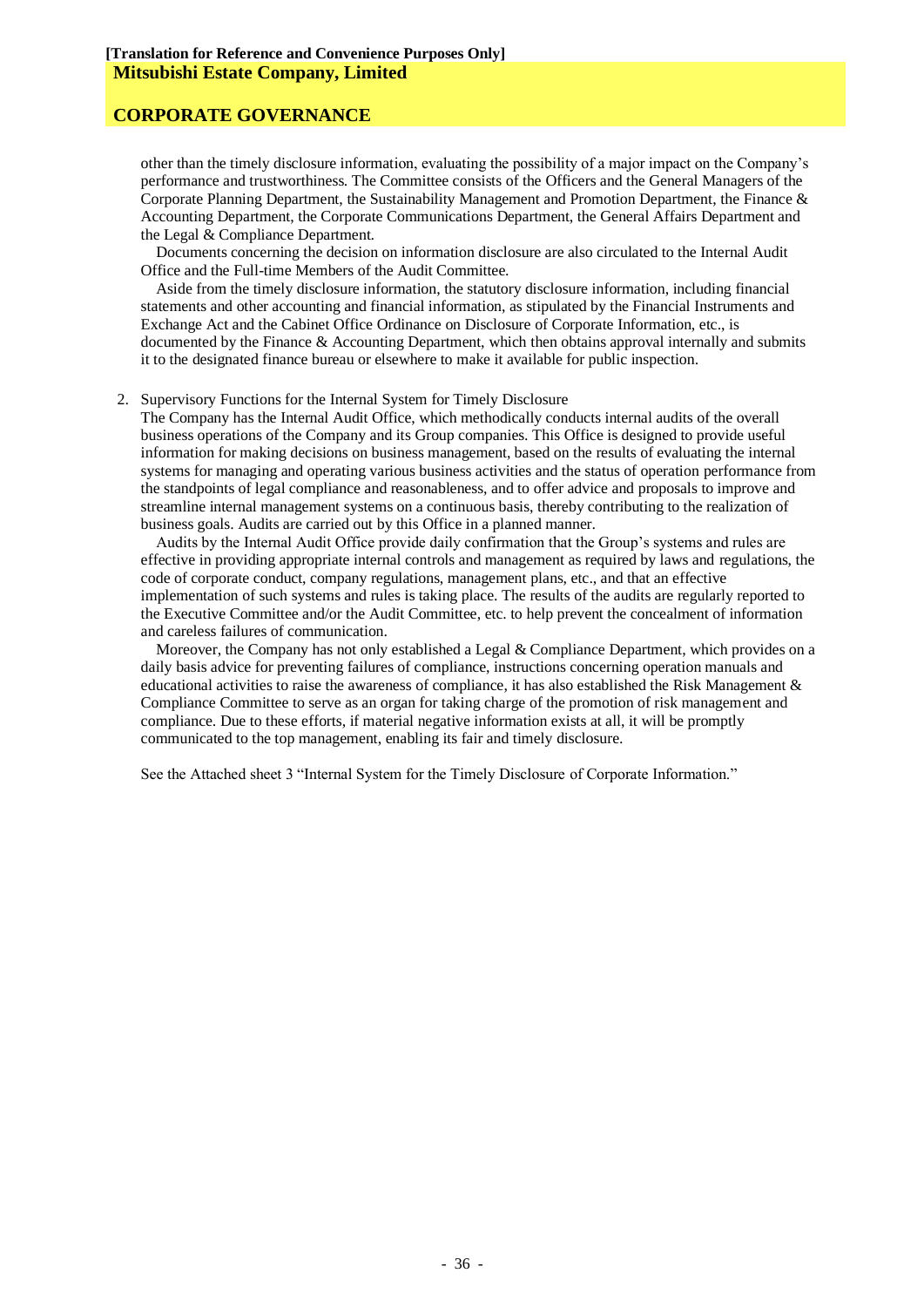other than the timely disclosure information, evaluating the possibility of a major impact on the Company's performance and trustworthiness. The Committee consists of the Officers and the General Managers of the Corporate Planning Department, the Sustainability Management and Promotion Department, the Finance & Accounting Department, the Corporate Communications Department, the General Affairs Department and the Legal & Compliance Department.

Documents concerning the decision on information disclosure are also circulated to the Internal Audit Office and the Full-time Members of the Audit Committee.

Aside from the timely disclosure information, the statutory disclosure information, including financial statements and other accounting and financial information, as stipulated by the Financial Instruments and Exchange Act and the Cabinet Office Ordinance on Disclosure of Corporate Information, etc., is documented by the Finance & Accounting Department, which then obtains approval internally and submits it to the designated finance bureau or elsewhere to make it available for public inspection.

2. Supervisory Functions for the Internal System for Timely Disclosure

The Company has the Internal Audit Office, which methodically conducts internal audits of the overall business operations of the Company and its Group companies. This Office is designed to provide useful information for making decisions on business management, based on the results of evaluating the internal systems for managing and operating various business activities and the status of operation performance from the standpoints of legal compliance and reasonableness, and to offer advice and proposals to improve and streamline internal management systems on a continuous basis, thereby contributing to the realization of business goals. Audits are carried out by this Office in a planned manner.

Audits by the Internal Audit Office provide daily confirmation that the Group's systems and rules are effective in providing appropriate internal controls and management as required by laws and regulations, the code of corporate conduct, company regulations, management plans, etc., and that an effective implementation of such systems and rules is taking place. The results of the audits are regularly reported to the Executive Committee and/or the Audit Committee, etc. to help prevent the concealment of information and careless failures of communication.

Moreover, the Company has not only established a Legal & Compliance Department, which provides on a daily basis advice for preventing failures of compliance, instructions concerning operation manuals and educational activities to raise the awareness of compliance, it has also established the Risk Management & Compliance Committee to serve as an organ for taking charge of the promotion of risk management and compliance. Due to these efforts, if material negative information exists at all, it will be promptly communicated to the top management, enabling its fair and timely disclosure.

See the Attached sheet 3 "Internal System for the Timely Disclosure of Corporate Information."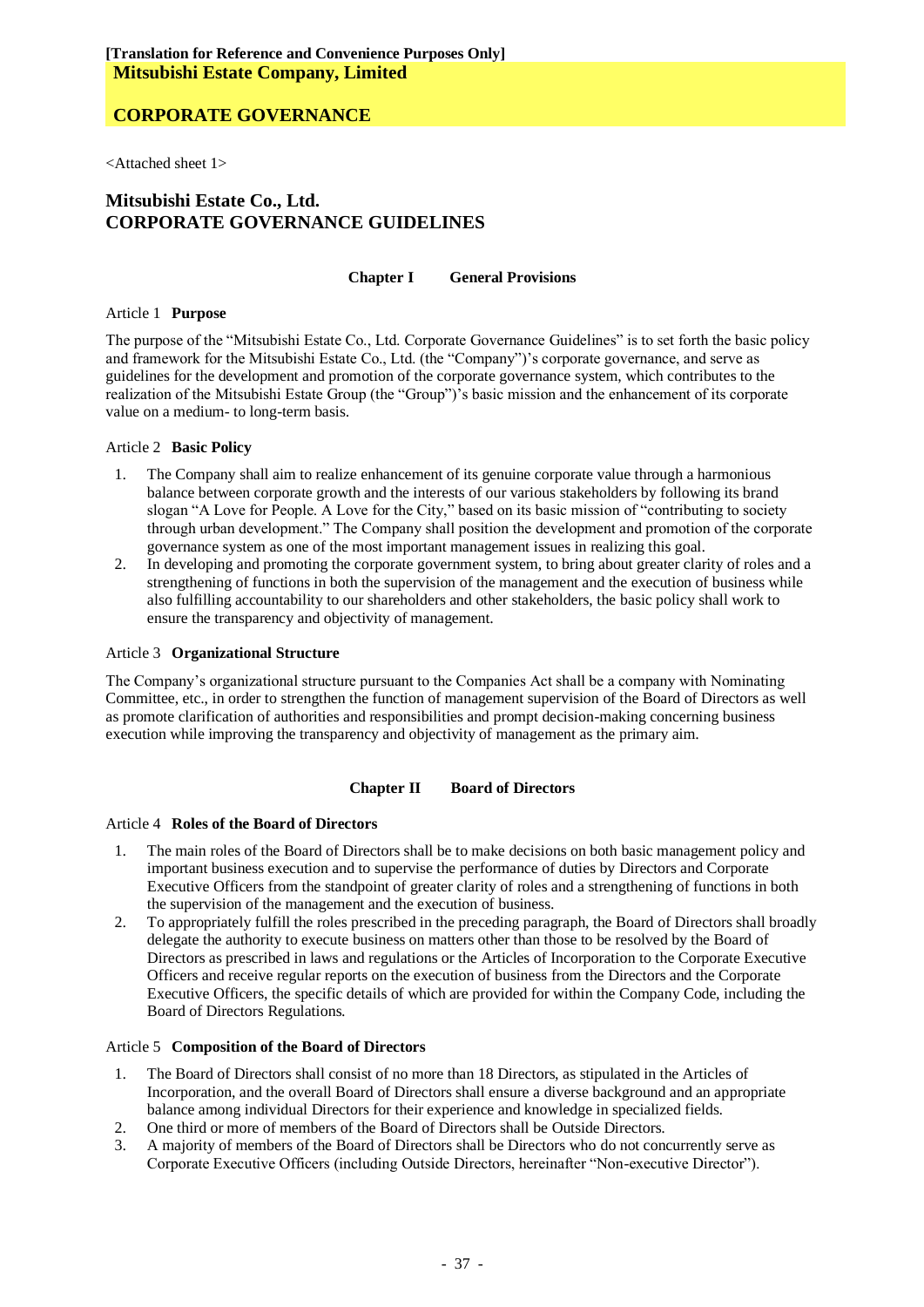**[Translation for Reference and Convenience Purposes Only]**
**Mitsubishi Estate Company, Limited**

**CORPORATE GOVERNANCE**

<Attached sheet 1>

# Mitsubishi Estate Co., Ltd.
# CORPORATE GOVERNANCE GUIDELINES

## Chapter I General Provisions

### Article 1 Purpose

The purpose of the "Mitsubishi Estate Co., Ltd. Corporate Governance Guidelines" is to set forth the basic policy and framework for the Mitsubishi Estate Co., Ltd. (the "Company")'s corporate governance, and serve as guidelines for the development and promotion of the corporate governance system, which contributes to the realization of the Mitsubishi Estate Group (the "Group")'s basic mission and the enhancement of its corporate value on a medium- to long-term basis.

### Article 2 Basic Policy

1. The Company shall aim to realize enhancement of its genuine corporate value through a harmonious balance between corporate growth and the interests of our various stakeholders by following its brand slogan "A Love for People. A Love for the City," based on its basic mission of "contributing to society through urban development." The Company shall position the development and promotion of the corporate governance system as one of the most important management issues in realizing this goal.
2. In developing and promoting the corporate government system, to bring about greater clarity of roles and a strengthening of functions in both the supervision of the management and the execution of business while also fulfilling accountability to our shareholders and other stakeholders, the basic policy shall work to ensure the transparency and objectivity of management.

### Article 3 Organizational Structure

The Company's organizational structure pursuant to the Companies Act shall be a company with Nominating Committee, etc., in order to strengthen the function of management supervision of the Board of Directors as well as promote clarification of authorities and responsibilities and prompt decision-making concerning business execution while improving the transparency and objectivity of management as the primary aim.

## Chapter II Board of Directors

### Article 4 Roles of the Board of Directors

1. The main roles of the Board of Directors shall be to make decisions on both basic management policy and important business execution and to supervise the performance of duties by Directors and Corporate Executive Officers from the standpoint of greater clarity of roles and a strengthening of functions in both the supervision of the management and the execution of business.
2. To appropriately fulfill the roles prescribed in the preceding paragraph, the Board of Directors shall broadly delegate the authority to execute business on matters other than those to be resolved by the Board of Directors as prescribed in laws and regulations or the Articles of Incorporation to the Corporate Executive Officers and receive regular reports on the execution of business from the Directors and the Corporate Executive Officers, the specific details of which are provided for within the Company Code, including the Board of Directors Regulations.

### Article 5 Composition of the Board of Directors

1. The Board of Directors shall consist of no more than 18 Directors, as stipulated in the Articles of Incorporation, and the overall Board of Directors shall ensure a diverse background and an appropriate balance among individual Directors for their experience and knowledge in specialized fields.
2. One third or more of members of the Board of Directors shall be Outside Directors.
3. A majority of members of the Board of Directors shall be Directors who do not concurrently serve as Corporate Executive Officers (including Outside Directors, hereinafter "Non-executive Director").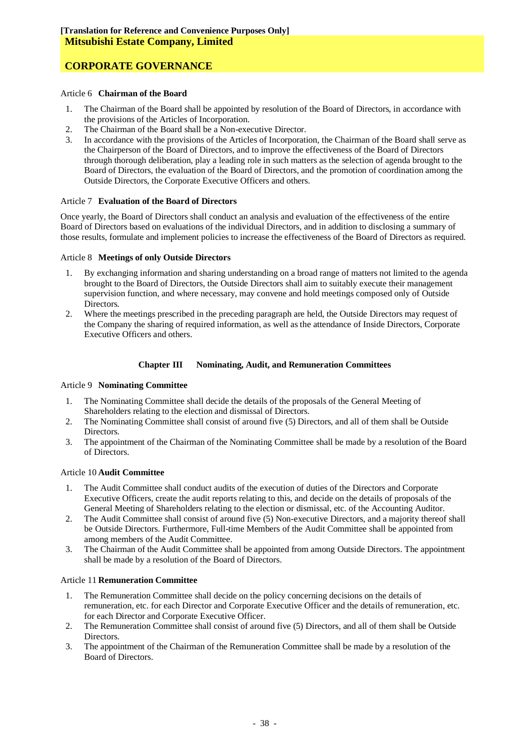**[Translation for Reference and Convenience Purposes Only]**

**Mitsubishi Estate Company, Limited**

## CORPORATE GOVERNANCE

Article 6 **Chairman of the Board**

1. The Chairman of the Board shall be appointed by resolution of the Board of Directors, in accordance with the provisions of the Articles of Incorporation.
2. The Chairman of the Board shall be a Non-executive Director.
3. In accordance with the provisions of the Articles of Incorporation, the Chairman of the Board shall serve as the Chairperson of the Board of Directors, and to improve the effectiveness of the Board of Directors through thorough deliberation, play a leading role in such matters as the selection of agenda brought to the Board of Directors, the evaluation of the Board of Directors, and the promotion of coordination among the Outside Directors, the Corporate Executive Officers and others.

Article 7 **Evaluation of the Board of Directors**

Once yearly, the Board of Directors shall conduct an analysis and evaluation of the effectiveness of the entire Board of Directors based on evaluations of the individual Directors, and in addition to disclosing a summary of those results, formulate and implement policies to increase the effectiveness of the Board of Directors as required.

Article 8 **Meetings of only Outside Directors**

1. By exchanging information and sharing understanding on a broad range of matters not limited to the agenda brought to the Board of Directors, the Outside Directors shall aim to suitably execute their management supervision function, and where necessary, may convene and hold meetings composed only of Outside Directors.
2. Where the meetings prescribed in the preceding paragraph are held, the Outside Directors may request of the Company the sharing of required information, as well as the attendance of Inside Directors, Corporate Executive Officers and others.

### Chapter III Nominating, Audit, and Remuneration Committees

Article 9 **Nominating Committee**

1. The Nominating Committee shall decide the details of the proposals of the General Meeting of Shareholders relating to the election and dismissal of Directors.
2. The Nominating Committee shall consist of around five (5) Directors, and all of them shall be Outside Directors.
3. The appointment of the Chairman of the Nominating Committee shall be made by a resolution of the Board of Directors.

Article 10 **Audit Committee**

1. The Audit Committee shall conduct audits of the execution of duties of the Directors and Corporate Executive Officers, create the audit reports relating to this, and decide on the details of proposals of the General Meeting of Shareholders relating to the election or dismissal, etc. of the Accounting Auditor.
2. The Audit Committee shall consist of around five (5) Non-executive Directors, and a majority thereof shall be Outside Directors. Furthermore, Full-time Members of the Audit Committee shall be appointed from among members of the Audit Committee.
3. The Chairman of the Audit Committee shall be appointed from among Outside Directors. The appointment shall be made by a resolution of the Board of Directors.

Article 11 **Remuneration Committee**

1. The Remuneration Committee shall decide on the policy concerning decisions on the details of remuneration, etc. for each Director and Corporate Executive Officer and the details of remuneration, etc. for each Director and Corporate Executive Officer.
2. The Remuneration Committee shall consist of around five (5) Directors, and all of them shall be Outside Directors.
3. The appointment of the Chairman of the Remuneration Committee shall be made by a resolution of the Board of Directors.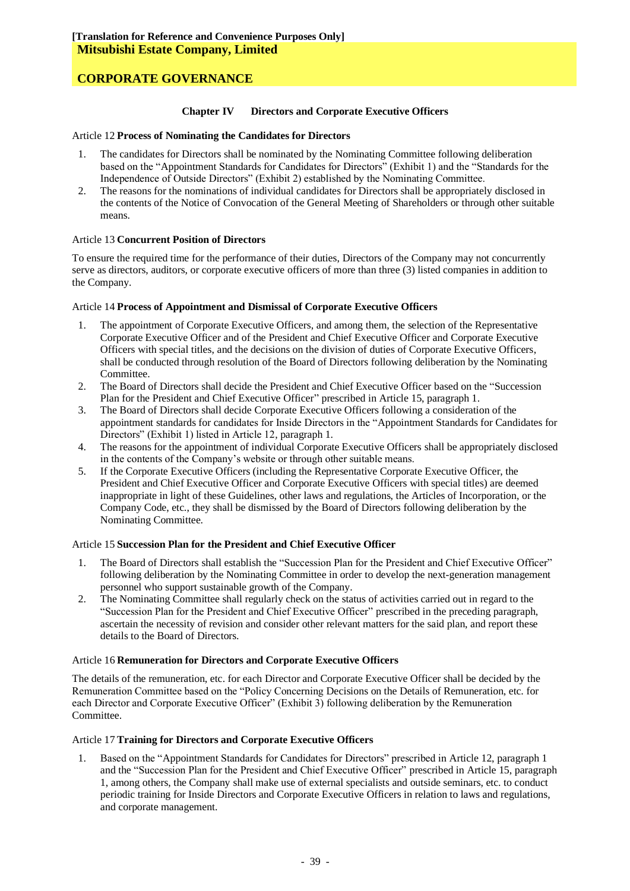**[Translation for Reference and Convenience Purposes Only]**

**Mitsubishi Estate Company, Limited**

## CORPORATE GOVERNANCE

### Chapter IV Directors and Corporate Executive Officers

Article 12 **Process of Nominating the Candidates for Directors**

1. The candidates for Directors shall be nominated by the Nominating Committee following deliberation based on the "Appointment Standards for Candidates for Directors" (Exhibit 1) and the "Standards for the Independence of Outside Directors" (Exhibit 2) established by the Nominating Committee.
2. The reasons for the nominations of individual candidates for Directors shall be appropriately disclosed in the contents of the Notice of Convocation of the General Meeting of Shareholders or through other suitable means.

Article 13 **Concurrent Position of Directors**

To ensure the required time for the performance of their duties, Directors of the Company may not concurrently serve as directors, auditors, or corporate executive officers of more than three (3) listed companies in addition to the Company.

Article 14 **Process of Appointment and Dismissal of Corporate Executive Officers**

1. The appointment of Corporate Executive Officers, and among them, the selection of the Representative Corporate Executive Officer and of the President and Chief Executive Officer and Corporate Executive Officers with special titles, and the decisions on the division of duties of Corporate Executive Officers, shall be conducted through resolution of the Board of Directors following deliberation by the Nominating Committee.
2. The Board of Directors shall decide the President and Chief Executive Officer based on the "Succession Plan for the President and Chief Executive Officer" prescribed in Article 15, paragraph 1.
3. The Board of Directors shall decide Corporate Executive Officers following a consideration of the appointment standards for candidates for Inside Directors in the "Appointment Standards for Candidates for Directors" (Exhibit 1) listed in Article 12, paragraph 1.
4. The reasons for the appointment of individual Corporate Executive Officers shall be appropriately disclosed in the contents of the Company's website or through other suitable means.
5. If the Corporate Executive Officers (including the Representative Corporate Executive Officer, the President and Chief Executive Officer and Corporate Executive Officers with special titles) are deemed inappropriate in light of these Guidelines, other laws and regulations, the Articles of Incorporation, or the Company Code, etc., they shall be dismissed by the Board of Directors following deliberation by the Nominating Committee.

Article 15 **Succession Plan for the President and Chief Executive Officer**

1. The Board of Directors shall establish the "Succession Plan for the President and Chief Executive Officer" following deliberation by the Nominating Committee in order to develop the next-generation management personnel who support sustainable growth of the Company.
2. The Nominating Committee shall regularly check on the status of activities carried out in regard to the "Succession Plan for the President and Chief Executive Officer" prescribed in the preceding paragraph, ascertain the necessity of revision and consider other relevant matters for the said plan, and report these details to the Board of Directors.

Article 16 **Remuneration for Directors and Corporate Executive Officers**

The details of the remuneration, etc. for each Director and Corporate Executive Officer shall be decided by the Remuneration Committee based on the "Policy Concerning Decisions on the Details of Remuneration, etc. for each Director and Corporate Executive Officer" (Exhibit 3) following deliberation by the Remuneration Committee.

Article 17 **Training for Directors and Corporate Executive Officers**

1. Based on the "Appointment Standards for Candidates for Directors" prescribed in Article 12, paragraph 1 and the "Succession Plan for the President and Chief Executive Officer" prescribed in Article 15, paragraph 1, among others, the Company shall make use of external specialists and outside seminars, etc. to conduct periodic training for Inside Directors and Corporate Executive Officers in relation to laws and regulations, and corporate management.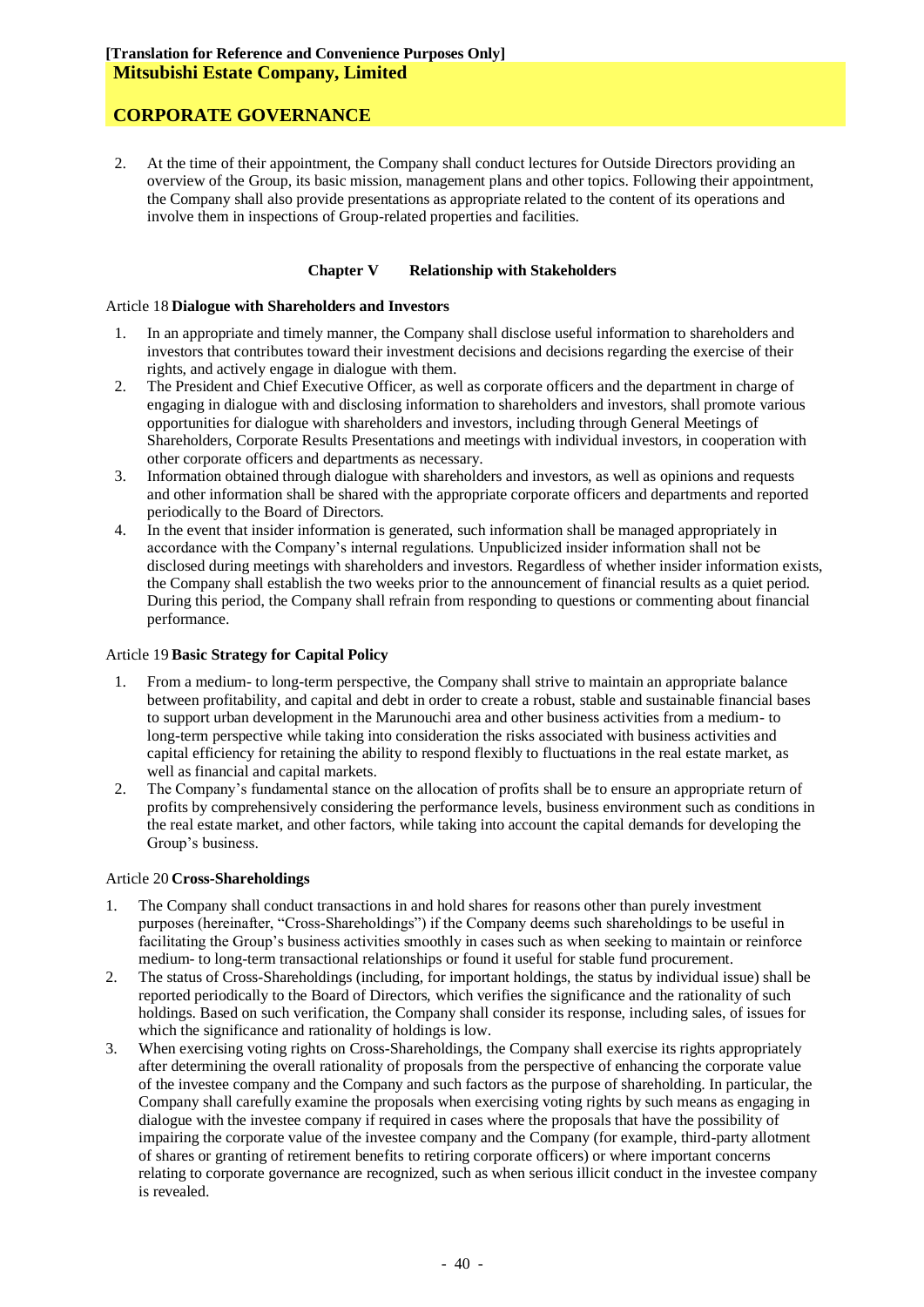2. At the time of their appointment, the Company shall conduct lectures for Outside Directors providing an overview of the Group, its basic mission, management plans and other topics. Following their appointment, the Company shall also provide presentations as appropriate related to the content of its operations and involve them in inspections of Group-related properties and facilities.

## Chapter V Relationship with Stakeholders

### Article 18 Dialogue with Shareholders and Investors

1. In an appropriate and timely manner, the Company shall disclose useful information to shareholders and investors that contributes toward their investment decisions and decisions regarding the exercise of their rights, and actively engage in dialogue with them.
2. The President and Chief Executive Officer, as well as corporate officers and the department in charge of engaging in dialogue with and disclosing information to shareholders and investors, shall promote various opportunities for dialogue with shareholders and investors, including through General Meetings of Shareholders, Corporate Results Presentations and meetings with individual investors, in cooperation with other corporate officers and departments as necessary.
3. Information obtained through dialogue with shareholders and investors, as well as opinions and requests and other information shall be shared with the appropriate corporate officers and departments and reported periodically to the Board of Directors.
4. In the event that insider information is generated, such information shall be managed appropriately in accordance with the Company's internal regulations. Unpublicized insider information shall not be disclosed during meetings with shareholders and investors. Regardless of whether insider information exists, the Company shall establish the two weeks prior to the announcement of financial results as a quiet period. During this period, the Company shall refrain from responding to questions or commenting about financial performance.

### Article 19 Basic Strategy for Capital Policy

1. From a medium- to long-term perspective, the Company shall strive to maintain an appropriate balance between profitability, and capital and debt in order to create a robust, stable and sustainable financial bases to support urban development in the Marunouchi area and other business activities from a medium- to long-term perspective while taking into consideration the risks associated with business activities and capital efficiency for retaining the ability to respond flexibly to fluctuations in the real estate market, as well as financial and capital markets.
2. The Company's fundamental stance on the allocation of profits shall be to ensure an appropriate return of profits by comprehensively considering the performance levels, business environment such as conditions in the real estate market, and other factors, while taking into account the capital demands for developing the Group's business.

### Article 20 Cross-Shareholdings

1. The Company shall conduct transactions in and hold shares for reasons other than purely investment purposes (hereinafter, "Cross-Shareholdings") if the Company deems such shareholdings to be useful in facilitating the Group's business activities smoothly in cases such as when seeking to maintain or reinforce medium- to long-term transactional relationships or found it useful for stable fund procurement.
2. The status of Cross-Shareholdings (including, for important holdings, the status by individual issue) shall be reported periodically to the Board of Directors, which verifies the significance and the rationality of such holdings. Based on such verification, the Company shall consider its response, including sales, of issues for which the significance and rationality of holdings is low.
3. When exercising voting rights on Cross-Shareholdings, the Company shall exercise its rights appropriately after determining the overall rationality of proposals from the perspective of enhancing the corporate value of the investee company and the Company and such factors as the purpose of shareholding. In particular, the Company shall carefully examine the proposals when exercising voting rights by such means as engaging in dialogue with the investee company if required in cases where the proposals that have the possibility of impairing the corporate value of the investee company and the Company (for example, third-party allotment of shares or granting of retirement benefits to retiring corporate officers) or where important concerns relating to corporate governance are recognized, such as when serious illicit conduct in the investee company is revealed.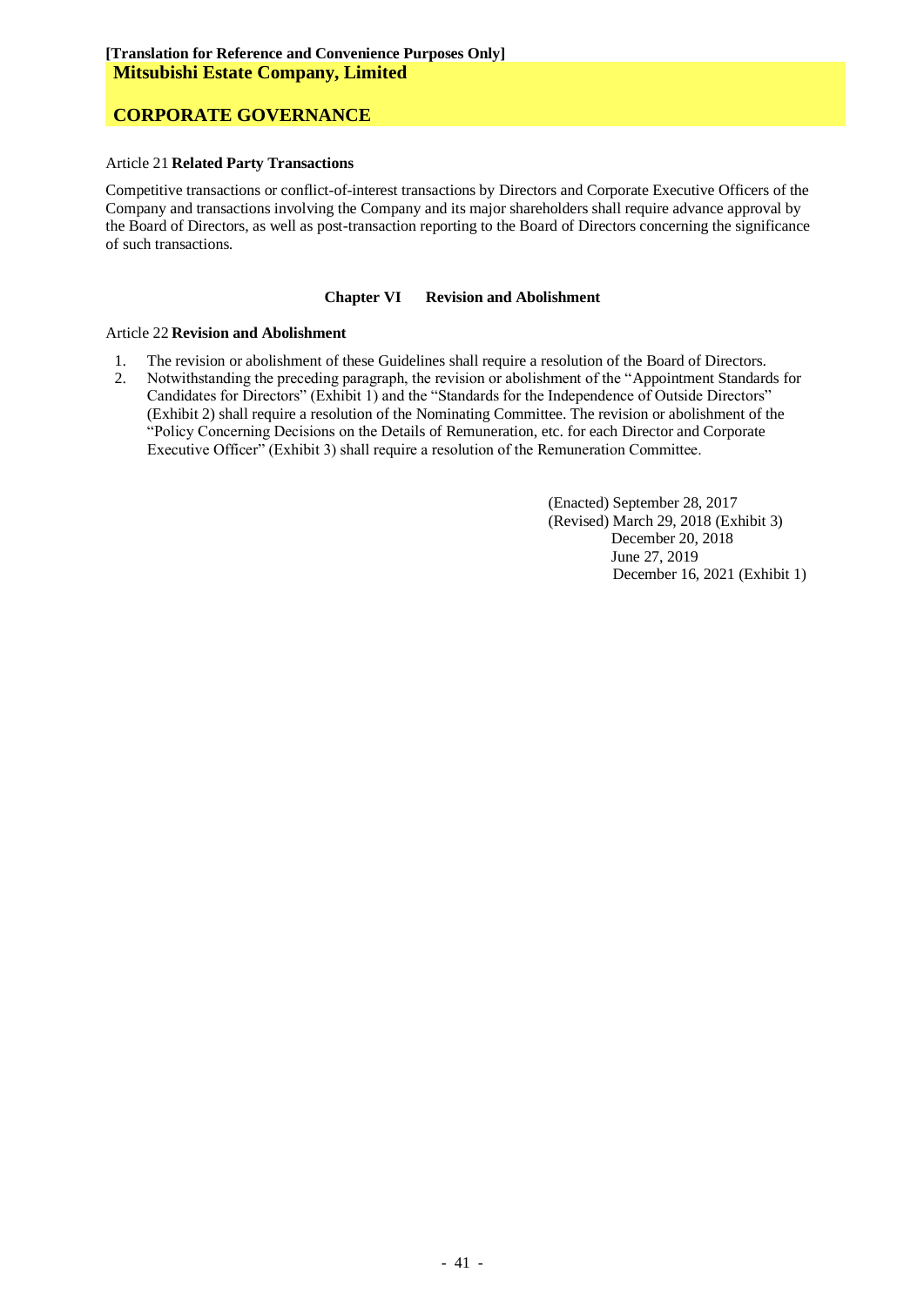Article 21 **Related Party Transactions**

Competitive transactions or conflict-of-interest transactions by Directors and Corporate Executive Officers of the Company and transactions involving the Company and its major shareholders shall require advance approval by the Board of Directors, as well as post-transaction reporting to the Board of Directors concerning the significance of such transactions.

## Chapter VI Revision and Abolishment

Article 22 **Revision and Abolishment**

1. The revision or abolishment of these Guidelines shall require a resolution of the Board of Directors.
2. Notwithstanding the preceding paragraph, the revision or abolishment of the "Appointment Standards for Candidates for Directors" (Exhibit 1) and the "Standards for the Independence of Outside Directors" (Exhibit 2) shall require a resolution of the Nominating Committee. The revision or abolishment of the "Policy Concerning Decisions on the Details of Remuneration, etc. for each Director and Corporate Executive Officer" (Exhibit 3) shall require a resolution of the Remuneration Committee.

(Enacted) September 28, 2017
(Revised) March 29, 2018 (Exhibit 3)
December 20, 2018
June 27, 2019
December 16, 2021 (Exhibit 1)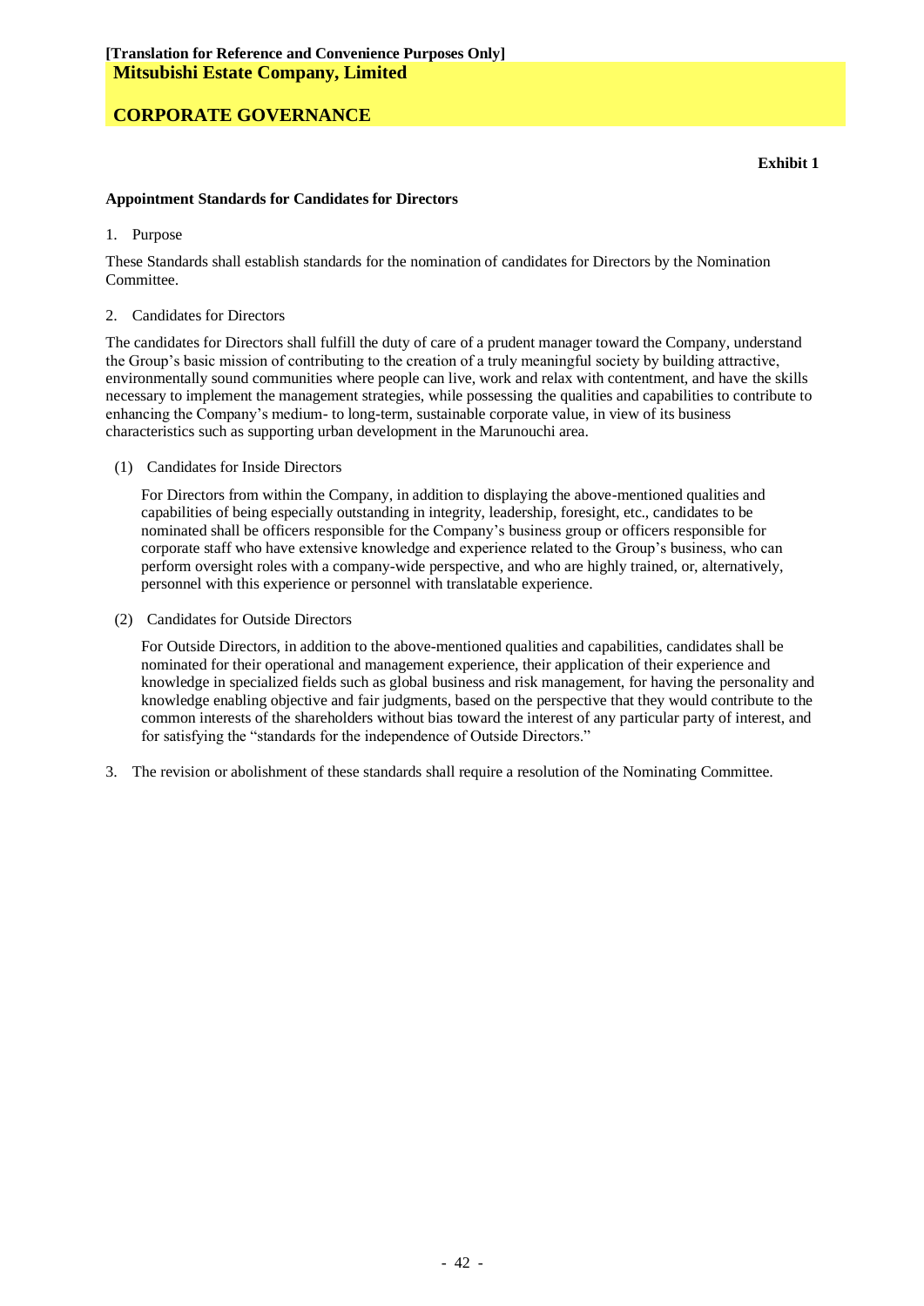**Exhibit 1**

**Appointment Standards for Candidates for Directors**

1. Purpose

These Standards shall establish standards for the nomination of candidates for Directors by the Nomination Committee.

2. Candidates for Directors

The candidates for Directors shall fulfill the duty of care of a prudent manager toward the Company, understand the Group's basic mission of contributing to the creation of a truly meaningful society by building attractive, environmentally sound communities where people can live, work and relax with contentment, and have the skills necessary to implement the management strategies, while possessing the qualities and capabilities to contribute to enhancing the Company's medium- to long-term, sustainable corporate value, in view of its business characteristics such as supporting urban development in the Marunouchi area.

(1) Candidates for Inside Directors

For Directors from within the Company, in addition to displaying the above-mentioned qualities and capabilities of being especially outstanding in integrity, leadership, foresight, etc., candidates to be nominated shall be officers responsible for the Company's business group or officers responsible for corporate staff who have extensive knowledge and experience related to the Group's business, who can perform oversight roles with a company-wide perspective, and who are highly trained, or, alternatively, personnel with this experience or personnel with translatable experience.

(2) Candidates for Outside Directors

For Outside Directors, in addition to the above-mentioned qualities and capabilities, candidates shall be nominated for their operational and management experience, their application of their experience and knowledge in specialized fields such as global business and risk management, for having the personality and knowledge enabling objective and fair judgments, based on the perspective that they would contribute to the common interests of the shareholders without bias toward the interest of any particular party of interest, and for satisfying the "standards for the independence of Outside Directors."

3. The revision or abolishment of these standards shall require a resolution of the Nominating Committee.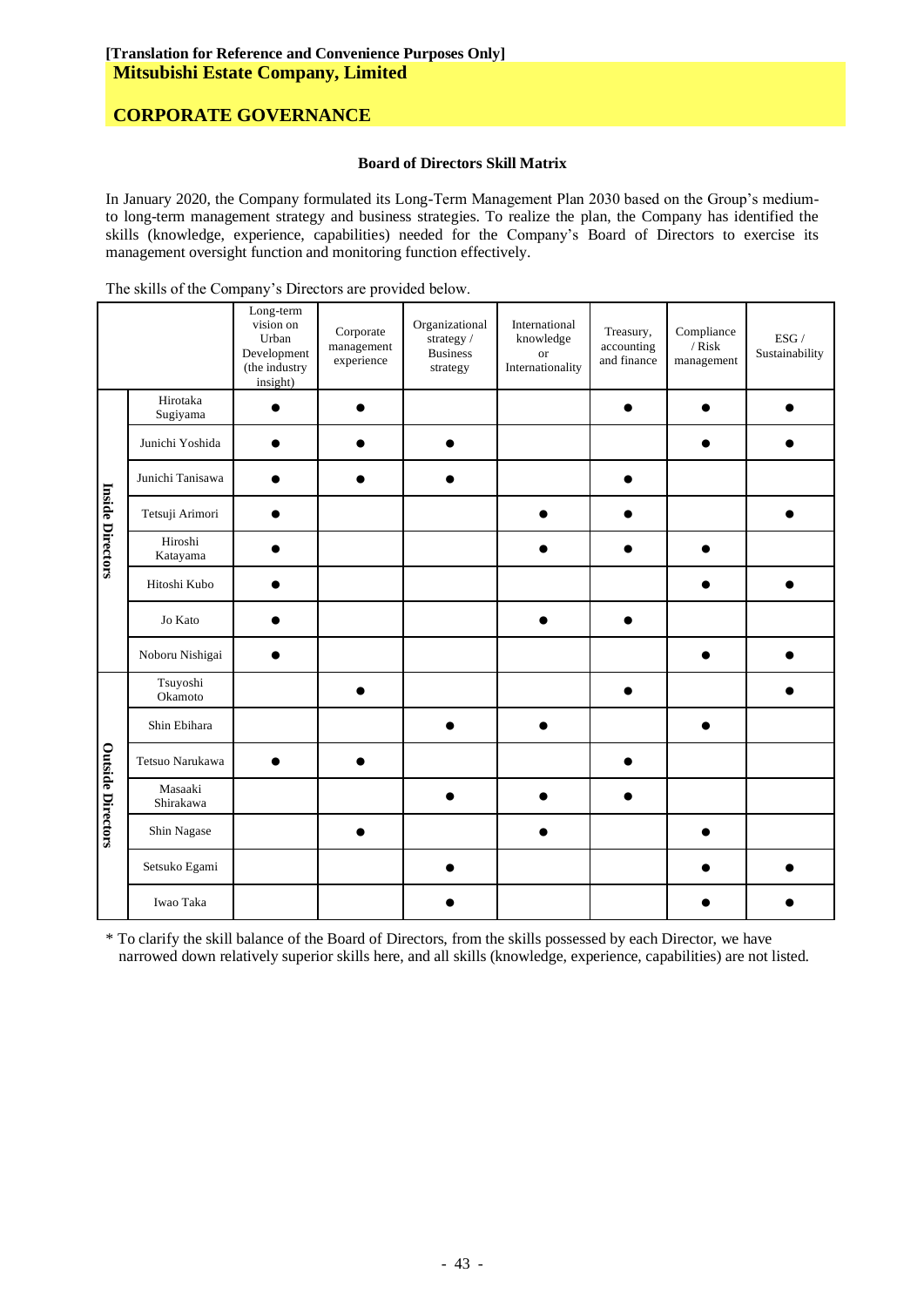[Translation for Reference and Convenience Purposes Only]

**Mitsubishi Estate Company, Limited**

## CORPORATE GOVERNANCE

### Board of Directors Skill Matrix

In January 2020, the Company formulated its Long-Term Management Plan 2030 based on the Group's medium- to long-term management strategy and business strategies. To realize the plan, the Company has identified the skills (knowledge, experience, capabilities) needed for the Company's Board of Directors to exercise its management oversight function and monitoring function effectively.

The skills of the Company's Directors are provided below.

| | | Long-term vision on Urban Development (the industry insight) | Corporate management experience | Organizational strategy / Business strategy | International knowledge or Internationality | Treasury, accounting and finance | Compliance / Risk management | ESG / Sustainability |
|---|---|---|---|---|---|---|---|---|
| Inside Directors | Hirotaka Sugiyama | ● | ● | | | ● | ● | ● |
| | Junichi Yoshida | ● | ● | ● | | | ● | ● |
| | Junichi Tanisawa | ● | ● | ● | | ● | | |
| | Tetsuji Arimori | ● | | | ● | ● | | ● |
| | Hiroshi Katayama | ● | | | ● | ● | ● | |
| | Hitoshi Kubo | ● | | | | | ● | ● |
| | Jo Kato | ● | | | ● | ● | | |
| | Noboru Nishigai | ● | | | | | ● | ● |
| Outside Directors | Tsuyoshi Okamoto | | ● | | | ● | | ● |
| | Shin Ebihara | | | ● | ● | | ● | |
| | Tetsuo Narukawa | ● | ● | | | ● | | |
| | Masaaki Shirakawa | | | ● | ● | ● | | |
| | Shin Nagase | | ● | | ● | | ● | |
| | Setsuko Egami | | | ● | | | ● | ● |
| | Iwao Taka | | | ● | | | ● | ● |

* To clarify the skill balance of the Board of Directors, from the skills possessed by each Director, we have narrowed down relatively superior skills here, and all skills (knowledge, experience, capabilities) are not listed.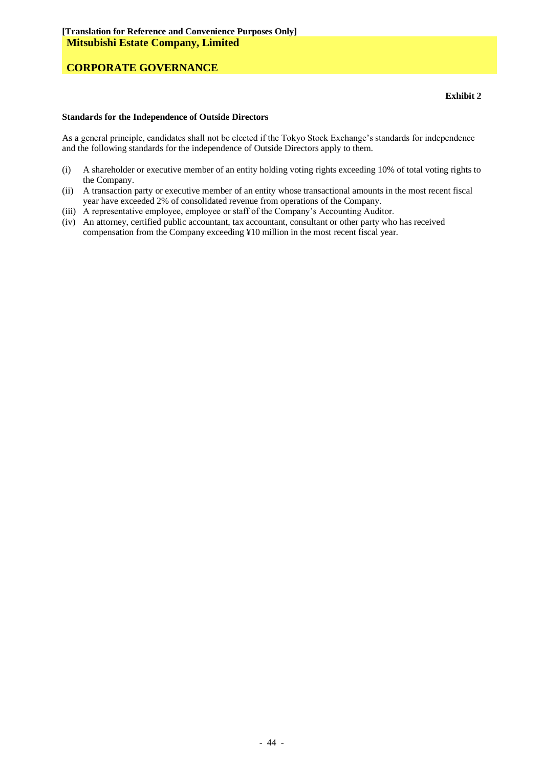**Exhibit 2**

**Standards for the Independence of Outside Directors**

As a general principle, candidates shall not be elected if the Tokyo Stock Exchange's standards for independence and the following standards for the independence of Outside Directors apply to them.

(i) A shareholder or executive member of an entity holding voting rights exceeding 10% of total voting rights to the Company.

(ii) A transaction party or executive member of an entity whose transactional amounts in the most recent fiscal year have exceeded 2% of consolidated revenue from operations of the Company.

(iii) A representative employee, employee or staff of the Company's Accounting Auditor.

(iv) An attorney, certified public accountant, tax accountant, consultant or other party who has received compensation from the Company exceeding ¥10 million in the most recent fiscal year.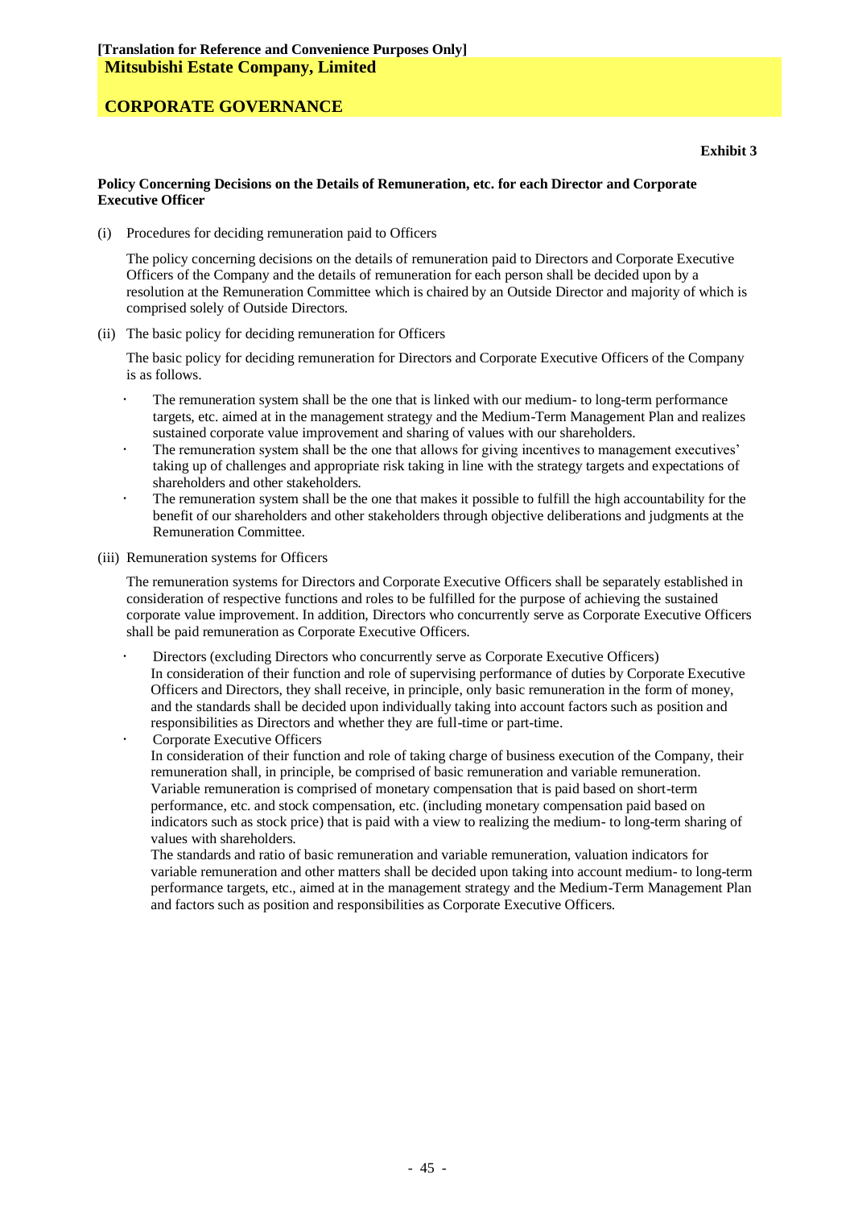**[Translation for Reference and Convenience Purposes Only]**

**Mitsubishi Estate Company, Limited**

# CORPORATE GOVERNANCE

**Exhibit 3**

**Policy Concerning Decisions on the Details of Remuneration, etc. for each Director and Corporate Executive Officer**

(i) Procedures for deciding remuneration paid to Officers

The policy concerning decisions on the details of remuneration paid to Directors and Corporate Executive Officers of the Company and the details of remuneration for each person shall be decided upon by a resolution at the Remuneration Committee which is chaired by an Outside Director and majority of which is comprised solely of Outside Directors.

(ii) The basic policy for deciding remuneration for Officers

The basic policy for deciding remuneration for Directors and Corporate Executive Officers of the Company is as follows.

- The remuneration system shall be the one that is linked with our medium- to long-term performance targets, etc. aimed at in the management strategy and the Medium-Term Management Plan and realizes sustained corporate value improvement and sharing of values with our shareholders.
- The remuneration system shall be the one that allows for giving incentives to management executives' taking up of challenges and appropriate risk taking in line with the strategy targets and expectations of shareholders and other stakeholders.
- The remuneration system shall be the one that makes it possible to fulfill the high accountability for the benefit of our shareholders and other stakeholders through objective deliberations and judgments at the Remuneration Committee.

(iii) Remuneration systems for Officers

The remuneration systems for Directors and Corporate Executive Officers shall be separately established in consideration of respective functions and roles to be fulfilled for the purpose of achieving the sustained corporate value improvement. In addition, Directors who concurrently serve as Corporate Executive Officers shall be paid remuneration as Corporate Executive Officers.

- Directors (excluding Directors who concurrently serve as Corporate Executive Officers)
  In consideration of their function and role of supervising performance of duties by Corporate Executive Officers and Directors, they shall receive, in principle, only basic remuneration in the form of money, and the standards shall be decided upon individually taking into account factors such as position and responsibilities as Directors and whether they are full-time or part-time.
- Corporate Executive Officers
  In consideration of their function and role of taking charge of business execution of the Company, their remuneration shall, in principle, be comprised of basic remuneration and variable remuneration. Variable remuneration is comprised of monetary compensation that is paid based on short-term performance, etc. and stock compensation, etc. (including monetary compensation paid based on indicators such as stock price) that is paid with a view to realizing the medium- to long-term sharing of values with shareholders.
  The standards and ratio of basic remuneration and variable remuneration, valuation indicators for variable remuneration and other matters shall be decided upon taking into account medium- to long-term performance targets, etc., aimed at in the management strategy and the Medium-Term Management Plan and factors such as position and responsibilities as Corporate Executive Officers.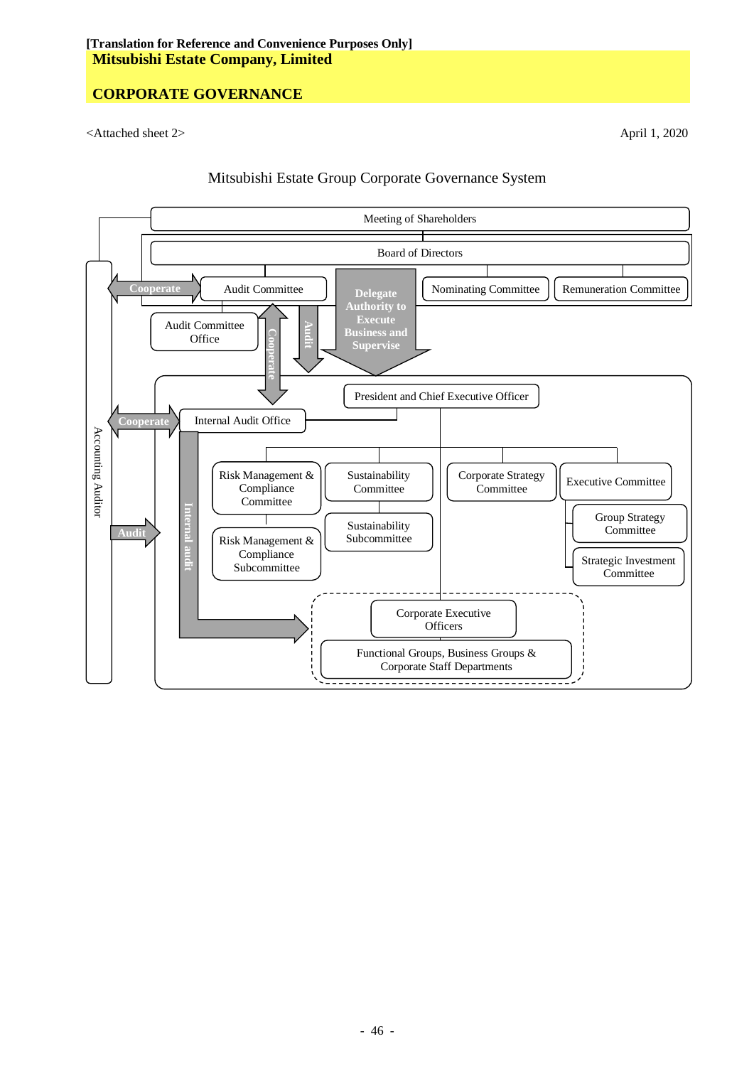[Translation for Reference and Convenience Purposes Only]

**Mitsubishi Estate Company, Limited**

**CORPORATE GOVERNANCE**

<Attached sheet 2>

April 1, 2020

Mitsubishi Estate Group Corporate Governance System

- Meeting of Shareholders
- Board of Directors
  - Audit Committee
    - Audit Committee Office
  - Nominating Committee
  - Remuneration Committee
  - **Delegate Authority to Execute Business and Supervise**
- President and Chief Executive Officer
  - Internal Audit Office
  - Risk Management & Compliance Committee
    - Risk Management & Compliance Subcommittee
  - Sustainability Committee
    - Sustainability Subcommittee
  - Corporate Strategy Committee
  - Executive Committee
    - Group Strategy Committee
    - Strategic Investment Committee
  - Corporate Executive Officers
  - Functional Groups, Business Groups & Corporate Staff Departments
- Accounting Auditor

Relationships:

- Accounting Auditor ⇄ Audit Committee: **Cooperate**
- Accounting Auditor ⇄ Internal Audit Office: **Cooperate**
- Accounting Auditor → Corporate Executive Officers and departments: **Audit**
- Audit Committee ⇄ Internal Audit Office: **Cooperate**
- Audit Committee → President and Chief Executive Officer and departments: **Audit**
- Internal Audit Office → Corporate Executive Officers; Functional Groups, Business Groups & Corporate Staff Departments: **Internal audit**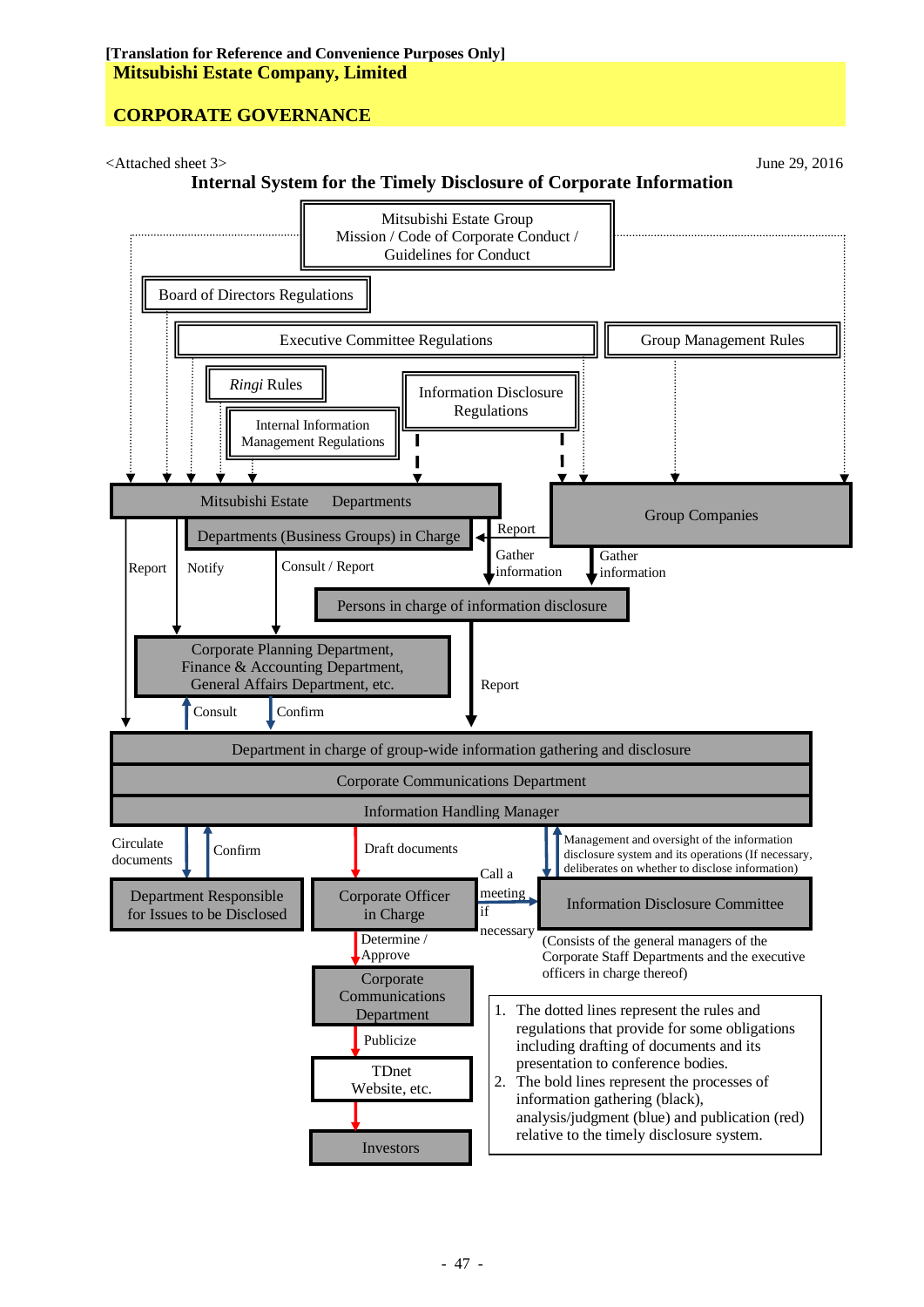[Translation for Reference and Convenience Purposes Only]

**Mitsubishi Estate Company, Limited**

**CORPORATE GOVERNANCE**

<Attached sheet 3>

June 29, 2016

## Internal System for the Timely Disclosure of Corporate Information

Mitsubishi Estate Group
Mission / Code of Corporate Conduct /
Guidelines for Conduct

Board of Directors Regulations

Executive Committee Regulations

Group Management Rules

*Ringi* Rules

Information Disclosure Regulations

Internal Information Management Regulations

Mitsubishi Estate Departments

Departments (Business Groups) in Charge

Group Companies

Report

Gather information

Gather information

Report

Notify

Consult / Report

Persons in charge of information disclosure

Corporate Planning Department,
Finance & Accounting Department,
General Affairs Department, etc.

Report

Consult

Confirm

Department in charge of group-wide information gathering and disclosure

Corporate Communications Department

Information Handling Manager

Circulate documents

Confirm

Draft documents

Management and oversight of the information disclosure system and its operations (If necessary, deliberates on whether to disclose information)

Department Responsible for Issues to be Disclosed

Corporate Officer in Charge

Call a meeting if necessary

Information Disclosure Committee

(Consists of the general managers of the Corporate Staff Departments and the executive officers in charge thereof)

Determine / Approve

Corporate Communications Department

Publicize

TDnet
Website, etc.

Investors

1. The dotted lines represent the rules and regulations that provide for some obligations including drafting of documents and its presentation to conference bodies.
2. The bold lines represent the processes of information gathering (black), analysis/judgment (blue) and publication (red) relative to the timely disclosure system.